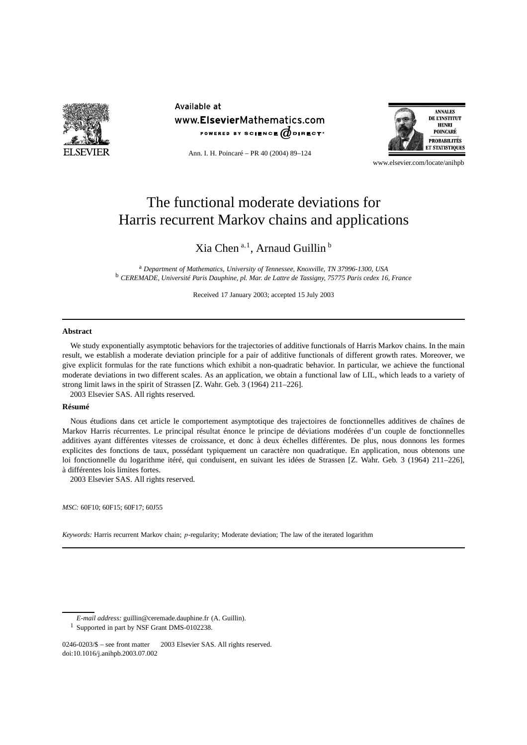# The functional moderate deviations for Harris recurrent Markov chains and applications

Xia Chen [a,1], Arnaud Guillin [b]

[a] *Department of Mathematics, University of Tennessee, Knoxville, TN 37996-1300, USA*
[b] *CEREMADE, Université Paris Dauphine, pl. Mar. de Lattre de Tassigny, 75775 Paris cedex 16, France*

Received 17 January 2003; accepted 15 July 2003

---

**Abstract**

We study exponentially asymptotic behaviors for the trajectories of additive functionals of Harris Markov chains. In the main result, we establish a moderate deviation principle for a pair of additive functionals of different growth rates. Moreover, we give explicit formulas for the rate functions which exhibit a non-quadratic behavior. In particular, we achieve the functional moderate deviations in two different scales. As an application, we obtain a functional law of LIL, which leads to a variety of strong limit laws in the spirit of Strassen [Z. Wahr. Geb. 3 (1964) 211–226].

2003 Elsevier SAS. All rights reserved.

**Résumé**

Nous étudions dans cet article le comportement asymptotique des trajectoires de fonctionnelles additives de chaînes de Markov Harris récurrentes. Le principal résultat énonce le principe de déviations modérées d'un couple de fonctionnelles additives ayant différentes vitesses de croissance, et donc à deux échelles différentes. De plus, nous donnons les formes explicites des fonctions de taux, possédant typiquement un caractère non quadratique. En application, nous obtenons une loi fonctionnelle du logarithme itéré, qui conduisent, en suivant les idées de Strassen [Z. Wahr. Geb. 3 (1964) 211–226], à différentes lois limites fortes.

2003 Elsevier SAS. All rights reserved.

*MSC:* 60F10; 60F15; 60F17; 60J55

*Keywords:* Harris recurrent Markov chain; $p$-regularity; Moderate deviation; The law of the iterated logarithm

---

*E-mail address:* guillin@ceremade.dauphine.fr (A. Guillin).

[1] Supported in part by NSF Grant DMS-0102238.

0246-0203/$ – see front matter 2003 Elsevier SAS. All rights reserved.
doi:10.1016/j.anihpb.2003.07.002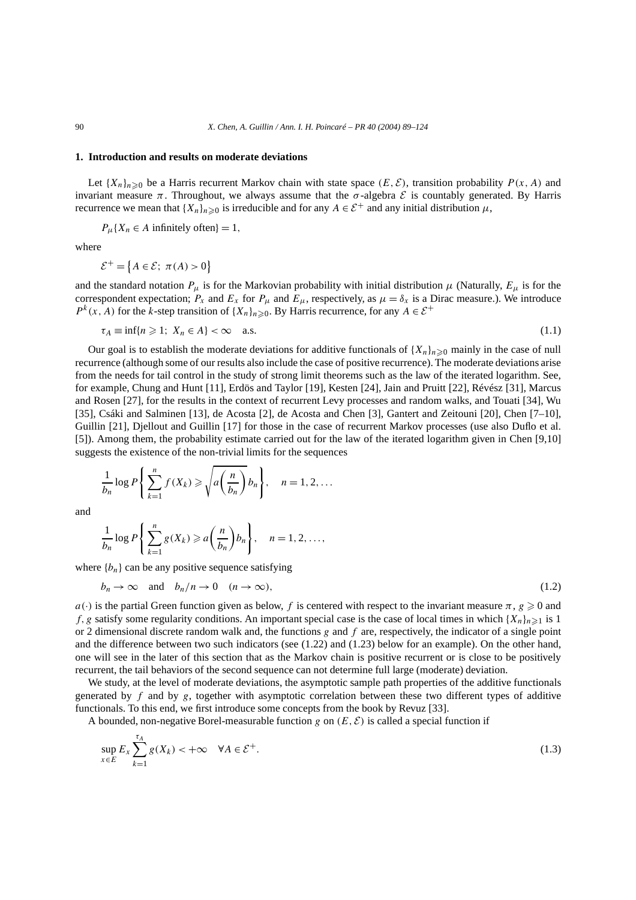## 1. Introduction and results on moderate deviations

Let $\{X_n\}_{n\geqslant 0}$ be a Harris recurrent Markov chain with state space $(E,\mathcal{E})$, transition probability $P(x,A)$ and invariant measure $\pi$. Throughout, we always assume that the $\sigma$-algebra $\mathcal{E}$ is countably generated. By Harris recurrence we mean that $\{X_n\}_{n\geqslant 0}$ is irreducible and for any $A\in\mathcal{E}^+$ and any initial distribution $\mu$,

$$P_\mu\{X_n\in A \text{ infinitely often}\}=1,$$

where

$$\mathcal{E}^+=\{A\in\mathcal{E};\ \pi(A)>0\}$$

and the standard notation $P_\mu$ is for the Markovian probability with initial distribution $\mu$ (Naturally, $E_\mu$ is for the correspondent expectation; $P_x$ and $E_x$ for $P_\mu$ and $E_\mu$, respectively, as $\mu=\delta_x$ is a Dirac measure.). We introduce $P^k(x,A)$ for the $k$-step transition of $\{X_n\}_{n\geqslant 0}$. By Harris recurrence, for any $A\in\mathcal{E}^+$

$$\tau_A\equiv\inf\{n\geqslant 1;\ X_n\in A\}<\infty\quad \text{a.s.}\tag{1.1}$$

Our goal is to establish the moderate deviations for additive functionals of $\{X_n\}_{n\geqslant 0}$ mainly in the case of null recurrence (although some of our results also include the case of positive recurrence). The moderate deviations arise from the needs for tail control in the study of strong limit theorems such as the law of the iterated logarithm. See, for example, Chung and Hunt [11], Erdös and Taylor [19], Kesten [24], Jain and Pruitt [22], Révész [31], Marcus and Rosen [27], for the results in the context of recurrent Levy processes and random walks, and Touati [34], Wu [35], Csáki and Salminen [13], de Acosta [2], de Acosta and Chen [3], Gantert and Zeitouni [20], Chen [7–10], Guillin [21], Djellout and Guillin [17] for those in the case of recurrent Markov processes (use also Duflo et al. [5]). Among them, the probability estimate carried out for the law of the iterated logarithm given in Chen [9,10] suggests the existence of the non-trivial limits for the sequences

$$\frac{1}{b_n}\log P\left\{\sum_{k=1}^n f(X_k)\geqslant\sqrt{a\left(\frac{n}{b_n}\right)}\,b_n\right\},\quad n=1,2,\ldots$$

and

$$\frac{1}{b_n}\log P\left\{\sum_{k=1}^n g(X_k)\geqslant a\left(\frac{n}{b_n}\right)b_n\right\},\quad n=1,2,\ldots,$$

where $\{b_n\}$ can be any positive sequence satisfying

$$b_n\to\infty\quad\text{and}\quad b_n/n\to 0\quad(n\to\infty),\tag{1.2}$$

$a(\cdot)$ is the partial Green function given as below, $f$ is centered with respect to the invariant measure $\pi$, $g\geqslant 0$ and $f,g$ satisfy some regularity conditions. An important special case is the case of local times in which $\{X_n\}_{n\geqslant 1}$ is 1 or 2 dimensional discrete random walk and, the functions $g$ and $f$ are, respectively, the indicator of a single point and the difference between two such indicators (see (1.22) and (1.23) below for an example). On the other hand, one will see in the later of this section that as the Markov chain is positive recurrent or is close to be positively recurrent, the tail behaviors of the second sequence can not determine full large (moderate) deviation.

We study, at the level of moderate deviations, the asymptotic sample path properties of the additive functionals generated by $f$ and by $g$, together with asymptotic correlation between these two different types of additive functionals. To this end, we first introduce some concepts from the book by Revuz [33].

A bounded, non-negative Borel-measurable function $g$ on $(E,\mathcal{E})$ is called a special function if

$$\sup_{x\in E}E_x\sum_{k=1}^{\tau_A}g(X_k)<+\infty\quad\forall A\in\mathcal{E}^+.\tag{1.3}$$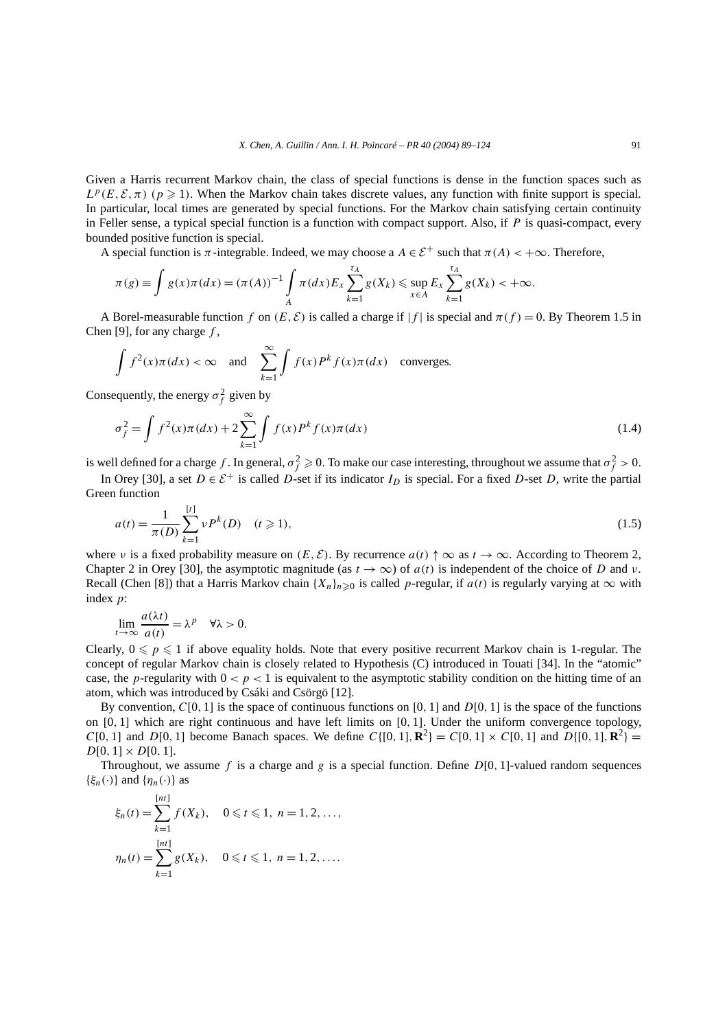Given a Harris recurrent Markov chain, the class of special functions is dense in the function spaces such as $L^p(E, \mathcal{E}, \pi)$ $(p \geqslant 1)$. When the Markov chain takes discrete values, any function with finite support is special. In particular, local times are generated by special functions. For the Markov chain satisfying certain continuity in Feller sense, a typical special function is a function with compact support. Also, if $P$ is quasi-compact, every bounded positive function is special.

A special function is $\pi$-integrable. Indeed, we may choose a $A \in \mathcal{E}^+$ such that $\pi(A) < +\infty$. Therefore,

$$\pi(g) \equiv \int g(x)\pi(dx) = (\pi(A))^{-1} \int_A \pi(dx) E_x \sum_{k=1}^{\tau_A} g(X_k) \leqslant \sup_{x \in A} E_x \sum_{k=1}^{\tau_A} g(X_k) < +\infty.$$

A Borel-measurable function $f$ on $(E, \mathcal{E})$ is called a charge if $|f|$ is special and $\pi(f) = 0$. By Theorem 1.5 in Chen [9], for any charge $f$,

$$\int f^2(x)\pi(dx) < \infty \quad \text{and} \quad \sum_{k=1}^{\infty} \int f(x) P^k f(x) \pi(dx) \quad \text{converges.}$$

Consequently, the energy $\sigma_f^2$ given by

$$\sigma_f^2 = \int f^2(x)\pi(dx) + 2\sum_{k=1}^{\infty} \int f(x) P^k f(x) \pi(dx) \tag{1.4}$$

is well defined for a charge $f$. In general, $\sigma_f^2 \geqslant 0$. To make our case interesting, throughout we assume that $\sigma_f^2 > 0$.

In Orey [30], a set $D \in \mathcal{E}^+$ is called $D$-set if its indicator $I_D$ is special. For a fixed $D$-set $D$, write the partial Green function

$$a(t) = \frac{1}{\pi(D)} \sum_{k=1}^{[t]} \nu P^k(D) \quad (t \geqslant 1), \tag{1.5}$$

where $\nu$ is a fixed probability measure on $(E, \mathcal{E})$. By recurrence $a(t) \uparrow \infty$ as $t \to \infty$. According to Theorem 2, Chapter 2 in Orey [30], the asymptotic magnitude (as $t \to \infty$) of $a(t)$ is independent of the choice of $D$ and $\nu$. Recall (Chen [8]) that a Harris Markov chain $\{X_n\}_{n \geqslant 0}$ is called $p$-regular, if $a(t)$ is regularly varying at $\infty$ with index $p$:

$$\lim_{t \to \infty} \frac{a(\lambda t)}{a(t)} = \lambda^p \quad \forall \lambda > 0.$$

Clearly, $0 \leqslant p \leqslant 1$ if above equality holds. Note that every positive recurrent Markov chain is 1-regular. The concept of regular Markov chain is closely related to Hypothesis (C) introduced in Touati [34]. In the "atomic" case, the $p$-regularity with $0 < p < 1$ is equivalent to the asymptotic stability condition on the hitting time of an atom, which was introduced by Csáki and Csörgö [12].

By convention, $C[0,1]$ is the space of continuous functions on $[0,1]$ and $D[0,1]$ is the space of the functions on $[0,1]$ which are right continuous and have left limits on $[0,1]$. Under the uniform convergence topology, $C[0,1]$ and $D[0,1]$ become Banach spaces. We define $C\{[0,1], \mathbf{R}^2\} = C[0,1] \times C[0,1]$ and $D\{[0,1], \mathbf{R}^2\} = D[0,1] \times D[0,1]$.

Throughout, we assume $f$ is a charge and $g$ is a special function. Define $D[0,1]$-valued random sequences $\{\xi_n(\cdot)\}$ and $\{\eta_n(\cdot)\}$ as

$$\xi_n(t) = \sum_{k=1}^{[nt]} f(X_k), \quad 0 \leqslant t \leqslant 1,\ n = 1, 2, \ldots,$$

$$\eta_n(t) = \sum_{k=1}^{[nt]} g(X_k), \quad 0 \leqslant t \leqslant 1,\ n = 1, 2, \ldots.$$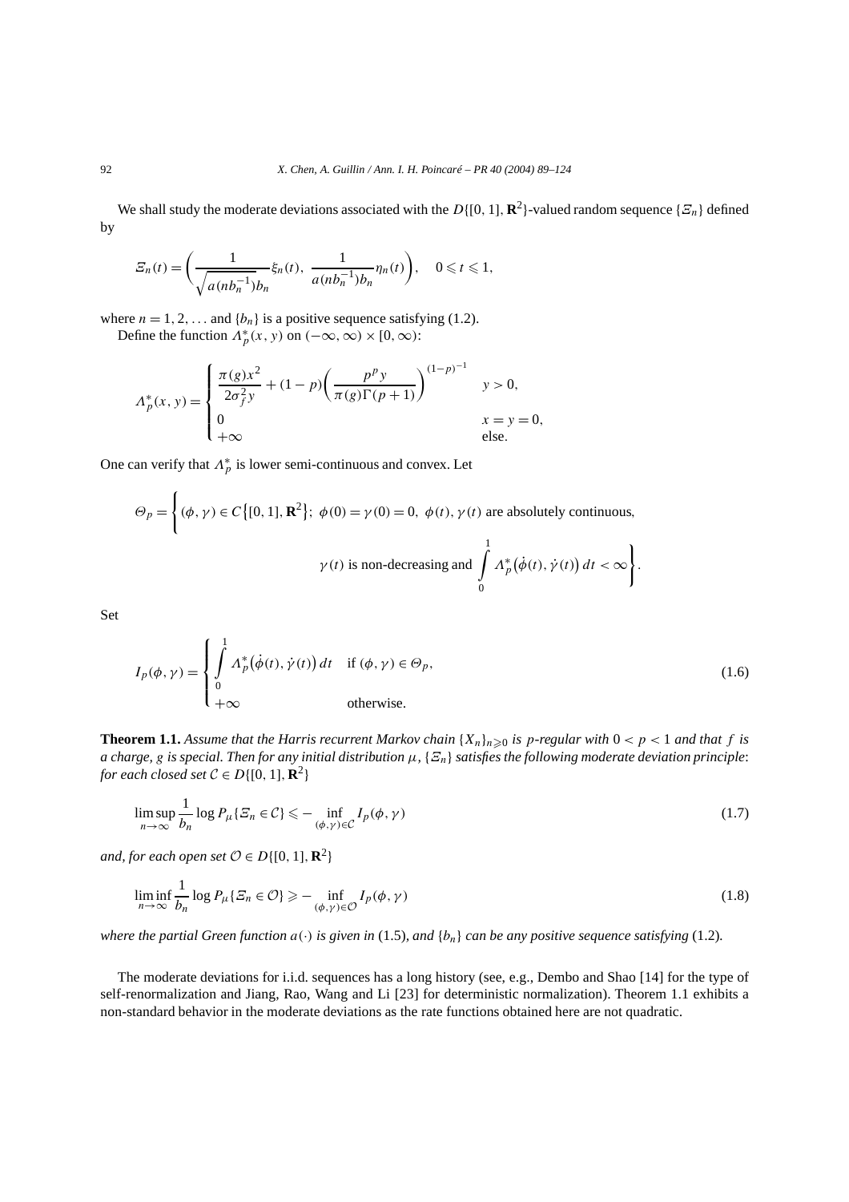We shall study the moderate deviations associated with the $D\{[0,1],\mathbf{R}^2\}$-valued random sequence $\{\Xi_n\}$ defined by

$$
\Xi_n(t)=\left(\frac{1}{\sqrt{a(nb_n^{-1})b_n}}\xi_n(t),\ \frac{1}{a(nb_n^{-1})b_n}\eta_n(t)\right),\quad 0\leqslant t\leqslant 1,
$$

where $n=1,2,\ldots$ and $\{b_n\}$ is a positive sequence satisfying (1.2).

Define the function $\Lambda_p^*(x,y)$ on $(-\infty,\infty)\times[0,\infty)$:

$$
\Lambda_p^*(x,y)=\begin{cases}\dfrac{\pi(g)x^2}{2\sigma_f^2 y}+(1-p)\left(\dfrac{p^p y}{\pi(g)\Gamma(p+1)}\right)^{(1-p)^{-1}} & y>0,\\ 0 & x=y=0,\\ +\infty & \text{else.}\end{cases}
$$

One can verify that $\Lambda_p^*$ is lower semi-continuous and convex. Let

$$
\Theta_p=\Bigg\{(\phi,\gamma)\in C\{[0,1],\mathbf{R}^2\};\ \phi(0)=\gamma(0)=0,\ \phi(t),\gamma(t)\text{ are absolutely continuous,}\\ \gamma(t)\text{ is non-decreasing and }\int_0^1\Lambda_p^*\big(\dot\phi(t),\dot\gamma(t)\big)\,dt<\infty\Bigg\}.
$$

Set

$$
I_p(\phi,\gamma)=\begin{cases}\displaystyle\int_0^1\Lambda_p^*\big(\dot\phi(t),\dot\gamma(t)\big)\,dt & \text{if }(\phi,\gamma)\in\Theta_p,\\ +\infty & \text{otherwise.}\end{cases}\tag{1.6}
$$

**Theorem 1.1.** *Assume that the Harris recurrent Markov chain $\{X_n\}_{n\geqslant 0}$ is $p$-regular with $0<p<1$ and that $f$ is a charge, $g$ is special. Then for any initial distribution $\mu$, $\{\Xi_n\}$ satisfies the following moderate deviation principle: for each closed set $\mathcal{C}\in D\{[0,1],\mathbf{R}^2\}$*

$$
\limsup_{n\to\infty}\frac{1}{b_n}\log P_\mu\{\Xi_n\in\mathcal{C}\}\leqslant-\inf_{(\phi,\gamma)\in\mathcal{C}}I_p(\phi,\gamma)\tag{1.7}
$$

*and, for each open set $\mathcal{O}\in D\{[0,1],\mathbf{R}^2\}$*

$$
\liminf_{n\to\infty}\frac{1}{b_n}\log P_\mu\{\Xi_n\in\mathcal{O}\}\geqslant-\inf_{(\phi,\gamma)\in\mathcal{O}}I_p(\phi,\gamma)\tag{1.8}
$$

*where the partial Green function $a(\cdot)$ is given in* (1.5)*, and $\{b_n\}$ can be any positive sequence satisfying* (1.2)*.*

The moderate deviations for i.i.d. sequences has a long history (see, e.g., Dembo and Shao [14] for the type of self-renormalization and Jiang, Rao, Wang and Li [23] for deterministic normalization). Theorem 1.1 exhibits a non-standard behavior in the moderate deviations as the rate functions obtained here are not quadratic.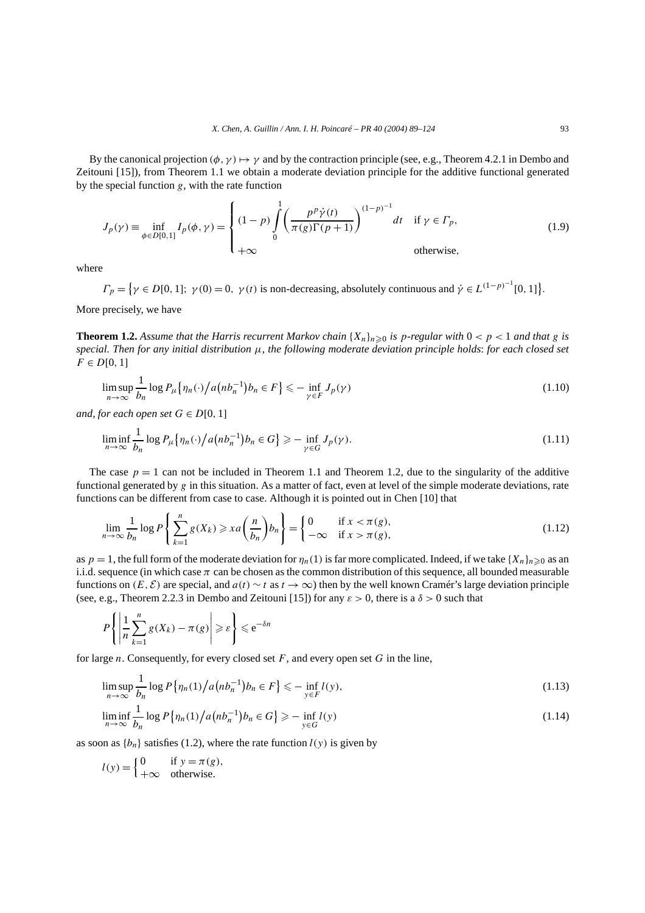By the canonical projection $(\phi, \gamma) \mapsto \gamma$ and by the contraction principle (see, e.g., Theorem 4.2.1 in Dembo and Zeitouni [15]), from Theorem 1.1 we obtain a moderate deviation principle for the additive functional generated by the special function $g$, with the rate function

$$J_p(\gamma) \equiv \inf_{\phi \in D[0,1]} I_p(\phi, \gamma) = \begin{cases} (1-p) \displaystyle\int_0^1 \left( \frac{p^p \dot{\gamma}(t)}{\pi(g)\Gamma(p+1)} \right)^{(1-p)^{-1}} dt & \text{if } \gamma \in \Gamma_p, \\ +\infty & \text{otherwise,} \end{cases} \tag{1.9}$$

where

$$\Gamma_p = \left\{ \gamma \in D[0,1];\ \gamma(0) = 0,\ \gamma(t) \text{ is non-decreasing, absolutely continuous and } \dot{\gamma} \in L^{(1-p)^{-1}}[0,1] \right\}.$$

More precisely, we have

**Theorem 1.2.** *Assume that the Harris recurrent Markov chain $\{X_n\}_{n \geqslant 0}$ is $p$-regular with $0 < p < 1$ and that $g$ is special. Then for any initial distribution $\mu$, the following moderate deviation principle holds: for each closed set $F \in D[0,1]$*

$$\limsup_{n \to \infty} \frac{1}{b_n} \log P_\mu \left\{ \eta_n(\cdot) \big/ a\left(n b_n^{-1}\right) b_n \in F \right\} \leqslant - \inf_{\gamma \in F} J_p(\gamma) \tag{1.10}$$

*and, for each open set $G \in D[0,1]$*

$$\liminf_{n \to \infty} \frac{1}{b_n} \log P_\mu \left\{ \eta_n(\cdot) \big/ a\left(n b_n^{-1}\right) b_n \in G \right\} \geqslant - \inf_{\gamma \in G} J_p(\gamma). \tag{1.11}$$

The case $p = 1$ can not be included in Theorem 1.1 and Theorem 1.2, due to the singularity of the additive functional generated by $g$ in this situation. As a matter of fact, even at level of the simple moderate deviations, rate functions can be different from case to case. Although it is pointed out in Chen [10] that

$$\lim_{n \to \infty} \frac{1}{b_n} \log P \left\{ \sum_{k=1}^n g(X_k) \geqslant x a\left(\frac{n}{b_n}\right) b_n \right\} = \begin{cases} 0 & \text{if } x < \pi(g), \\ -\infty & \text{if } x > \pi(g), \end{cases} \tag{1.12}$$

as $p = 1$, the full form of the moderate deviation for $\eta_n(1)$ is far more complicated. Indeed, if we take $\{X_n\}_{n \geqslant 0}$ as an i.i.d. sequence (in which case $\pi$ can be chosen as the common distribution of this sequence, all bounded measurable functions on $(E, \mathcal{E})$ are special, and $a(t) \sim t$ as $t \to \infty$) then by the well known Cramér's large deviation principle (see, e.g., Theorem 2.2.3 in Dembo and Zeitouni [15]) for any $\varepsilon > 0$, there is a $\delta > 0$ such that

$$P \left\{ \left| \frac{1}{n} \sum_{k=1}^n g(X_k) - \pi(g) \right| \geqslant \varepsilon \right\} \leqslant \mathrm{e}^{-\delta n}$$

for large $n$. Consequently, for every closed set $F$, and every open set $G$ in the line,

$$\limsup_{n \to \infty} \frac{1}{b_n} \log P \left\{ \eta_n(1) \big/ a\left(n b_n^{-1}\right) b_n \in F \right\} \leqslant - \inf_{y \in F} l(y), \tag{1.13}$$

$$\liminf_{n \to \infty} \frac{1}{b_n} \log P \left\{ \eta_n(1) \big/ a\left(n b_n^{-1}\right) b_n \in G \right\} \geqslant - \inf_{y \in G} l(y) \tag{1.14}$$

as soon as $\{b_n\}$ satisfies (1.2), where the rate function $l(y)$ is given by

$$l(y) = \begin{cases} 0 & \text{if } y = \pi(g), \\ +\infty & \text{otherwise.} \end{cases}$$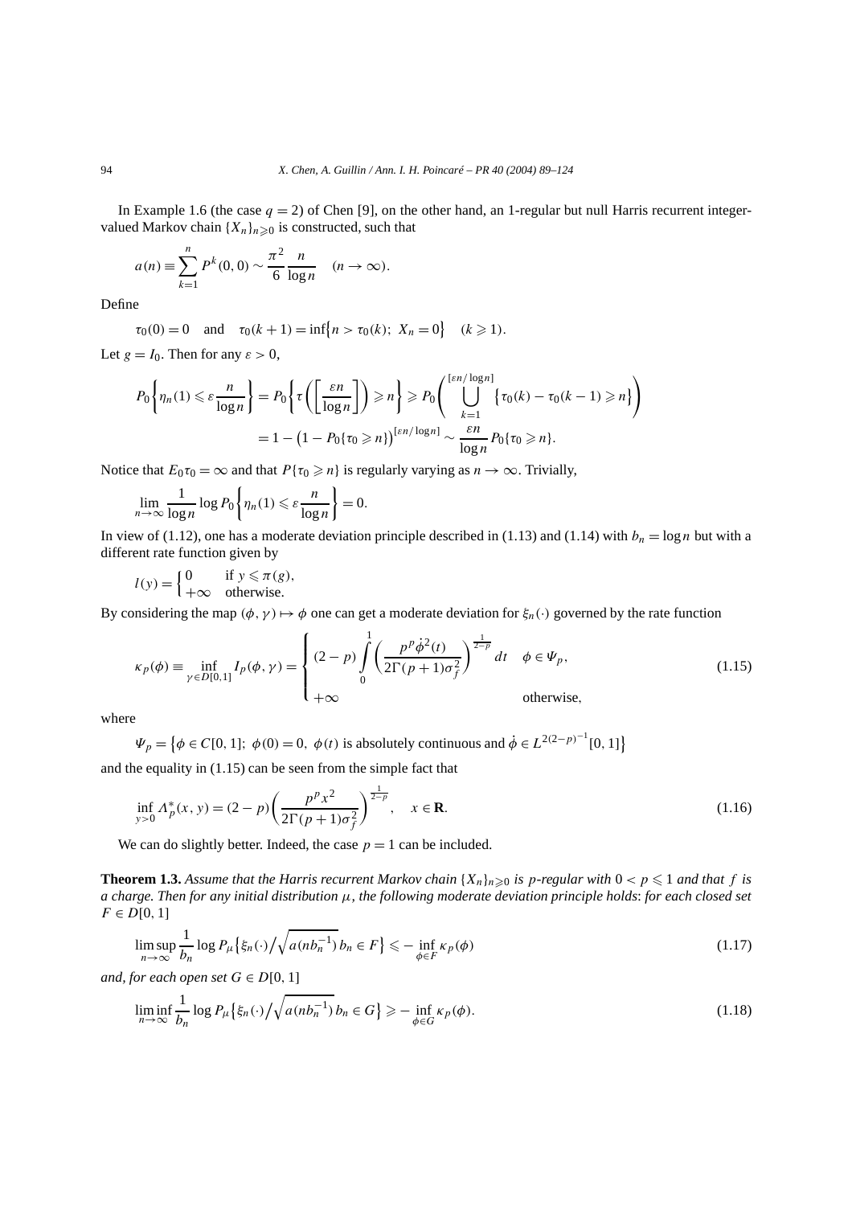In Example 1.6 (the case $q = 2$) of Chen [9], on the other hand, an 1-regular but null Harris recurrent integer-valued Markov chain $\{X_n\}_{n\geqslant 0}$ is constructed, such that

$$a(n) \equiv \sum_{k=1}^{n} P^k(0,0) \sim \frac{\pi^2}{6}\frac{n}{\log n} \quad (n \to \infty).$$

Define

$$\tau_0(0) = 0 \quad \text{and} \quad \tau_0(k+1) = \inf\{n > \tau_0(k);\ X_n = 0\} \quad (k \geqslant 1).$$

Let $g = I_0$. Then for any $\varepsilon > 0$,

$$\begin{aligned} P_0\left\{\eta_n(1) \leqslant \varepsilon \frac{n}{\log n}\right\} &= P_0\left\{\tau\left(\left[\frac{\varepsilon n}{\log n}\right]\right) \geqslant n\right\} \geqslant P_0\left(\bigcup_{k=1}^{[\varepsilon n/\log n]} \{\tau_0(k) - \tau_0(k-1) \geqslant n\}\right) \\ &= 1 - \left(1 - P_0\{\tau_0 \geqslant n\}\right)^{[\varepsilon n/\log n]} \sim \frac{\varepsilon n}{\log n} P_0\{\tau_0 \geqslant n\}. \end{aligned}$$

Notice that $E_0\tau_0 = \infty$ and that $P\{\tau_0 \geqslant n\}$ is regularly varying as $n \to \infty$. Trivially,

$$\lim_{n\to\infty} \frac{1}{\log n} \log P_0\left\{\eta_n(1) \leqslant \varepsilon \frac{n}{\log n}\right\} = 0.$$

In view of (1.12), one has a moderate deviation principle described in (1.13) and (1.14) with $b_n = \log n$ but with a different rate function given by

$$l(y) = \begin{cases} 0 & \text{if } y \leqslant \pi(g), \\ +\infty & \text{otherwise.} \end{cases}$$

By considering the map $(\phi, \gamma) \mapsto \phi$ one can get a moderate deviation for $\xi_n(\cdot)$ governed by the rate function

$$\kappa_p(\phi) \equiv \inf_{\gamma \in D[0,1]} I_p(\phi, \gamma) = \begin{cases} (2-p)\displaystyle\int_0^1 \left(\frac{p^p \dot{\phi}^2(t)}{2\Gamma(p+1)\sigma_f^2}\right)^{\frac{1}{2-p}} dt & \phi \in \Psi_p, \\ +\infty & \text{otherwise,} \end{cases} \tag{1.15}$$

where

$$\Psi_p = \left\{\phi \in C[0,1];\ \phi(0) = 0,\ \phi(t) \text{ is absolutely continuous and } \dot{\phi} \in L^{2(2-p)^{-1}}[0,1]\right\}$$

and the equality in (1.15) can be seen from the simple fact that

$$\inf_{y>0} \Lambda_p^*(x,y) = (2-p)\left(\frac{p^p x^2}{2\Gamma(p+1)\sigma_f^2}\right)^{\frac{1}{2-p}}, \quad x \in \mathbf{R}. \tag{1.16}$$

We can do slightly better. Indeed, the case $p = 1$ can be included.

**Theorem 1.3.** *Assume that the Harris recurrent Markov chain $\{X_n\}_{n\geqslant 0}$ is $p$-regular with $0 < p \leqslant 1$ and that $f$ is a charge. Then for any initial distribution $\mu$, the following moderate deviation principle holds: for each closed set $F \in D[0,1]$*

$$\limsup_{n\to\infty} \frac{1}{b_n} \log P_\mu\left\{\xi_n(\cdot)\Big/\sqrt{a(nb_n^{-1})}\, b_n \in F\right\} \leqslant -\inf_{\phi \in F} \kappa_p(\phi) \tag{1.17}$$

*and, for each open set $G \in D[0,1]$*

$$\liminf_{n\to\infty} \frac{1}{b_n} \log P_\mu\left\{\xi_n(\cdot)\Big/\sqrt{a(nb_n^{-1})}\, b_n \in G\right\} \geqslant -\inf_{\phi \in G} \kappa_p(\phi). \tag{1.18}$$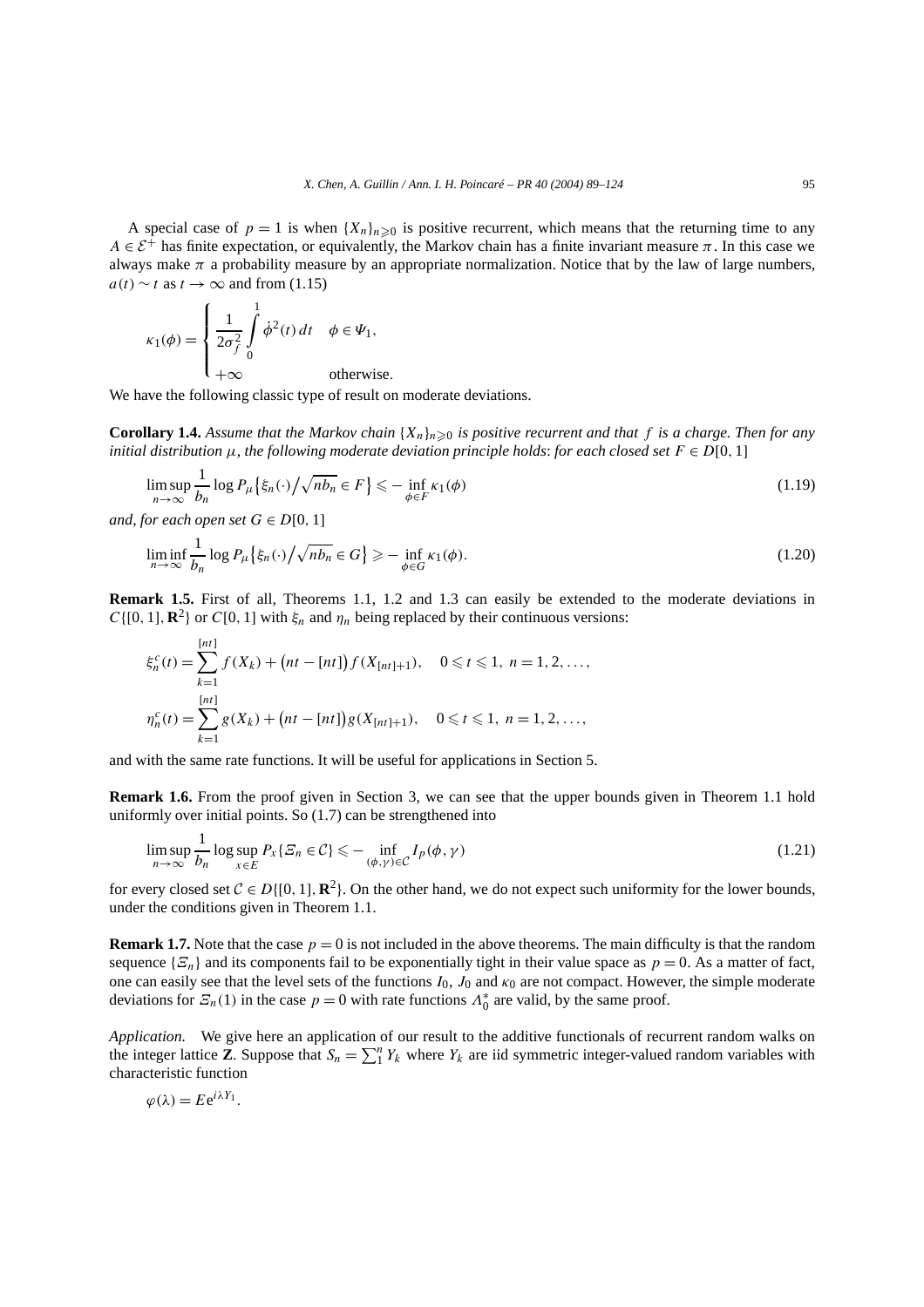A special case of $p = 1$ is when $\{X_n\}_{n\geqslant 0}$ is positive recurrent, which means that the returning time to any $A \in \mathcal{E}^+$ has finite expectation, or equivalently, the Markov chain has a finite invariant measure $\pi$. In this case we always make $\pi$ a probability measure by an appropriate normalization. Notice that by the law of large numbers, $a(t) \sim t$ as $t \to \infty$ and from (1.15)

$$\kappa_1(\phi) = \begin{cases} \dfrac{1}{2\sigma_f^2} \displaystyle\int_0^1 \dot{\phi}^2(t)\,dt & \phi \in \Psi_1, \\ +\infty & \text{otherwise.} \end{cases}$$

We have the following classic type of result on moderate deviations.

**Corollary 1.4.** *Assume that the Markov chain $\{X_n\}_{n\geqslant 0}$ is positive recurrent and that $f$ is a charge. Then for any initial distribution $\mu$, the following moderate deviation principle holds: for each closed set $F \in D[0,1]$*

$$\limsup_{n\to\infty} \frac{1}{b_n} \log P_\mu\big\{\xi_n(\cdot)\big/\sqrt{nb_n} \in F\big\} \leqslant -\inf_{\phi\in F} \kappa_1(\phi) \tag{1.19}$$

*and, for each open set $G \in D[0,1]$*

$$\liminf_{n\to\infty} \frac{1}{b_n} \log P_\mu\big\{\xi_n(\cdot)\big/\sqrt{nb_n} \in G\big\} \geqslant -\inf_{\phi\in G} \kappa_1(\phi). \tag{1.20}$$

**Remark 1.5.** First of all, Theorems 1.1, 1.2 and 1.3 can easily be extended to the moderate deviations in $C\{[0,1],\mathbf{R}^2\}$ or $C[0,1]$ with $\xi_n$ and $\eta_n$ being replaced by their continuous versions:

$$\xi_n^c(t) = \sum_{k=1}^{[nt]} f(X_k) + \big(nt - [nt]\big) f(X_{[nt]+1}), \quad 0 \leqslant t \leqslant 1,\ n = 1,2,\ldots,$$

$$\eta_n^c(t) = \sum_{k=1}^{[nt]} g(X_k) + \big(nt - [nt]\big) g(X_{[nt]+1}), \quad 0 \leqslant t \leqslant 1,\ n = 1,2,\ldots,$$

and with the same rate functions. It will be useful for applications in Section 5.

**Remark 1.6.** From the proof given in Section 3, we can see that the upper bounds given in Theorem 1.1 hold uniformly over initial points. So (1.7) can be strengthened into

$$\limsup_{n\to\infty} \frac{1}{b_n} \log \sup_{x\in E} P_x\{\Xi_n \in \mathcal{C}\} \leqslant -\inf_{(\phi,\gamma)\in\mathcal{C}} I_p(\phi,\gamma) \tag{1.21}$$

for every closed set $\mathcal{C} \in D\{[0,1],\mathbf{R}^2\}$. On the other hand, we do not expect such uniformity for the lower bounds, under the conditions given in Theorem 1.1.

**Remark 1.7.** Note that the case $p = 0$ is not included in the above theorems. The main difficulty is that the random sequence $\{\Xi_n\}$ and its components fail to be exponentially tight in their value space as $p = 0$. As a matter of fact, one can easily see that the level sets of the functions $I_0$, $J_0$ and $\kappa_0$ are not compact. However, the simple moderate deviations for $\Xi_n(1)$ in the case $p = 0$ with rate functions $\Lambda_0^*$ are valid, by the same proof.

*Application.* We give here an application of our result to the additive functionals of recurrent random walks on the integer lattice $\mathbf{Z}$. Suppose that $S_n = \sum_1^n Y_k$ where $Y_k$ are iid symmetric integer-valued random variables with characteristic function

$$\varphi(\lambda) = E e^{i\lambda Y_1}.$$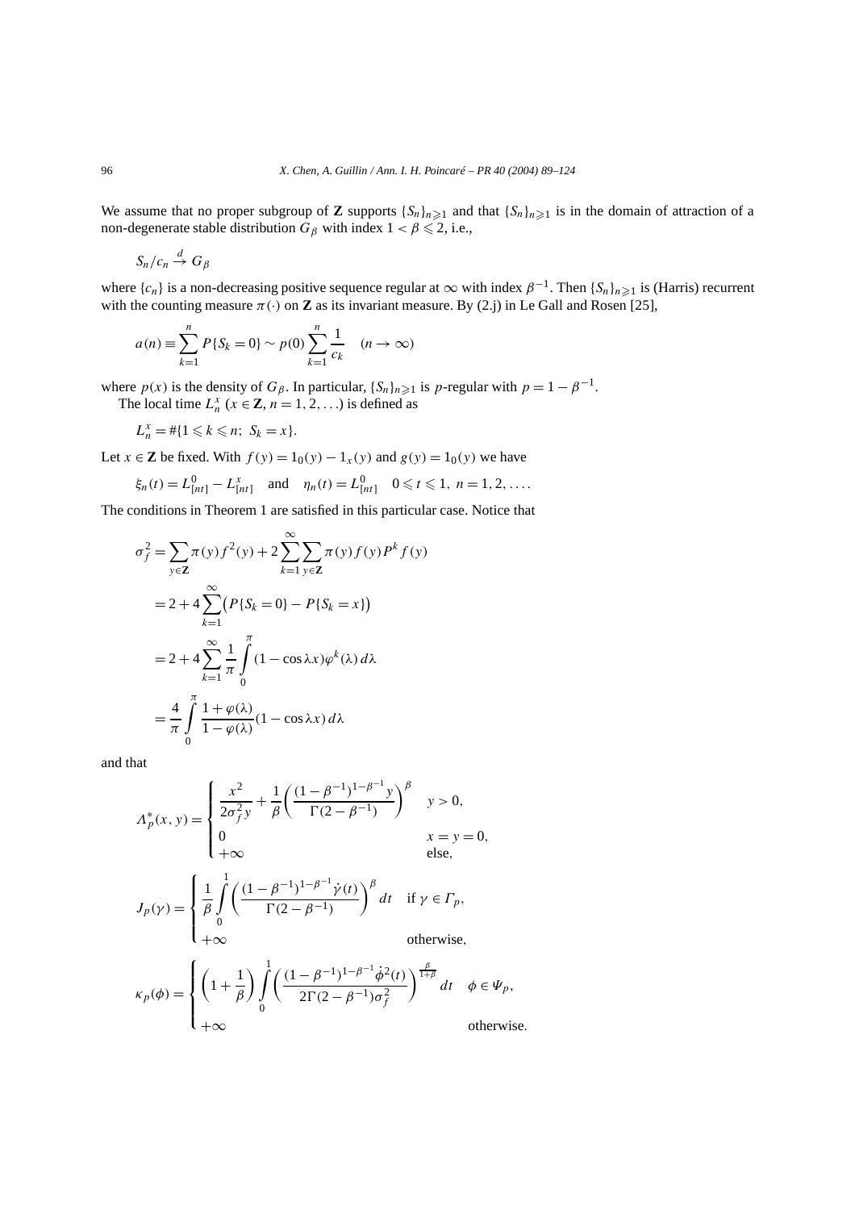We assume that no proper subgroup of $\mathbf{Z}$ supports $\{S_n\}_{n\geqslant 1}$ and that $\{S_n\}_{n\geqslant 1}$ is in the domain of attraction of a non-degenerate stable distribution $G_\beta$ with index $1<\beta\leqslant 2$, i.e.,

$$S_n/c_n \xrightarrow{d} G_\beta$$

where $\{c_n\}$ is a non-decreasing positive sequence regular at $\infty$ with index $\beta^{-1}$. Then $\{S_n\}_{n\geqslant 1}$ is (Harris) recurrent with the counting measure $\pi(\cdot)$ on $\mathbf{Z}$ as its invariant measure. By (2.j) in Le Gall and Rosen [25],

$$a(n)\equiv \sum_{k=1}^{n} P\{S_k=0\}\sim p(0)\sum_{k=1}^{n}\frac{1}{c_k}\quad (n\to\infty)$$

where $p(x)$ is the density of $G_\beta$. In particular, $\{S_n\}_{n\geqslant 1}$ is $p$-regular with $p=1-\beta^{-1}$.

The local time $L_n^x$ ($x\in\mathbf{Z}$, $n=1,2,\ldots$) is defined as

$$L_n^x=\#\{1\leqslant k\leqslant n;\ S_k=x\}.$$

Let $x\in\mathbf{Z}$ be fixed. With $f(y)=1_0(y)-1_x(y)$ and $g(y)=1_0(y)$ we have

$$\xi_n(t)=L_{[nt]}^0-L_{[nt]}^x\quad\text{and}\quad \eta_n(t)=L_{[nt]}^0\quad 0\leqslant t\leqslant 1,\ n=1,2,\ldots.$$

The conditions in Theorem 1 are satisfied in this particular case. Notice that

$$\begin{aligned}
\sigma_f^2&=\sum_{y\in\mathbf{Z}}\pi(y)f^2(y)+2\sum_{k=1}^{\infty}\sum_{y\in\mathbf{Z}}\pi(y)f(y)P^k f(y)\\
&=2+4\sum_{k=1}^{\infty}\big(P\{S_k=0\}-P\{S_k=x\}\big)\\
&=2+4\sum_{k=1}^{\infty}\frac{1}{\pi}\int_0^{\pi}(1-\cos\lambda x)\varphi^k(\lambda)\,d\lambda\\
&=\frac{4}{\pi}\int_0^{\pi}\frac{1+\varphi(\lambda)}{1-\varphi(\lambda)}(1-\cos\lambda x)\,d\lambda
\end{aligned}$$

and that

$$\Lambda_p^*(x,y)=\begin{cases}\dfrac{x^2}{2\sigma_f^2 y}+\dfrac{1}{\beta}\left(\dfrac{(1-\beta^{-1})^{1-\beta^{-1}}y}{\Gamma(2-\beta^{-1})}\right)^{\beta} & y>0,\\[2mm] 0 & x=y=0,\\ +\infty & \text{else},\end{cases}$$

$$J_p(\gamma)=\begin{cases}\dfrac{1}{\beta}\displaystyle\int_0^1\left(\frac{(1-\beta^{-1})^{1-\beta^{-1}}\dot\gamma(t)}{\Gamma(2-\beta^{-1})}\right)^{\beta}dt & \text{if } \gamma\in\Gamma_p,\\ +\infty & \text{otherwise},\end{cases}$$

$$\kappa_p(\phi)=\begin{cases}\left(1+\dfrac{1}{\beta}\right)\displaystyle\int_0^1\left(\frac{(1-\beta^{-1})^{1-\beta^{-1}}\dot\phi^2(t)}{2\Gamma(2-\beta^{-1})\sigma_f^2}\right)^{\frac{\beta}{1+\beta}}dt & \phi\in\Psi_p,\\ +\infty & \text{otherwise}.\end{cases}$$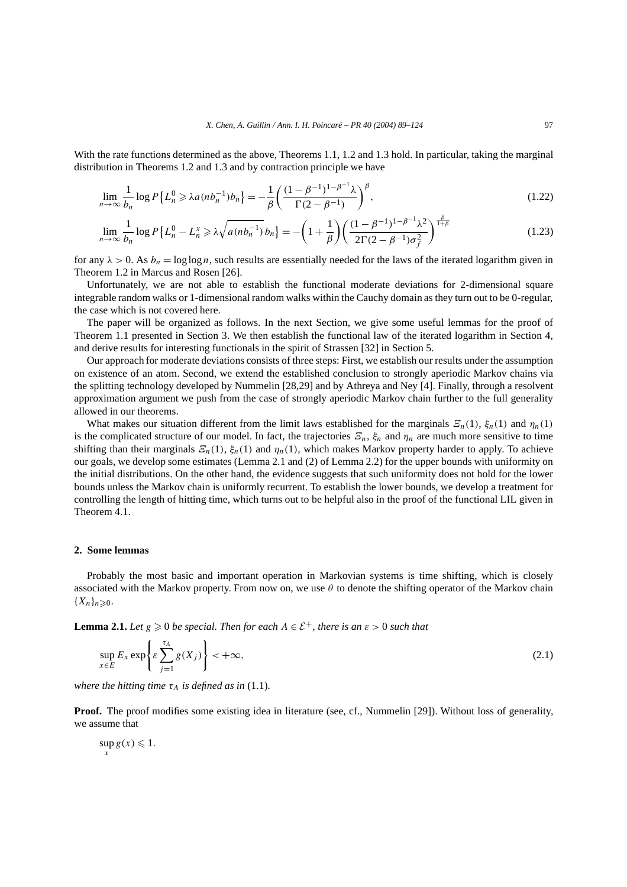With the rate functions determined as the above, Theorems 1.1, 1.2 and 1.3 hold. In particular, taking the marginal distribution in Theorems 1.2 and 1.3 and by contraction principle we have

$$\lim_{n\to\infty}\frac{1}{b_n}\log P\left\{L_n^0 \geqslant \lambda a(nb_n^{-1})b_n\right\} = -\frac{1}{\beta}\left(\frac{(1-\beta^{-1})^{1-\beta^{-1}}\lambda}{\Gamma(2-\beta^{-1})}\right)^{\beta}, \tag{1.22}$$

$$\lim_{n\to\infty}\frac{1}{b_n}\log P\left\{L_n^0 - L_n^x \geqslant \lambda\sqrt{a(nb_n^{-1})}\,b_n\right\} = -\left(1+\frac{1}{\beta}\right)\left(\frac{(1-\beta^{-1})^{1-\beta^{-1}}\lambda^2}{2\Gamma(2-\beta^{-1})\sigma_f^2}\right)^{\frac{\beta}{1+\beta}} \tag{1.23}$$

for any $\lambda > 0$. As $b_n = \log\log n$, such results are essentially needed for the laws of the iterated logarithm given in Theorem 1.2 in Marcus and Rosen [26].

Unfortunately, we are not able to establish the functional moderate deviations for 2-dimensional square integrable random walks or 1-dimensional random walks within the Cauchy domain as they turn out to be 0-regular, the case which is not covered here.

The paper will be organized as follows. In the next Section, we give some useful lemmas for the proof of Theorem 1.1 presented in Section 3. We then establish the functional law of the iterated logarithm in Section 4, and derive results for interesting functionals in the spirit of Strassen [32] in Section 5.

Our approach for moderate deviations consists of three steps: First, we establish our results under the assumption on existence of an atom. Second, we extend the established conclusion to strongly aperiodic Markov chains via the splitting technology developed by Nummelin [28,29] and by Athreya and Ney [4]. Finally, through a resolvent approximation argument we push from the case of strongly aperiodic Markov chain further to the full generality allowed in our theorems.

What makes our situation different from the limit laws established for the marginals $\Xi_n(1)$, $\xi_n(1)$ and $\eta_n(1)$ is the complicated structure of our model. In fact, the trajectories $\Xi_n$, $\xi_n$ and $\eta_n$ are much more sensitive to time shifting than their marginals $\Xi_n(1)$, $\xi_n(1)$ and $\eta_n(1)$, which makes Markov property harder to apply. To achieve our goals, we develop some estimates (Lemma 2.1 and (2) of Lemma 2.2) for the upper bounds with uniformity on the initial distributions. On the other hand, the evidence suggests that such uniformity does not hold for the lower bounds unless the Markov chain is uniformly recurrent. To establish the lower bounds, we develop a treatment for controlling the length of hitting time, which turns out to be helpful also in the proof of the functional LIL given in Theorem 4.1.

## 2. Some lemmas

Probably the most basic and important operation in Markovian systems is time shifting, which is closely associated with the Markov property. From now on, we use $\theta$ to denote the shifting operator of the Markov chain $\{X_n\}_{n\geqslant 0}$.

**Lemma 2.1.** *Let $g \geqslant 0$ be special. Then for each $A \in \mathcal{E}^+$, there is an $\varepsilon > 0$ such that*

$$\sup_{x\in E} E_x \exp\left\{\varepsilon\sum_{j=1}^{\tau_A} g(X_j)\right\} < +\infty, \tag{2.1}$$

*where the hitting time $\tau_A$ is defined as in* (1.1)*.*

**Proof.** The proof modifies some existing idea in literature (see, cf., Nummelin [29]). Without loss of generality, we assume that

$$\sup_x g(x) \leqslant 1.$$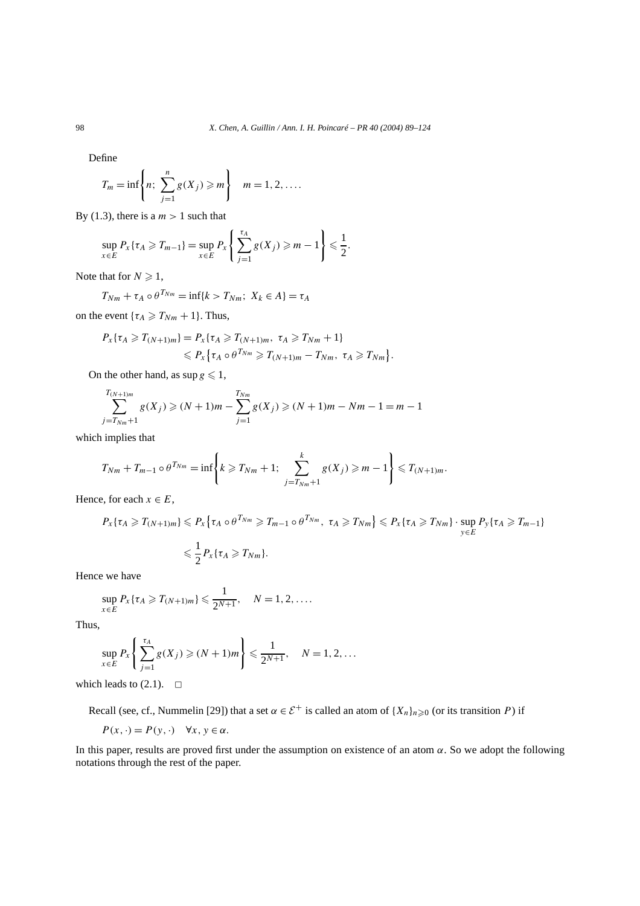Define

$$T_m = \inf\left\{n;\ \sum_{j=1}^{n} g(X_j) \geqslant m\right\} \quad m = 1, 2, \ldots.$$

By (1.3), there is a $m > 1$ such that

$$\sup_{x \in E} P_x\{\tau_A \geqslant T_{m-1}\} = \sup_{x \in E} P_x\left\{\sum_{j=1}^{\tau_A} g(X_j) \geqslant m - 1\right\} \leqslant \frac{1}{2}.$$

Note that for $N \geqslant 1$,

$$T_{Nm} + \tau_A \circ \theta^{T_{Nm}} = \inf\{k > T_{Nm};\ X_k \in A\} = \tau_A$$

on the event $\{\tau_A \geqslant T_{Nm} + 1\}$. Thus,

$$\begin{aligned} P_x\{\tau_A \geqslant T_{(N+1)m}\} &= P_x\{\tau_A \geqslant T_{(N+1)m},\ \tau_A \geqslant T_{Nm} + 1\} \\ &\leqslant P_x\left\{\tau_A \circ \theta^{T_{Nm}} \geqslant T_{(N+1)m} - T_{Nm},\ \tau_A \geqslant T_{Nm}\right\}. \end{aligned}$$

On the other hand, as $\sup g \leqslant 1$,

$$\sum_{j=T_{Nm}+1}^{T_{(N+1)m}} g(X_j) \geqslant (N+1)m - \sum_{j=1}^{T_{Nm}} g(X_j) \geqslant (N+1)m - Nm - 1 = m - 1$$

which implies that

$$T_{Nm} + T_{m-1} \circ \theta^{T_{Nm}} = \inf\left\{k \geqslant T_{Nm} + 1;\ \sum_{j=T_{Nm}+1}^{k} g(X_j) \geqslant m - 1\right\} \leqslant T_{(N+1)m}.$$

Hence, for each $x \in E$,

$$\begin{aligned} P_x\{\tau_A \geqslant T_{(N+1)m}\} &\leqslant P_x\left\{\tau_A \circ \theta^{T_{Nm}} \geqslant T_{m-1} \circ \theta^{T_{Nm}},\ \tau_A \geqslant T_{Nm}\right\} \leqslant P_x\{\tau_A \geqslant T_{Nm}\} \cdot \sup_{y \in E} P_y\{\tau_A \geqslant T_{m-1}\} \\ &\leqslant \frac{1}{2} P_x\{\tau_A \geqslant T_{Nm}\}. \end{aligned}$$

Hence we have

$$\sup_{x \in E} P_x\{\tau_A \geqslant T_{(N+1)m}\} \leqslant \frac{1}{2^{N+1}}, \quad N = 1, 2, \ldots.$$

Thus,

$$\sup_{x \in E} P_x\left\{\sum_{j=1}^{\tau_A} g(X_j) \geqslant (N+1)m\right\} \leqslant \frac{1}{2^{N+1}}, \quad N = 1, 2, \ldots$$

which leads to (2.1). □

Recall (see, cf., Nummelin [29]) that a set $\alpha \in \mathcal{E}^+$ is called an atom of $\{X_n\}_{n \geqslant 0}$ (or its transition $P$) if

$$P(x, \cdot) = P(y, \cdot) \quad \forall x, y \in \alpha.$$

In this paper, results are proved first under the assumption on existence of an atom $\alpha$. So we adopt the following notations through the rest of the paper.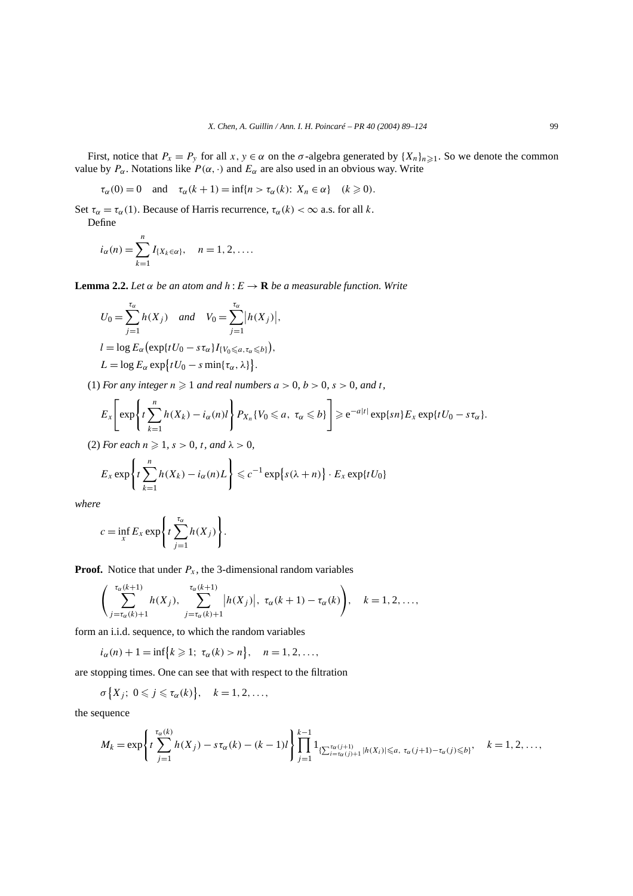First, notice that $P_x = P_y$ for all $x, y \in \alpha$ on the $\sigma$-algebra generated by $\{X_n\}_{n\geqslant 1}$. So we denote the common value by $P_\alpha$. Notations like $P(\alpha, \cdot)$ and $E_\alpha$ are also used in an obvious way. Write

$$\tau_\alpha(0) = 0 \quad \text{and} \quad \tau_\alpha(k+1) = \inf\{n > \tau_\alpha(k) \colon X_n \in \alpha\} \quad (k \geqslant 0).$$

Set $\tau_\alpha = \tau_\alpha(1)$. Because of Harris recurrence, $\tau_\alpha(k) < \infty$ a.s. for all $k$.

Define

$$i_\alpha(n) = \sum_{k=1}^{n} I_{\{X_k \in \alpha\}}, \quad n = 1, 2, \ldots.$$

**Lemma 2.2.** *Let $\alpha$ be an atom and $h : E \to \mathbf{R}$ be a measurable function. Write*

$$U_0 = \sum_{j=1}^{\tau_\alpha} h(X_j) \quad \textit{and} \quad V_0 = \sum_{j=1}^{\tau_\alpha} \left|h(X_j)\right|,$$

$$l = \log E_\alpha\left(\exp\{tU_0 - s\tau_\alpha\} I_{\{V_0 \leqslant a, \tau_\alpha \leqslant b\}}\right),$$

$$L = \log E_\alpha \exp\left\{tU_0 - s\min\{\tau_\alpha, \lambda\}\right\}.$$

(1) *For any integer $n \geqslant 1$ and real numbers $a > 0$, $b > 0$, $s > 0$, and $t$,*

$$E_x\left[\exp\left\{t\sum_{k=1}^{n} h(X_k) - i_\alpha(n)l\right\} P_{X_n}\{V_0 \leqslant a,\ \tau_\alpha \leqslant b\}\right] \geqslant \mathrm{e}^{-a|t|}\exp\{sn\} E_x \exp\{tU_0 - s\tau_\alpha\}.$$

(2) *For each $n \geqslant 1$, $s > 0$, $t$, and $\lambda > 0$,*

$$E_x \exp\left\{t\sum_{k=1}^{n} h(X_k) - i_\alpha(n)L\right\} \leqslant c^{-1}\exp\left\{s(\lambda + n)\right\} \cdot E_x \exp\{tU_0\}$$

*where*

$$c = \inf_x E_x \exp\left\{t\sum_{j=1}^{\tau_\alpha} h(X_j)\right\}.$$

**Proof.** Notice that under $P_x$, the 3-dimensional random variables

$$\left(\sum_{j=\tau_\alpha(k)+1}^{\tau_\alpha(k+1)} h(X_j),\ \sum_{j=\tau_\alpha(k)+1}^{\tau_\alpha(k+1)} \left|h(X_j)\right|,\ \tau_\alpha(k+1) - \tau_\alpha(k)\right), \quad k = 1, 2, \ldots,$$

form an i.i.d. sequence, to which the random variables

$$i_\alpha(n) + 1 = \inf\left\{k \geqslant 1;\ \tau_\alpha(k) > n\right\}, \quad n = 1, 2, \ldots,$$

are stopping times. One can see that with respect to the filtration

$$\sigma\left\{X_j;\ 0 \leqslant j \leqslant \tau_\alpha(k)\right\}, \quad k = 1, 2, \ldots,$$

the sequence

$$M_k = \exp\left\{t\sum_{j=1}^{\tau_\alpha(k)} h(X_j) - s\tau_\alpha(k) - (k-1)l\right\} \prod_{j=1}^{k-1} 1_{\{\sum_{i=\tau_\alpha(j)+1}^{\tau_\alpha(j+1)} |h(X_i)| \leqslant a,\ \tau_\alpha(j+1) - \tau_\alpha(j) \leqslant b\}}, \quad k = 1, 2, \ldots,$$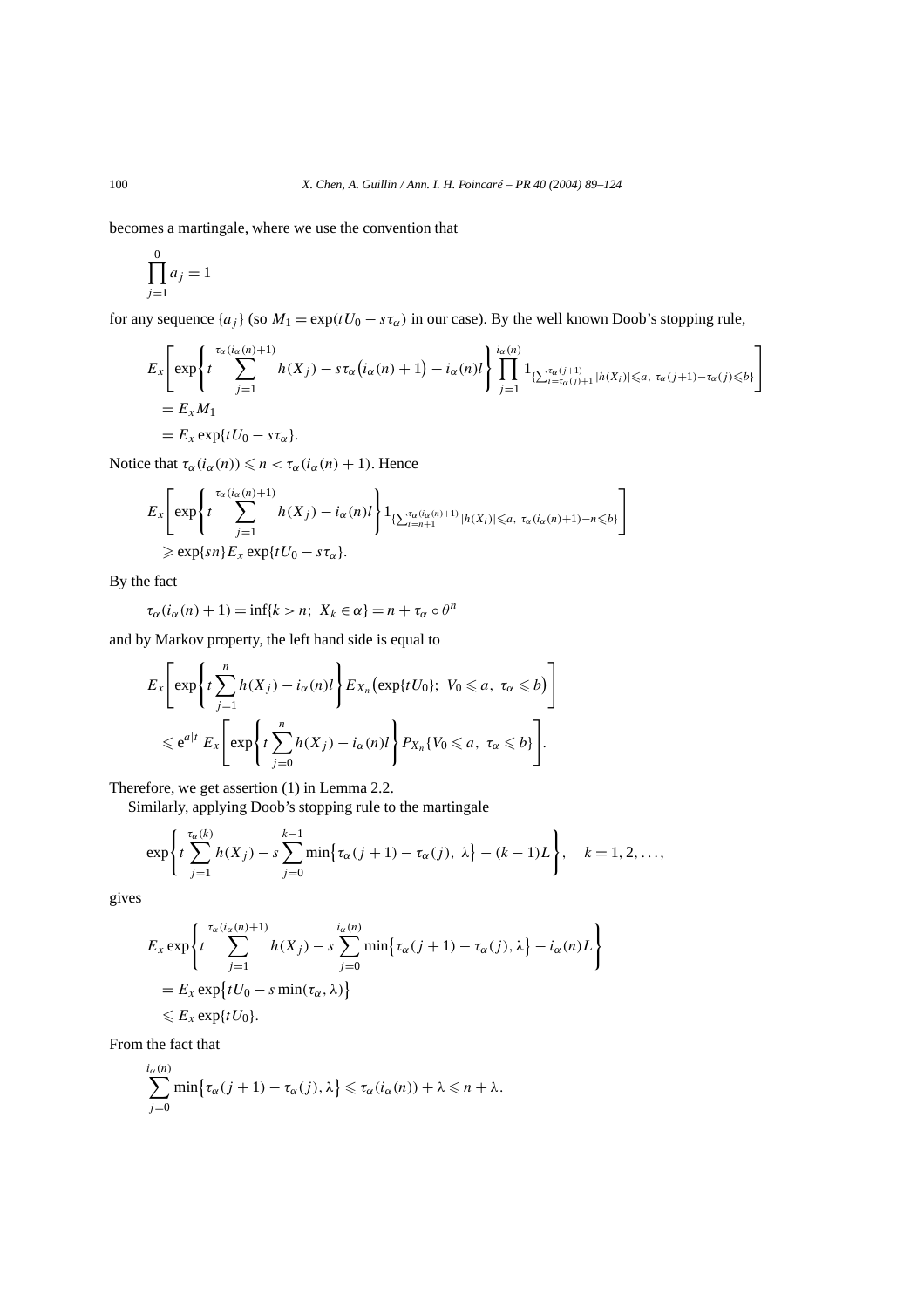becomes a martingale, where we use the convention that

$$\prod_{j=1}^{0} a_j = 1$$

for any sequence $\{a_j\}$ (so $M_1 = \exp(tU_0 - s\tau_\alpha)$ in our case). By the well known Doob's stopping rule,

$$\begin{aligned}
&E_x\left[\exp\left\{t\sum_{j=1}^{\tau_\alpha(i_\alpha(n)+1)} h(X_j) - s\tau_\alpha\big(i_\alpha(n)+1\big) - i_\alpha(n)l\right\}\prod_{j=1}^{i_\alpha(n)} 1_{\{\sum_{i=\tau_\alpha(j)+1}^{\tau_\alpha(j+1)}|h(X_i)|\leqslant a,\ \tau_\alpha(j+1)-\tau_\alpha(j)\leqslant b\}}\right]\\
&= E_x M_1\\
&= E_x \exp\{tU_0 - s\tau_\alpha\}.
\end{aligned}$$

Notice that $\tau_\alpha(i_\alpha(n)) \leqslant n < \tau_\alpha(i_\alpha(n)+1)$. Hence

$$\begin{aligned}
&E_x\left[\exp\left\{t\sum_{j=1}^{\tau_\alpha(i_\alpha(n)+1)} h(X_j) - i_\alpha(n)l\right\} 1_{\{\sum_{i=n+1}^{\tau_\alpha(i_\alpha(n)+1)}|h(X_i)|\leqslant a,\ \tau_\alpha(i_\alpha(n)+1)-n\leqslant b\}}\right]\\
&\geqslant \exp\{sn\}E_x\exp\{tU_0 - s\tau_\alpha\}.
\end{aligned}$$

By the fact

$$\tau_\alpha(i_\alpha(n)+1) = \inf\{k>n;\ X_k\in\alpha\} = n + \tau_\alpha\circ\theta^n$$

and by Markov property, the left hand side is equal to

$$\begin{aligned}
&E_x\left[\exp\left\{t\sum_{j=1}^{n} h(X_j) - i_\alpha(n)l\right\} E_{X_n}\big(\exp\{tU_0\};\ V_0\leqslant a,\ \tau_\alpha\leqslant b\big)\right]\\
&\quad\leqslant e^{a|t|}E_x\left[\exp\left\{t\sum_{j=0}^{n} h(X_j) - i_\alpha(n)l\right\} P_{X_n}\{V_0\leqslant a,\ \tau_\alpha\leqslant b\}\right].
\end{aligned}$$

Therefore, we get assertion (1) in Lemma 2.2.

Similarly, applying Doob's stopping rule to the martingale

$$\exp\left\{t\sum_{j=1}^{\tau_\alpha(k)} h(X_j) - s\sum_{j=0}^{k-1}\min\big\{\tau_\alpha(j+1)-\tau_\alpha(j),\ \lambda\big\} - (k-1)L\right\},\quad k=1,2,\ldots,$$

gives

$$\begin{aligned}
&E_x\exp\left\{t\sum_{j=1}^{\tau_\alpha(i_\alpha(n)+1)} h(X_j) - s\sum_{j=0}^{i_\alpha(n)}\min\big\{\tau_\alpha(j+1)-\tau_\alpha(j),\lambda\big\} - i_\alpha(n)L\right\}\\
&= E_x\exp\big\{tU_0 - s\min(\tau_\alpha,\lambda)\big\}\\
&\leqslant E_x\exp\{tU_0\}.
\end{aligned}$$

From the fact that

$$\sum_{j=0}^{i_\alpha(n)}\min\big\{\tau_\alpha(j+1)-\tau_\alpha(j),\lambda\big\} \leqslant \tau_\alpha(i_\alpha(n)) + \lambda \leqslant n+\lambda.$$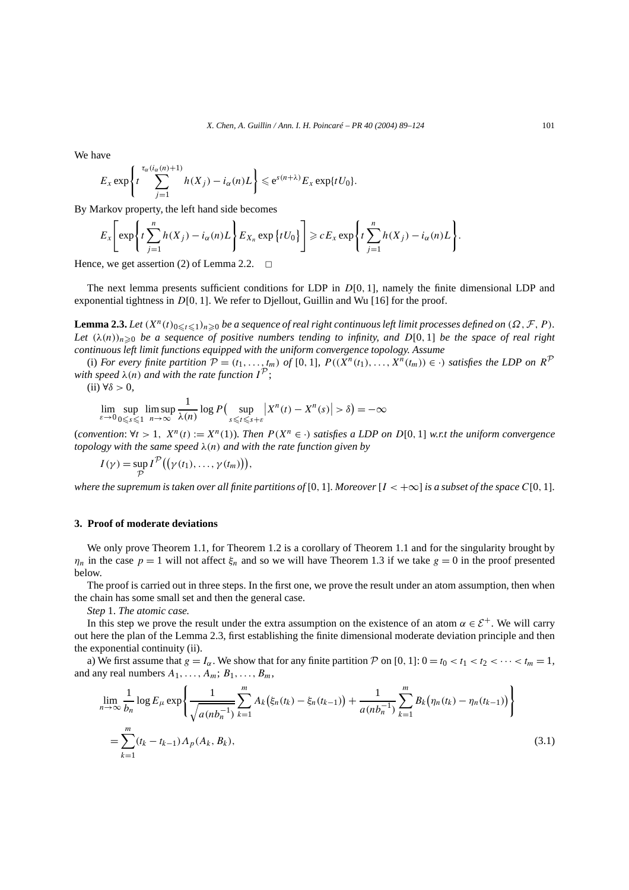We have

$$E_x \exp\left\{ t \sum_{j=1}^{\tau_\alpha(i_\alpha(n)+1)} h(X_j) - i_\alpha(n) L \right\} \leqslant e^{s(n+\lambda)} E_x \exp\{tU_0\}.$$

By Markov property, the left hand side becomes

$$E_x\left[ \exp\left\{ t \sum_{j=1}^{n} h(X_j) - i_\alpha(n) L \right\} E_{X_n} \exp\{tU_0\} \right] \geqslant c E_x \exp\left\{ t \sum_{j=1}^{n} h(X_j) - i_\alpha(n) L \right\}.$$

Hence, we get assertion (2) of Lemma 2.2. □

The next lemma presents sufficient conditions for LDP in $D[0,1]$, namely the finite dimensional LDP and exponential tightness in $D[0,1]$. We refer to Djellout, Guillin and Wu [16] for the proof.

**Lemma 2.3.** *Let $(X^n(t)_{0\leqslant t\leqslant 1})_{n\geqslant 0}$ be a sequence of real right continuous left limit processes defined on $(\Omega, \mathcal{F}, P)$. Let $(\lambda(n))_{n\geqslant 0}$ be a sequence of positive numbers tending to infinity, and $D[0,1]$ be the space of real right continuous left limit functions equipped with the uniform convergence topology. Assume*

(i) *For every finite partition $\mathcal{P} = (t_1, \ldots, t_m)$ of $[0,1]$, $P((X^n(t_1), \ldots, X^n(t_m)) \in \cdot)$ satisfies the LDP on $R^{\mathcal{P}}$ with speed $\lambda(n)$ and with the rate function $I^{\mathcal{P}}$;*

(ii) $\forall \delta > 0$,

$$\lim_{\varepsilon\to 0} \sup_{0\leqslant s\leqslant 1} \limsup_{n\to\infty} \frac{1}{\lambda(n)} \log P\Big( \sup_{s\leqslant t\leqslant s+\varepsilon} \big|X^n(t) - X^n(s)\big| > \delta \Big) = -\infty$$

(*convention*: $\forall t > 1,\ X^n(t) := X^n(1)$). *Then $P(X^n \in \cdot)$ satisfies a LDP on $D[0,1]$ w.r.t the uniform convergence topology with the same speed $\lambda(n)$ and with the rate function given by*

$$I(\gamma) = \sup_{\mathcal{P}} I^{\mathcal{P}}\big( (\gamma(t_1), \ldots, \gamma(t_m)) \big),$$

*where the supremum is taken over all finite partitions of $[0,1]$. Moreover $[I < +\infty]$ is a subset of the space $C[0,1]$.*

## 3. Proof of moderate deviations

We only prove Theorem 1.1, for Theorem 1.2 is a corollary of Theorem 1.1 and for the singularity brought by $\eta_n$ in the case $p = 1$ will not affect $\xi_n$ and so we will have Theorem 1.3 if we take $g = 0$ in the proof presented below.

The proof is carried out in three steps. In the first one, we prove the result under an atom assumption, then when the chain has some small set and then the general case.

*Step* 1. *The atomic case.*

In this step we prove the result under the extra assumption on the existence of an atom $\alpha \in \mathcal{E}^+$. We will carry out here the plan of the Lemma 2.3, first establishing the finite dimensional moderate deviation principle and then the exponential continuity (ii).

a) We first assume that $g = I_\alpha$. We show that for any finite partition $\mathcal{P}$ on $[0,1]$: $0 = t_0 < t_1 < t_2 < \cdots < t_m = 1$, and any real numbers $A_1, \ldots, A_m$; $B_1, \ldots, B_m$,

$$\begin{aligned} &\lim_{n\to\infty} \frac{1}{b_n} \log E_\mu \exp\left\{ \frac{1}{\sqrt{a(nb_n^{-1})}} \sum_{k=1}^{m} A_k\big(\xi_n(t_k) - \xi_n(t_{k-1})\big) + \frac{1}{a(nb_n^{-1})} \sum_{k=1}^{m} B_k\big(\eta_n(t_k) - \eta_n(t_{k-1})\big) \right\} \\ &\quad = \sum_{k=1}^{m} (t_k - t_{k-1}) \Lambda_p(A_k, B_k), \end{aligned} \tag{3.1}$$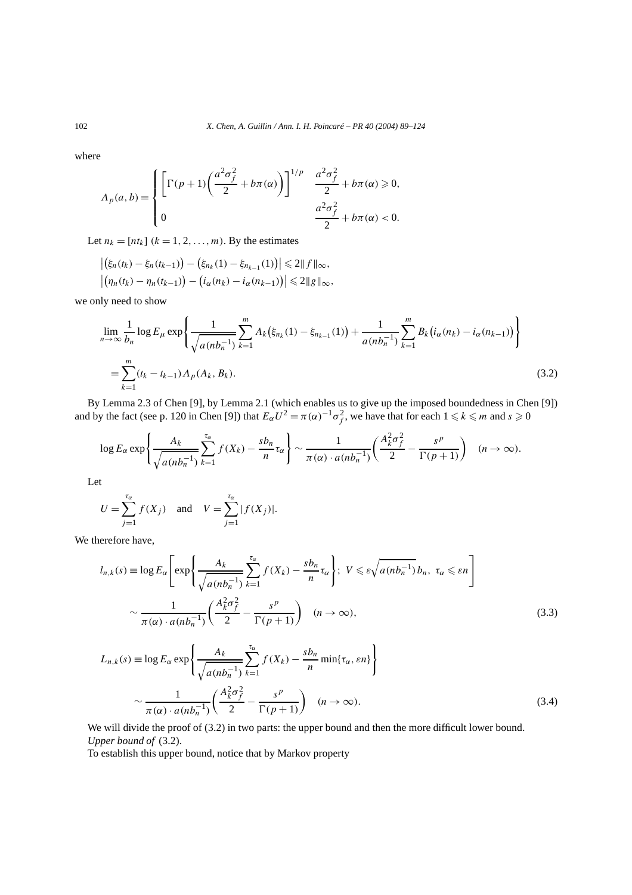where

$$\Lambda_p(a,b) = \begin{cases} \left[\Gamma(p+1)\left(\dfrac{a^2\sigma_f^2}{2} + b\pi(\alpha)\right)\right]^{1/p} & \dfrac{a^2\sigma_f^2}{2} + b\pi(\alpha) \geqslant 0, \\ 0 & \dfrac{a^2\sigma_f^2}{2} + b\pi(\alpha) < 0. \end{cases}$$

Let $n_k = [nt_k]$ $(k = 1, 2, \ldots, m)$. By the estimates

$$\left|\big(\xi_n(t_k) - \xi_n(t_{k-1})\big) - \big(\xi_{n_k}(1) - \xi_{n_{k-1}}(1)\big)\right| \leqslant 2\|f\|_\infty,$$
$$\left|\big(\eta_n(t_k) - \eta_n(t_{k-1})\big) - \big(i_\alpha(n_k) - i_\alpha(n_{k-1})\big)\right| \leqslant 2\|g\|_\infty,$$

we only need to show

$$\lim_{n\to\infty} \frac{1}{b_n} \log E_\mu \exp\left\{ \frac{1}{\sqrt{a(nb_n^{-1})}} \sum_{k=1}^m A_k\big(\xi_{n_k}(1) - \xi_{n_{k-1}}(1)\big) + \frac{1}{a(nb_n^{-1})} \sum_{k=1}^m B_k\big(i_\alpha(n_k) - i_\alpha(n_{k-1})\big) \right\}$$
$$= \sum_{k=1}^m (t_k - t_{k-1}) \Lambda_p(A_k, B_k). \tag{3.2}$$

By Lemma 2.3 of Chen [9], by Lemma 2.1 (which enables us to give up the imposed boundedness in Chen [9]) and by the fact (see p. 120 in Chen [9]) that $E_\alpha U^2 = \pi(\alpha)^{-1}\sigma_f^2$, we have that for each $1 \leqslant k \leqslant m$ and $s \geqslant 0$

$$\log E_\alpha \exp\left\{ \frac{A_k}{\sqrt{a(nb_n^{-1})}} \sum_{k=1}^{\tau_\alpha} f(X_k) - \frac{sb_n}{n}\tau_\alpha \right\} \sim \frac{1}{\pi(\alpha)\cdot a(nb_n^{-1})}\left(\frac{A_k^2\sigma_f^2}{2} - \frac{s^p}{\Gamma(p+1)}\right) \quad (n \to \infty).$$

Let

$$U = \sum_{j=1}^{\tau_\alpha} f(X_j) \quad \text{and} \quad V = \sum_{j=1}^{\tau_\alpha} |f(X_j)|.$$

We therefore have,

$$l_{n,k}(s) \equiv \log E_\alpha\left[ \exp\left\{ \frac{A_k}{\sqrt{a(nb_n^{-1})}} \sum_{k=1}^{\tau_\alpha} f(X_k) - \frac{sb_n}{n}\tau_\alpha \right\};\ V \leqslant \varepsilon\sqrt{a(nb_n^{-1})}\, b_n,\ \tau_\alpha \leqslant \varepsilon n \right]$$
$$\sim \frac{1}{\pi(\alpha)\cdot a(nb_n^{-1})}\left(\frac{A_k^2\sigma_f^2}{2} - \frac{s^p}{\Gamma(p+1)}\right) \quad (n \to \infty), \tag{3.3}$$

$$L_{n,k}(s) \equiv \log E_\alpha \exp\left\{ \frac{A_k}{\sqrt{a(nb_n^{-1})}} \sum_{k=1}^{\tau_\alpha} f(X_k) - \frac{sb_n}{n}\min\{\tau_\alpha, \varepsilon n\} \right\}$$
$$\sim \frac{1}{\pi(\alpha)\cdot a(nb_n^{-1})}\left(\frac{A_k^2\sigma_f^2}{2} - \frac{s^p}{\Gamma(p+1)}\right) \quad (n \to \infty). \tag{3.4}$$

We will divide the proof of (3.2) in two parts: the upper bound and then the more difficult lower bound.

*Upper bound of* (3.2).

To establish this upper bound, notice that by Markov property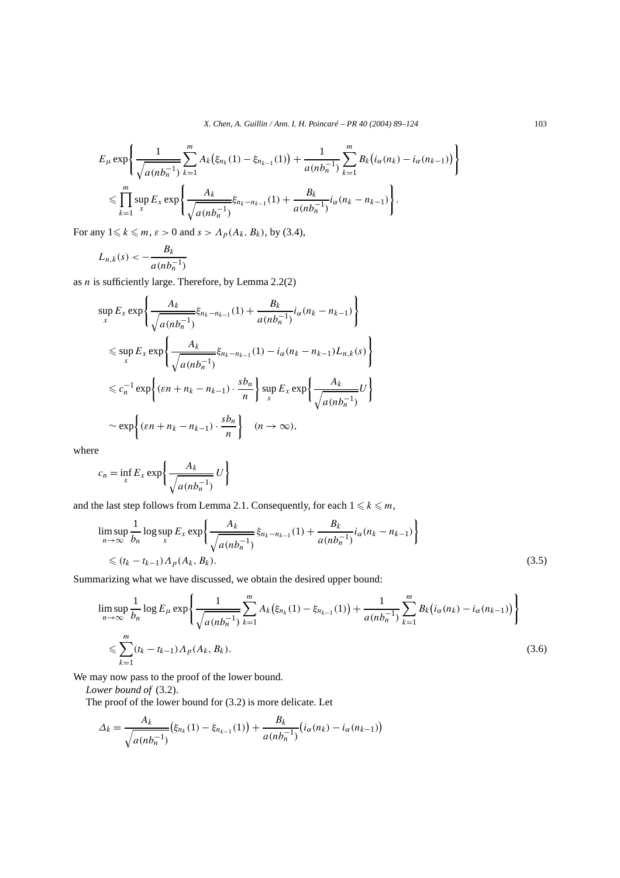$$E_\mu \exp\left\{ \frac{1}{\sqrt{a(nb_n^{-1})}} \sum_{k=1}^m A_k\big(\xi_{n_k}(1) - \xi_{n_{k-1}}(1)\big) + \frac{1}{a(nb_n^{-1})} \sum_{k=1}^m B_k\big(i_\alpha(n_k) - i_\alpha(n_{k-1})\big) \right\}$$
$$\leqslant \prod_{k=1}^m \sup_x E_x \exp\left\{ \frac{A_k}{\sqrt{a(nb_n^{-1})}} \xi_{n_k - n_{k-1}}(1) + \frac{B_k}{a(nb_n^{-1})} i_\alpha(n_k - n_{k-1}) \right\}.$$

For any $1 \leqslant k \leqslant m$, $\varepsilon > 0$ and $s > \Lambda_p(A_k, B_k)$, by (3.4),

$$L_{n,k}(s) < -\frac{B_k}{a(nb_n^{-1})}$$

as $n$ is sufficiently large. Therefore, by Lemma 2.2(2)

$$\sup_x E_x \exp\left\{ \frac{A_k}{\sqrt{a(nb_n^{-1})}} \xi_{n_k - n_{k-1}}(1) + \frac{B_k}{a(nb_n^{-1})} i_\alpha(n_k - n_{k-1}) \right\}$$
$$\leqslant \sup_x E_x \exp\left\{ \frac{A_k}{\sqrt{a(nb_n^{-1})}} \xi_{n_k - n_{k-1}}(1) - i_\alpha(n_k - n_{k-1}) L_{n,k}(s) \right\}$$
$$\leqslant c_n^{-1} \exp\left\{ (\varepsilon n + n_k - n_{k-1}) \cdot \frac{s b_n}{n} \right\} \sup_x E_x \exp\left\{ \frac{A_k}{\sqrt{a(nb_n^{-1})}} U \right\}$$
$$\sim \exp\left\{ (\varepsilon n + n_k - n_{k-1}) \cdot \frac{s b_n}{n} \right\} \quad (n \to \infty),$$

where

$$c_n = \inf_x E_x \exp\left\{ \frac{A_k}{\sqrt{a(nb_n^{-1})}} U \right\}$$

and the last step follows from Lemma 2.1. Consequently, for each $1 \leqslant k \leqslant m$,

$$\limsup_{n\to\infty} \frac{1}{b_n} \log \sup_x E_x \exp\left\{ \frac{A_k}{\sqrt{a(nb_n^{-1})}} \xi_{n_k - n_{k-1}}(1) + \frac{B_k}{a(nb_n^{-1})} i_\alpha(n_k - n_{k-1}) \right\}$$
$$\leqslant (t_k - t_{k-1}) \Lambda_p(A_k, B_k). \tag{3.5}$$

Summarizing what we have discussed, we obtain the desired upper bound:

$$\limsup_{n\to\infty} \frac{1}{b_n} \log E_\mu \exp\left\{ \frac{1}{\sqrt{a(nb_n^{-1})}} \sum_{k=1}^m A_k\big(\xi_{n_k}(1) - \xi_{n_{k-1}}(1)\big) + \frac{1}{a(nb_n^{-1})} \sum_{k=1}^m B_k\big(i_\alpha(n_k) - i_\alpha(n_{k-1})\big) \right\}$$
$$\leqslant \sum_{k=1}^m (t_k - t_{k-1}) \Lambda_p(A_k, B_k). \tag{3.6}$$

We may now pass to the proof of the lower bound.

*Lower bound of* (3.2).

The proof of the lower bound for (3.2) is more delicate. Let

$$\Delta_k = \frac{A_k}{\sqrt{a(nb_n^{-1})}} \big(\xi_{n_k}(1) - \xi_{n_{k-1}}(1)\big) + \frac{B_k}{a(nb_n^{-1})} \big(i_\alpha(n_k) - i_\alpha(n_{k-1})\big)$$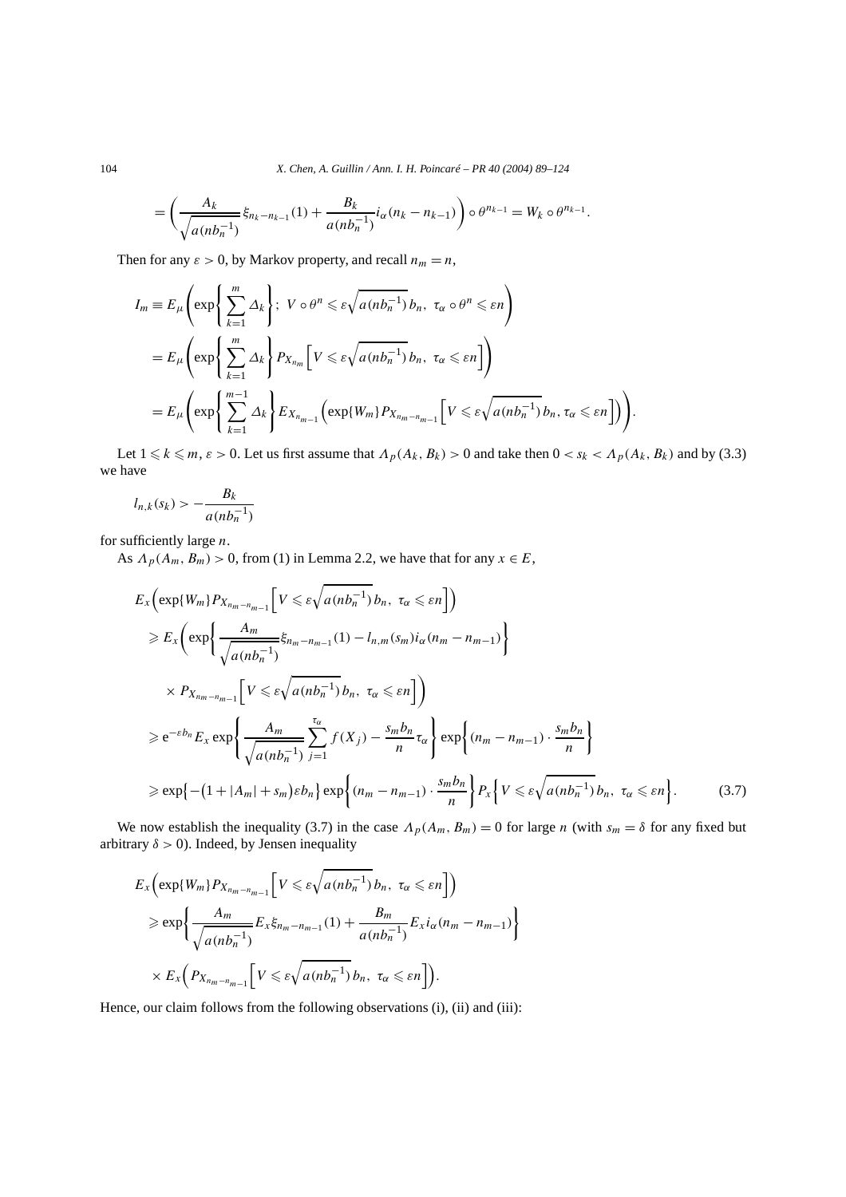$$
= \left( \frac{A_k}{\sqrt{a(nb_n^{-1})}} \xi_{n_k - n_{k-1}}(1) + \frac{B_k}{a(nb_n^{-1})} i_\alpha (n_k - n_{k-1}) \right) \circ \theta^{n_{k-1}} = W_k \circ \theta^{n_{k-1}}.
$$

Then for any $\varepsilon > 0$, by Markov property, and recall $n_m = n$,

$$
\begin{aligned}
I_m &\equiv E_\mu \left( \exp\left\{ \sum_{k=1}^m \Delta_k \right\};\ V \circ \theta^n \leqslant \varepsilon \sqrt{a(nb_n^{-1})}\, b_n,\ \tau_\alpha \circ \theta^n \leqslant \varepsilon n \right) \\
&= E_\mu \left( \exp\left\{ \sum_{k=1}^m \Delta_k \right\} P_{X_{n_m}} \left[ V \leqslant \varepsilon \sqrt{a(nb_n^{-1})}\, b_n,\ \tau_\alpha \leqslant \varepsilon n \right] \right) \\
&= E_\mu \left( \exp\left\{ \sum_{k=1}^{m-1} \Delta_k \right\} E_{X_{n_{m-1}}} \left( \exp\{W_m\} P_{X_{n_m - n_{m-1}}} \left[ V \leqslant \varepsilon \sqrt{a(nb_n^{-1})}\, b_n, \tau_\alpha \leqslant \varepsilon n \right] \right) \right).
\end{aligned}
$$

Let $1 \leqslant k \leqslant m$, $\varepsilon > 0$. Let us first assume that $\Lambda_p(A_k, B_k) > 0$ and take then $0 < s_k < \Lambda_p(A_k, B_k)$ and by (3.3) we have

$$
l_{n,k}(s_k) > -\frac{B_k}{a(nb_n^{-1})}
$$

for sufficiently large $n$.

As $\Lambda_p(A_m, B_m) > 0$, from (1) in Lemma 2.2, we have that for any $x \in E$,

$$
\begin{aligned}
&E_x \left( \exp\{W_m\} P_{X_{n_m - n_{m-1}}} \left[ V \leqslant \varepsilon \sqrt{a(nb_n^{-1})}\, b_n,\ \tau_\alpha \leqslant \varepsilon n \right] \right) \\
&\quad \geqslant E_x \left( \exp\left\{ \frac{A_m}{\sqrt{a(nb_n^{-1})}} \xi_{n_m - n_{m-1}}(1) - l_{n,m}(s_m) i_\alpha (n_m - n_{m-1}) \right\} \right. \\
&\qquad \left. \times P_{X_{n_m - n_{m-1}}} \left[ V \leqslant \varepsilon \sqrt{a(nb_n^{-1})}\, b_n,\ \tau_\alpha \leqslant \varepsilon n \right] \right) \\
&\quad \geqslant e^{-\varepsilon b_n} E_x \exp\left\{ \frac{A_m}{\sqrt{a(nb_n^{-1})}} \sum_{j=1}^{\tau_\alpha} f(X_j) - \frac{s_m b_n}{n} \tau_\alpha \right\} \exp\left\{ (n_m - n_{m-1}) \cdot \frac{s_m b_n}{n} \right\} \\
&\quad \geqslant \exp\left\{ -\left(1 + |A_m| + s_m\right) \varepsilon b_n \right\} \exp\left\{ (n_m - n_{m-1}) \cdot \frac{s_m b_n}{n} \right\} P_x \left\{ V \leqslant \varepsilon \sqrt{a(nb_n^{-1})}\, b_n,\ \tau_\alpha \leqslant \varepsilon n \right\}. \qquad (3.7)
\end{aligned}
$$

We now establish the inequality (3.7) in the case $\Lambda_p(A_m, B_m) = 0$ for large $n$ (with $s_m = \delta$ for any fixed but arbitrary $\delta > 0$). Indeed, by Jensen inequality

$$
\begin{aligned}
&E_x \left( \exp\{W_m\} P_{X_{n_m - n_{m-1}}} \left[ V \leqslant \varepsilon \sqrt{a(nb_n^{-1})}\, b_n,\ \tau_\alpha \leqslant \varepsilon n \right] \right) \\
&\quad \geqslant \exp\left\{ \frac{A_m}{\sqrt{a(nb_n^{-1})}} E_x \xi_{n_m - n_{m-1}}(1) + \frac{B_m}{a(nb_n^{-1})} E_x i_\alpha (n_m - n_{m-1}) \right\} \\
&\qquad \times E_x \left( P_{X_{n_m - n_{m-1}}} \left[ V \leqslant \varepsilon \sqrt{a(nb_n^{-1})}\, b_n,\ \tau_\alpha \leqslant \varepsilon n \right] \right).
\end{aligned}
$$

Hence, our claim follows from the following observations (i), (ii) and (iii):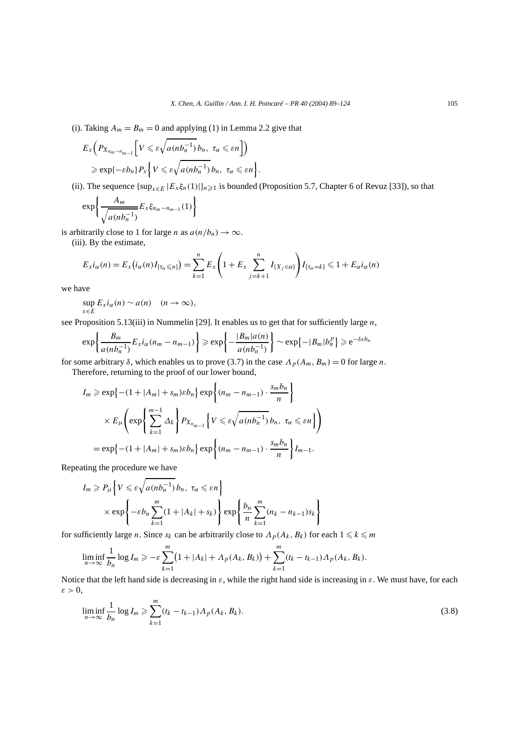(i). Taking $A_m = B_m = 0$ and applying (1) in Lemma 2.2 give that

$$
\begin{aligned}
&E_x\Big(P_{X_{n_m - n_{m-1}}}\Big[V \leqslant \varepsilon\sqrt{a(nb_n^{-1})}\, b_n,\ \tau_\alpha \leqslant \varepsilon n\Big]\Big) \\
&\quad \geqslant \exp\{-\varepsilon b_n\} P_x\Big\{V \leqslant \varepsilon\sqrt{a(nb_n^{-1})}\, b_n,\ \tau_\alpha \leqslant \varepsilon n\Big\}.
\end{aligned}
$$

(ii). The sequence $\{\sup_{x\in E}|E_x\xi_n(1)|\}_{n\geqslant 1}$ is bounded (Proposition 5.7, Chapter 6 of Revuz [33]), so that

$$
\exp\bigg\{\frac{A_m}{\sqrt{a(nb_n^{-1})}} E_x\xi_{n_m - n_{m-1}}(1)\bigg\}
$$

is arbitrarily close to 1 for large $n$ as $a(n/b_n) \to \infty$.

(iii). By the estimate,

$$
E_x i_\alpha(n) = E_x\big(i_\alpha(n) I_{\{\tau_\alpha \leqslant n\}}\big) = \sum_{k=1}^n E_x\Bigg(1 + E_x\sum_{j=k+1}^n I_{\{X_j\in\alpha\}}\Bigg) I_{\{\tau_\alpha = k\}} \leqslant 1 + E_\alpha i_\alpha(n)
$$

we have

$$
\sup_{x\in E} E_x i_\alpha(n) \sim a(n) \quad (n\to\infty),
$$

see Proposition 5.13(iii) in Nummelin [29]. It enables us to get that for sufficiently large $n$,

$$
\exp\bigg\{\frac{B_m}{a(nb_n^{-1})} E_x i_\alpha(n_m - n_{m-1})\bigg\} \geqslant \exp\bigg\{-\frac{|B_m| a(n)}{a(nb_n^{-1})}\bigg\} \sim \exp\big\{-|B_m| b_n^p\big\} \geqslant \mathrm{e}^{-\delta\varepsilon b_n}
$$

for some arbitrary $\delta$, which enables us to prove (3.7) in the case $\Lambda_p(A_m, B_m) = 0$ for large $n$.

Therefore, returning to the proof of our lower bound,

$$
\begin{aligned}
I_m &\geqslant \exp\big\{-(1+|A_m| + s_m)\varepsilon b_n\big\}\exp\bigg\{(n_m - n_{m-1})\cdot\frac{s_m b_n}{n}\bigg\} \\
&\quad\times E_\mu\Bigg(\exp\Bigg\{\sum_{k=1}^{m-1}\Delta_k\Bigg\} P_{X_{n_{m-1}}}\Big\{V \leqslant \varepsilon\sqrt{a(nb_n^{-1})}\, b_n,\ \tau_\alpha \leqslant \varepsilon n\Big\}\Bigg) \\
&= \exp\big\{-(1+|A_m| + s_m)\varepsilon b_n\big\}\exp\bigg\{(n_m - n_{m-1})\cdot\frac{s_m b_n}{n}\bigg\} I_{m-1}.
\end{aligned}
$$

Repeating the procedure we have

$$
\begin{aligned}
I_m &\geqslant P_\mu\Big\{V \leqslant \varepsilon\sqrt{a(nb_n^{-1})}\, b_n,\ \tau_\alpha \leqslant \varepsilon n\Big\} \\
&\quad\times\exp\Bigg\{-\varepsilon b_n\sum_{k=1}^m(1+|A_k| + s_k)\Bigg\}\exp\Bigg\{\frac{b_n}{n}\sum_{k=1}^m(n_k - n_{k-1})s_k\Bigg\}
\end{aligned}
$$

for sufficiently large $n$. Since $s_k$ can be arbitrarily close to $\Lambda_p(A_k, B_k)$ for each $1\leqslant k\leqslant m$

$$
\liminf_{n\to\infty}\frac{1}{b_n}\log I_m \geqslant -\varepsilon\sum_{k=1}^m\big(1 + |A_k| + \Lambda_p(A_k, B_k)\big) + \sum_{k=1}^m(t_k - t_{k-1})\Lambda_p(A_k, B_k).
$$

Notice that the left hand side is decreasing in $\varepsilon$, while the right hand side is increasing in $\varepsilon$. We must have, for each $\varepsilon > 0$,

$$
\liminf_{n\to\infty}\frac{1}{b_n}\log I_m \geqslant \sum_{k=1}^m(t_k - t_{k-1})\Lambda_p(A_k, B_k). \tag{3.8}
$$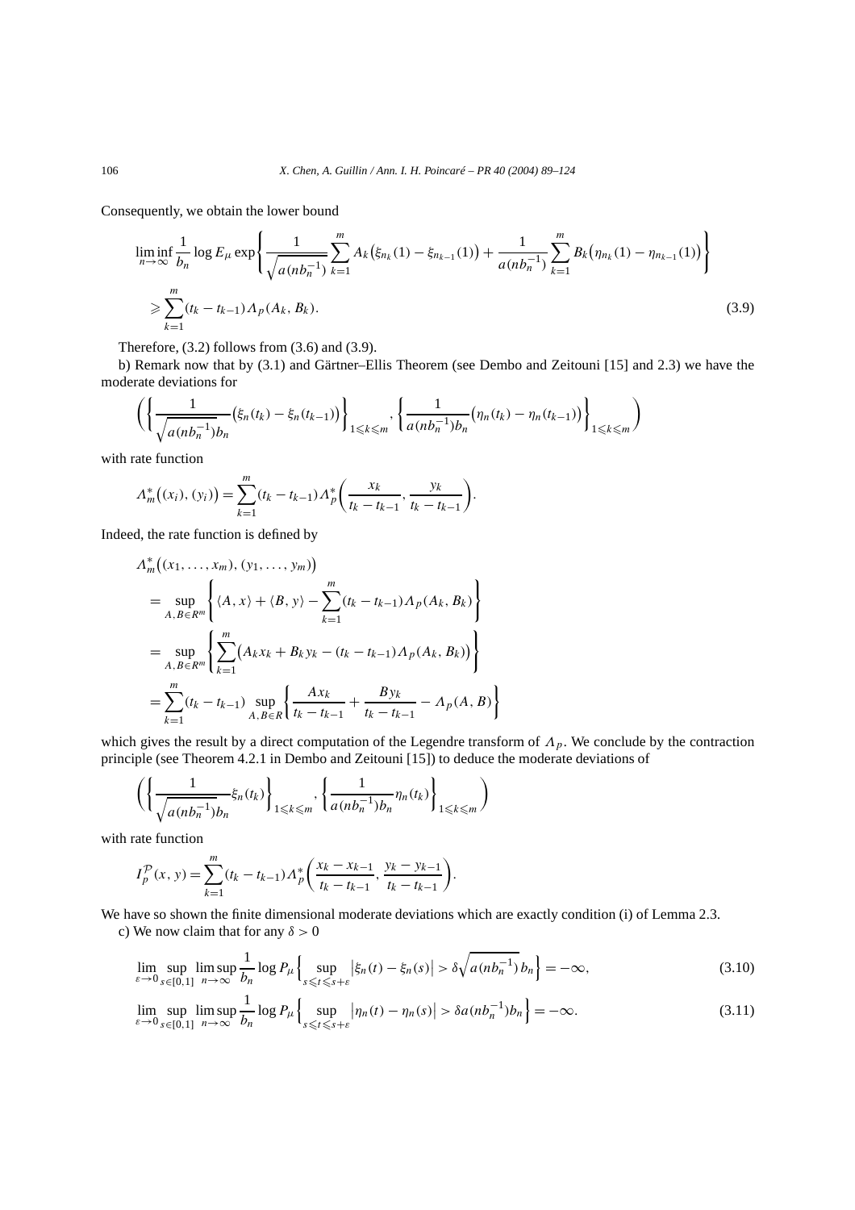Consequently, we obtain the lower bound

$$
\liminf_{n\to\infty} \frac{1}{b_n} \log E_\mu \exp\left\{ \frac{1}{\sqrt{a(nb_n^{-1})}} \sum_{k=1}^m A_k\big(\xi_{n_k}(1) - \xi_{n_{k-1}}(1)\big) + \frac{1}{a(nb_n^{-1})} \sum_{k=1}^m B_k\big(\eta_{n_k}(1) - \eta_{n_{k-1}}(1)\big)\right\}
$$
$$
\geqslant \sum_{k=1}^m (t_k - t_{k-1}) \Lambda_p(A_k, B_k). \tag{3.9}
$$

Therefore, (3.2) follows from (3.6) and (3.9).

b) Remark now that by (3.1) and Gärtner–Ellis Theorem (see Dembo and Zeitouni [15] and 2.3) we have the moderate deviations for

$$
\left( \left\{ \frac{1}{\sqrt{a(nb_n^{-1})} b_n} \big(\xi_n(t_k) - \xi_n(t_{k-1})\big) \right\}_{1\leqslant k\leqslant m}, \left\{ \frac{1}{a(nb_n^{-1}) b_n} \big(\eta_n(t_k) - \eta_n(t_{k-1})\big) \right\}_{1\leqslant k\leqslant m} \right)
$$

with rate function

$$
\Lambda_m^*\big((x_i), (y_i)\big) = \sum_{k=1}^m (t_k - t_{k-1}) \Lambda_p^*\left( \frac{x_k}{t_k - t_{k-1}}, \frac{y_k}{t_k - t_{k-1}} \right).
$$

Indeed, the rate function is defined by

$$
\begin{aligned}
&\Lambda_m^*\big((x_1, \ldots, x_m), (y_1, \ldots, y_m)\big) \\
&= \sup_{A,B\in R^m} \left\{ \langle A, x\rangle + \langle B, y\rangle - \sum_{k=1}^m (t_k - t_{k-1}) \Lambda_p(A_k, B_k) \right\} \\
&= \sup_{A,B\in R^m} \left\{ \sum_{k=1}^m \big(A_k x_k + B_k y_k - (t_k - t_{k-1}) \Lambda_p(A_k, B_k)\big) \right\} \\
&= \sum_{k=1}^m (t_k - t_{k-1}) \sup_{A,B\in R} \left\{ \frac{A x_k}{t_k - t_{k-1}} + \frac{B y_k}{t_k - t_{k-1}} - \Lambda_p(A, B) \right\}
\end{aligned}
$$

which gives the result by a direct computation of the Legendre transform of $\Lambda_p$. We conclude by the contraction principle (see Theorem 4.2.1 in Dembo and Zeitouni [15]) to deduce the moderate deviations of

$$
\left( \left\{ \frac{1}{\sqrt{a(nb_n^{-1})} b_n} \xi_n(t_k) \right\}_{1\leqslant k\leqslant m}, \left\{ \frac{1}{a(nb_n^{-1}) b_n} \eta_n(t_k) \right\}_{1\leqslant k\leqslant m} \right)
$$

with rate function

$$
I_p^{\mathcal{P}}(x, y) = \sum_{k=1}^m (t_k - t_{k-1}) \Lambda_p^*\left( \frac{x_k - x_{k-1}}{t_k - t_{k-1}}, \frac{y_k - y_{k-1}}{t_k - t_{k-1}} \right).
$$

We have so shown the finite dimensional moderate deviations which are exactly condition (i) of Lemma 2.3.

c) We now claim that for any $\delta > 0$

$$
\lim_{\varepsilon\to 0} \sup_{s\in[0,1]} \limsup_{n\to\infty} \frac{1}{b_n} \log P_\mu\left\{ \sup_{s\leqslant t\leqslant s+\varepsilon} \big|\xi_n(t) - \xi_n(s)\big| > \delta\sqrt{a(nb_n^{-1})}\, b_n \right\} = -\infty, \tag{3.10}
$$

$$
\lim_{\varepsilon\to 0} \sup_{s\in[0,1]} \limsup_{n\to\infty} \frac{1}{b_n} \log P_\mu\left\{ \sup_{s\leqslant t\leqslant s+\varepsilon} \big|\eta_n(t) - \eta_n(s)\big| > \delta a(nb_n^{-1}) b_n \right\} = -\infty. \tag{3.11}
$$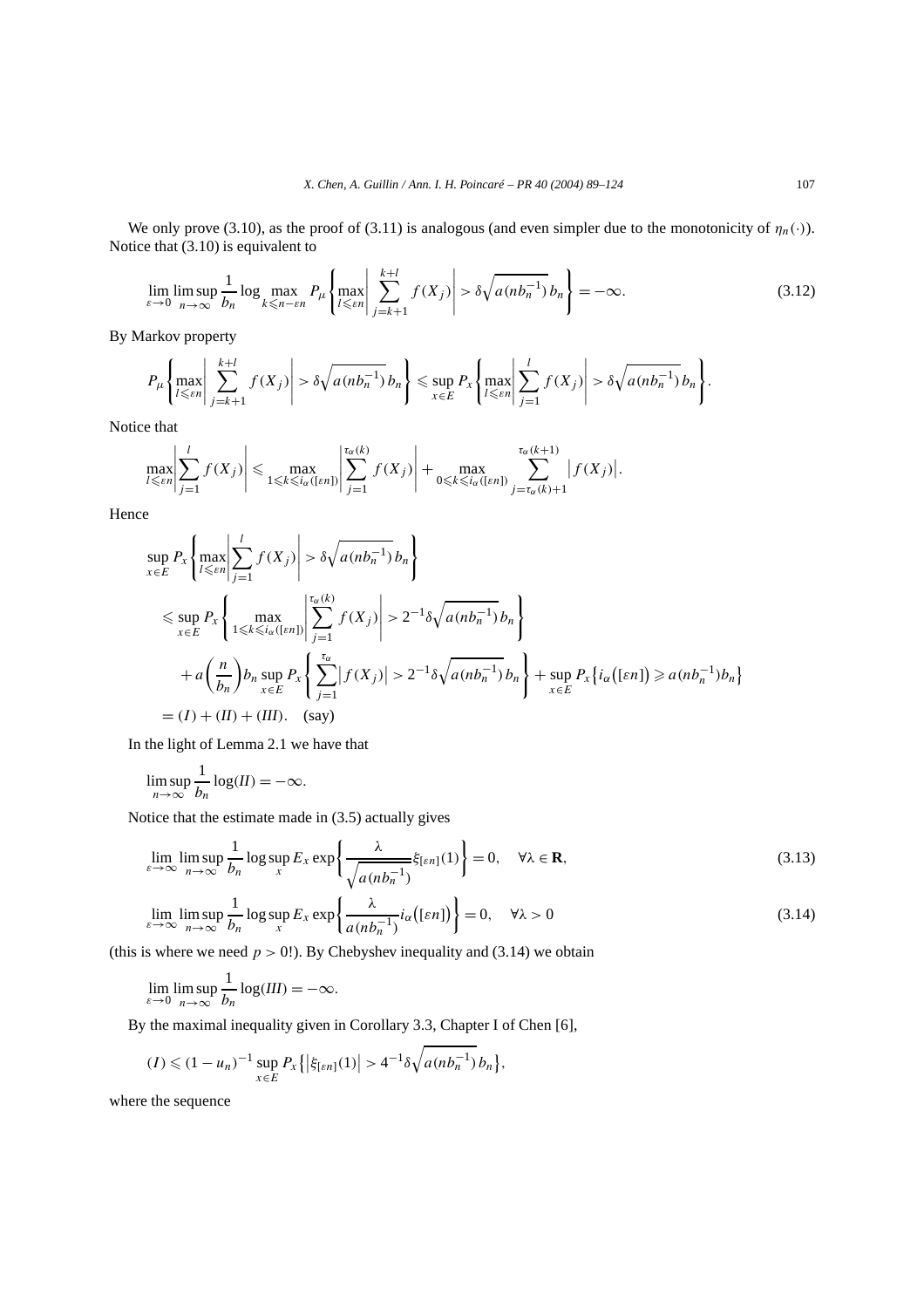We only prove (3.10), as the proof of (3.11) is analogous (and even simpler due to the monotonicity of $\eta_n(\cdot)$). Notice that (3.10) is equivalent to

$$\lim_{\varepsilon\to 0}\limsup_{n\to\infty}\frac{1}{b_n}\log\max_{k\leqslant n-\varepsilon n}P_\mu\left\{\max_{l\leqslant\varepsilon n}\left|\sum_{j=k+1}^{k+l}f(X_j)\right|>\delta\sqrt{a(nb_n^{-1})}\,b_n\right\}=-\infty. \tag{3.12}$$

By Markov property

$$P_\mu\left\{\max_{l\leqslant\varepsilon n}\left|\sum_{j=k+1}^{k+l}f(X_j)\right|>\delta\sqrt{a(nb_n^{-1})}\,b_n\right\}\leqslant\sup_{x\in E}P_x\left\{\max_{l\leqslant\varepsilon n}\left|\sum_{j=1}^{l}f(X_j)\right|>\delta\sqrt{a(nb_n^{-1})}\,b_n\right\}.$$

Notice that

$$\max_{l\leqslant\varepsilon n}\left|\sum_{j=1}^{l}f(X_j)\right|\leqslant\max_{1\leqslant k\leqslant i_\alpha([\varepsilon n])}\left|\sum_{j=1}^{\tau_\alpha(k)}f(X_j)\right|+\max_{0\leqslant k\leqslant i_\alpha([\varepsilon n])}\sum_{j=\tau_\alpha(k)+1}^{\tau_\alpha(k+1)}\left|f(X_j)\right|.$$

Hence

$$\begin{aligned}
&\sup_{x\in E}P_x\left\{\max_{l\leqslant\varepsilon n}\left|\sum_{j=1}^{l}f(X_j)\right|>\delta\sqrt{a(nb_n^{-1})}\,b_n\right\}\\
&\quad\leqslant\sup_{x\in E}P_x\left\{\max_{1\leqslant k\leqslant i_\alpha([\varepsilon n])}\left|\sum_{j=1}^{\tau_\alpha(k)}f(X_j)\right|>2^{-1}\delta\sqrt{a(nb_n^{-1})}\,b_n\right\}\\
&\qquad+a\left(\frac{n}{b_n}\right)b_n\sup_{x\in E}P_x\left\{\sum_{j=1}^{\tau_\alpha}\left|f(X_j)\right|>2^{-1}\delta\sqrt{a(nb_n^{-1})}\,b_n\right\}+\sup_{x\in E}P_x\left\{i_\alpha\left([\varepsilon n]\right)\geqslant a(nb_n^{-1})b_n\right\}\\
&\quad=(I)+(II)+(III).\quad\text{(say)}
\end{aligned}$$

In the light of Lemma 2.1 we have that

$$\limsup_{n\to\infty}\frac{1}{b_n}\log(II)=-\infty.$$

Notice that the estimate made in (3.5) actually gives

$$\lim_{\varepsilon\to\infty}\limsup_{n\to\infty}\frac{1}{b_n}\log\sup_x E_x\exp\left\{\frac{\lambda}{\sqrt{a(nb_n^{-1})}}\xi_{[\varepsilon n]}(1)\right\}=0,\quad\forall\lambda\in\mathbf{R}, \tag{3.13}$$

$$\lim_{\varepsilon\to\infty}\limsup_{n\to\infty}\frac{1}{b_n}\log\sup_x E_x\exp\left\{\frac{\lambda}{a(nb_n^{-1})}i_\alpha\left([\varepsilon n]\right)\right\}=0,\quad\forall\lambda>0 \tag{3.14}$$

(this is where we need $p>0$!). By Chebyshev inequality and (3.14) we obtain

$$\lim_{\varepsilon\to 0}\limsup_{n\to\infty}\frac{1}{b_n}\log(III)=-\infty.$$

By the maximal inequality given in Corollary 3.3, Chapter I of Chen [6],

$$(I)\leqslant(1-u_n)^{-1}\sup_{x\in E}P_x\left\{\left|\xi_{[\varepsilon n]}(1)\right|>4^{-1}\delta\sqrt{a(nb_n^{-1})}\,b_n\right\},$$

where the sequence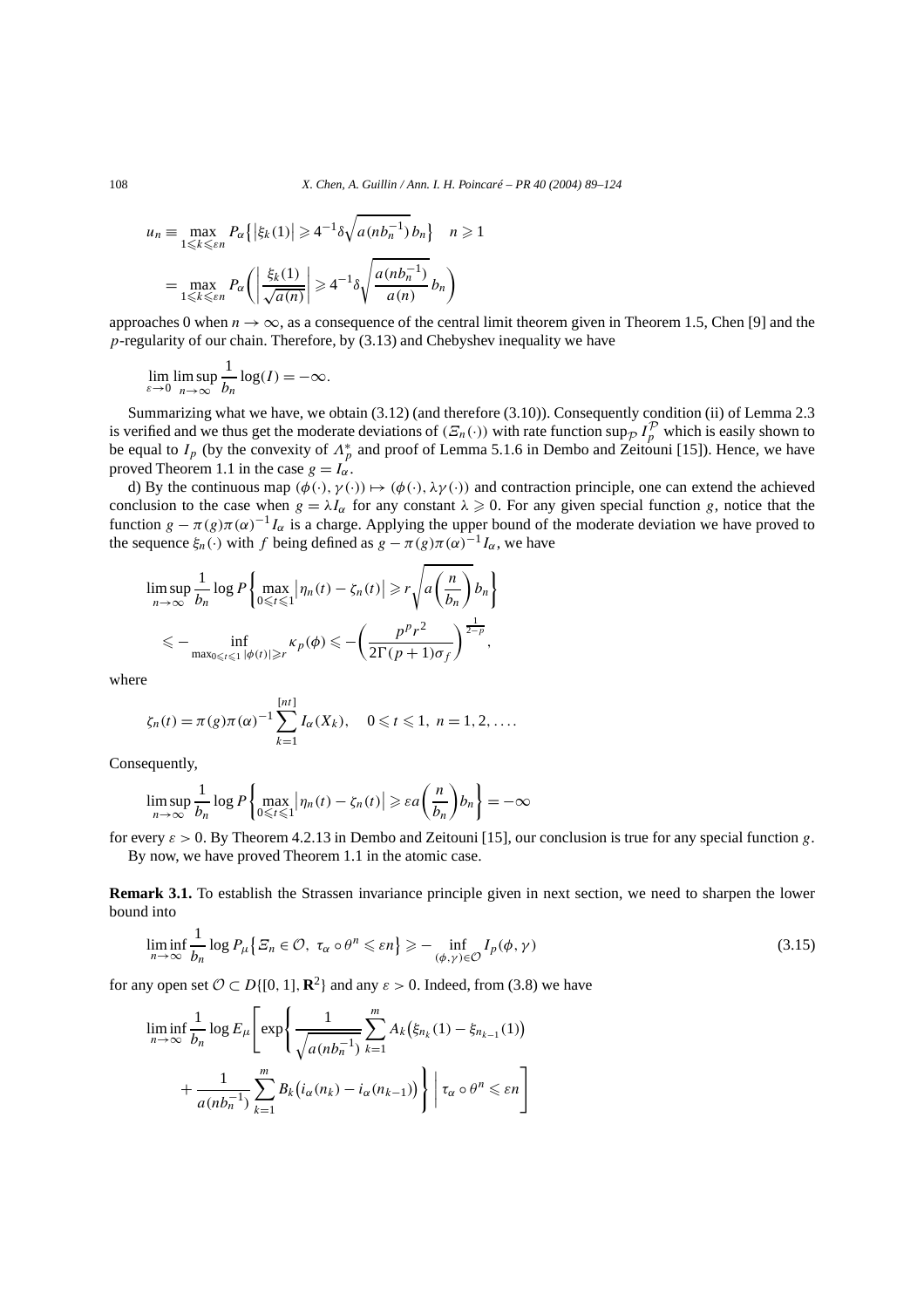$$u_n \equiv \max_{1\leqslant k\leqslant \varepsilon n} P_\alpha\left\{\left|\xi_k(1)\right| \geqslant 4^{-1}\delta\sqrt{a(nb_n^{-1})}\,b_n\right\} \quad n\geqslant 1$$

$$= \max_{1\leqslant k\leqslant \varepsilon n} P_\alpha\left(\left|\frac{\xi_k(1)}{\sqrt{a(n)}}\right| \geqslant 4^{-1}\delta\sqrt{\frac{a(nb_n^{-1})}{a(n)}}\,b_n\right)$$

approaches 0 when $n\to\infty$, as a consequence of the central limit theorem given in Theorem 1.5, Chen [9] and the $p$-regularity of our chain. Therefore, by (3.13) and Chebyshev inequality we have

$$\lim_{\varepsilon\to 0}\limsup_{n\to\infty}\frac{1}{b_n}\log(I) = -\infty.$$

Summarizing what we have, we obtain (3.12) (and therefore (3.10)). Consequently condition (ii) of Lemma 2.3 is verified and we thus get the moderate deviations of $(\Xi_n(\cdot))$ with rate function $\sup_{\mathcal{P}} I_p^{\mathcal{P}}$ which is easily shown to be equal to $I_p$ (by the convexity of $\Lambda_p^*$ and proof of Lemma 5.1.6 in Dembo and Zeitouni [15]). Hence, we have proved Theorem 1.1 in the case $g = I_\alpha$.

d) By the continuous map $(\phi(\cdot),\gamma(\cdot))\mapsto(\phi(\cdot),\lambda\gamma(\cdot))$ and contraction principle, one can extend the achieved conclusion to the case when $g=\lambda I_\alpha$ for any constant $\lambda\geqslant 0$. For any given special function $g$, notice that the function $g-\pi(g)\pi(\alpha)^{-1}I_\alpha$ is a charge. Applying the upper bound of the moderate deviation we have proved to the sequence $\xi_n(\cdot)$ with $f$ being defined as $g-\pi(g)\pi(\alpha)^{-1}I_\alpha$, we have

$$\limsup_{n\to\infty}\frac{1}{b_n}\log P\left\{\max_{0\leqslant t\leqslant 1}\left|\eta_n(t)-\zeta_n(t)\right| \geqslant r\sqrt{a\left(\frac{n}{b_n}\right)}\,b_n\right\}$$

$$\leqslant -\inf_{\max_{0\leqslant t\leqslant 1}|\phi(t)|\geqslant r}\kappa_p(\phi) \leqslant -\left(\frac{p^p r^2}{2\Gamma(p+1)\sigma_f}\right)^{\frac{1}{2-p}},$$

where

$$\zeta_n(t) = \pi(g)\pi(\alpha)^{-1}\sum_{k=1}^{[nt]} I_\alpha(X_k), \quad 0\leqslant t\leqslant 1,\ n=1,2,\ldots.$$

Consequently,

$$\limsup_{n\to\infty}\frac{1}{b_n}\log P\left\{\max_{0\leqslant t\leqslant 1}\left|\eta_n(t)-\zeta_n(t)\right| \geqslant \varepsilon a\left(\frac{n}{b_n}\right)b_n\right\} = -\infty$$

for every $\varepsilon>0$. By Theorem 4.2.13 in Dembo and Zeitouni [15], our conclusion is true for any special function $g$.

By now, we have proved Theorem 1.1 in the atomic case.

**Remark 3.1.** To establish the Strassen invariance principle given in next section, we need to sharpen the lower bound into

$$\liminf_{n\to\infty}\frac{1}{b_n}\log P_\mu\left\{\Xi_n\in\mathcal{O},\ \tau_\alpha\circ\theta^n\leqslant \varepsilon n\right\} \geqslant -\inf_{(\phi,\gamma)\in\mathcal{O}} I_p(\phi,\gamma) \tag{3.15}$$

for any open set $\mathcal{O}\subset D\{[0,1],\mathbf{R}^2\}$ and any $\varepsilon>0$. Indeed, from (3.8) we have

$$\liminf_{n\to\infty}\frac{1}{b_n}\log E_\mu\left[\exp\left\{\frac{1}{\sqrt{a(nb_n^{-1})}}\sum_{k=1}^m A_k\left(\xi_{n_k}(1)-\xi_{n_{k-1}}(1)\right)\right.\right.$$

$$\left.\left.+\frac{1}{a(nb_n^{-1})}\sum_{k=1}^m B_k\left(i_\alpha(n_k)-i_\alpha(n_{k-1})\right)\right\}\ \middle|\ \tau_\alpha\circ\theta^n\leqslant\varepsilon n\right]$$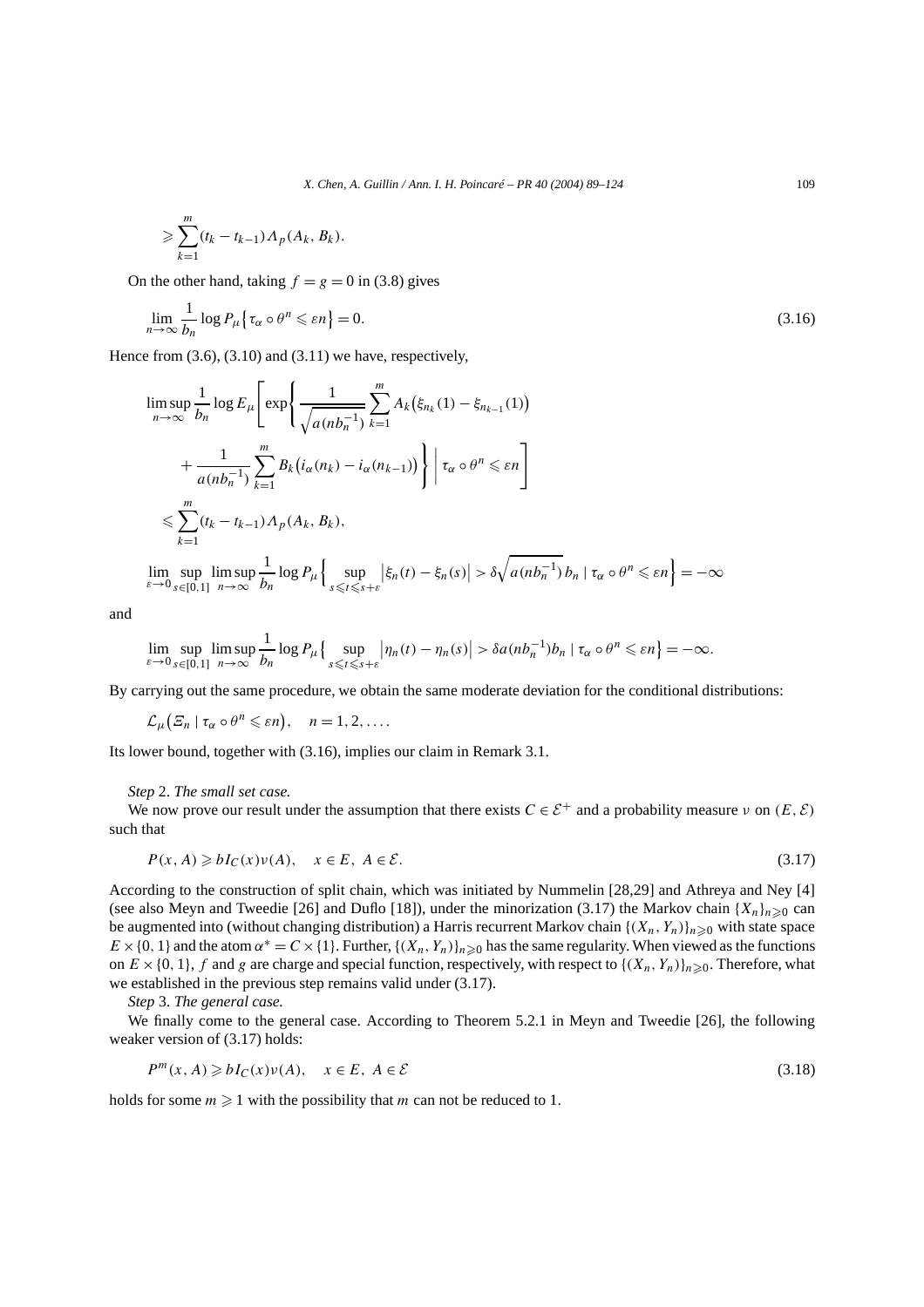$$\geqslant \sum_{k=1}^{m}(t_k - t_{k-1})\Lambda_p(A_k, B_k).$$

On the other hand, taking $f = g = 0$ in (3.8) gives

$$\lim_{n\to\infty}\frac{1}{b_n}\log P_\mu\big\{\tau_\alpha\circ\theta^n \leqslant \varepsilon n\big\} = 0. \tag{3.16}$$

Hence from (3.6), (3.10) and (3.11) we have, respectively,

$$\limsup_{n\to\infty}\frac{1}{b_n}\log E_\mu\Bigg[\exp\Bigg\{\frac{1}{\sqrt{a(nb_n^{-1})}}\sum_{k=1}^{m}A_k\big(\xi_{n_k}(1)-\xi_{n_{k-1}}(1)\big)$$

$$+\frac{1}{a(nb_n^{-1})}\sum_{k=1}^{m}B_k\big(i_\alpha(n_k)-i_\alpha(n_{k-1})\big)\Bigg\}\ \Bigg|\ \tau_\alpha\circ\theta^n\leqslant\varepsilon n\Bigg]$$

$$\leqslant \sum_{k=1}^{m}(t_k - t_{k-1})\Lambda_p(A_k, B_k),$$

$$\lim_{\varepsilon\to 0}\sup_{s\in[0,1]}\limsup_{n\to\infty}\frac{1}{b_n}\log P_\mu\Big\{\sup_{s\leqslant t\leqslant s+\varepsilon}\big|\xi_n(t)-\xi_n(s)\big| > \delta\sqrt{a(nb_n^{-1})}\,b_n \mid \tau_\alpha\circ\theta^n\leqslant\varepsilon n\Big\} = -\infty$$

and

$$\lim_{\varepsilon\to 0}\sup_{s\in[0,1]}\limsup_{n\to\infty}\frac{1}{b_n}\log P_\mu\big\{\sup_{s\leqslant t\leqslant s+\varepsilon}\big|\eta_n(t)-\eta_n(s)\big| > \delta a(nb_n^{-1})b_n \mid \tau_\alpha\circ\theta^n\leqslant\varepsilon n\big\} = -\infty.$$

By carrying out the same procedure, we obtain the same moderate deviation for the conditional distributions:

$$\mathcal{L}_\mu\big(\Xi_n \mid \tau_\alpha\circ\theta^n\leqslant\varepsilon n\big),\quad n = 1, 2, \ldots.$$

Its lower bound, together with (3.16), implies our claim in Remark 3.1.

*Step* 2. *The small set case.*

We now prove our result under the assumption that there exists $C\in\mathcal{E}^+$ and a probability measure $\nu$ on $(E,\mathcal{E})$ such that

$$P(x, A)\geqslant bI_C(x)\nu(A),\quad x\in E,\ A\in\mathcal{E}. \tag{3.17}$$

According to the construction of split chain, which was initiated by Nummelin [28,29] and Athreya and Ney [4] (see also Meyn and Tweedie [26] and Duflo [18]), under the minorization (3.17) the Markov chain $\{X_n\}_{n\geqslant 0}$ can be augmented into (without changing distribution) a Harris recurrent Markov chain $\{(X_n, Y_n)\}_{n\geqslant 0}$ with state space $E\times\{0,1\}$ and the atom $\alpha^* = C\times\{1\}$. Further, $\{(X_n, Y_n)\}_{n\geqslant 0}$ has the same regularity. When viewed as the functions on $E\times\{0,1\}$, $f$ and $g$ are charge and special function, respectively, with respect to $\{(X_n, Y_n)\}_{n\geqslant 0}$. Therefore, what we established in the previous step remains valid under (3.17).

*Step* 3. *The general case.*

We finally come to the general case. According to Theorem 5.2.1 in Meyn and Tweedie [26], the following weaker version of (3.17) holds:

$$P^m(x, A)\geqslant bI_C(x)\nu(A),\quad x\in E,\ A\in\mathcal{E} \tag{3.18}$$

holds for some $m\geqslant 1$ with the possibility that $m$ can not be reduced to 1.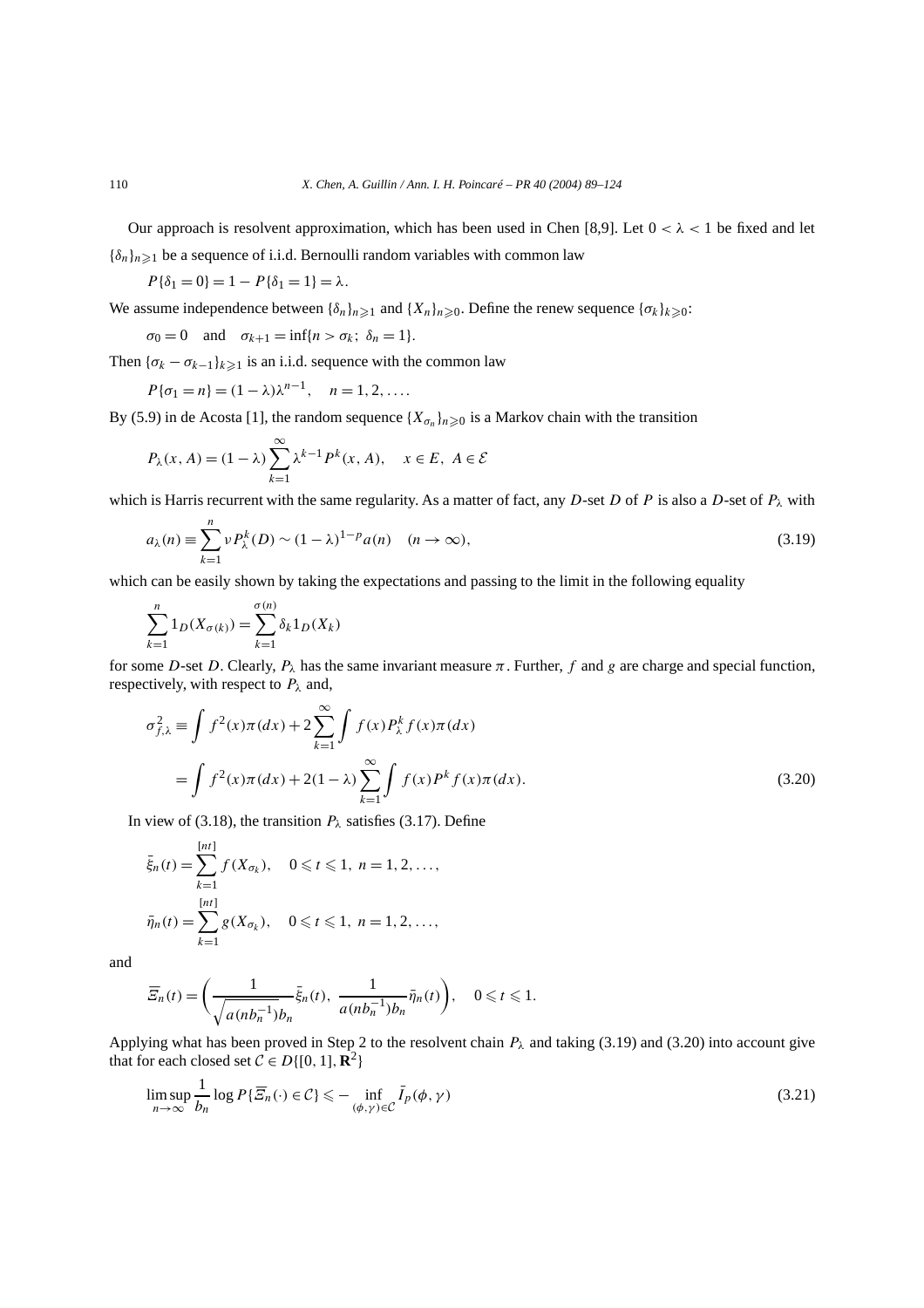Our approach is resolvent approximation, which has been used in Chen [8,9]. Let $0 < \lambda < 1$ be fixed and let $\{\delta_n\}_{n\geqslant 1}$ be a sequence of i.i.d. Bernoulli random variables with common law

$$P\{\delta_1 = 0\} = 1 - P\{\delta_1 = 1\} = \lambda.$$

We assume independence between $\{\delta_n\}_{n\geqslant 1}$ and $\{X_n\}_{n\geqslant 0}$. Define the renew sequence $\{\sigma_k\}_{k\geqslant 0}$:

$$\sigma_0 = 0 \quad \text{and} \quad \sigma_{k+1} = \inf\{n > \sigma_k;\ \delta_n = 1\}.$$

Then $\{\sigma_k - \sigma_{k-1}\}_{k\geqslant 1}$ is an i.i.d. sequence with the common law

$$P\{\sigma_1 = n\} = (1-\lambda)\lambda^{n-1}, \quad n = 1, 2, \ldots.$$

By (5.9) in de Acosta [1], the random sequence $\{X_{\sigma_n}\}_{n\geqslant 0}$ is a Markov chain with the transition

$$P_\lambda(x, A) = (1-\lambda)\sum_{k=1}^{\infty}\lambda^{k-1}P^k(x, A), \quad x \in E,\ A \in \mathcal{E}$$

which is Harris recurrent with the same regularity. As a matter of fact, any $D$-set $D$ of $P$ is also a $D$-set of $P_\lambda$ with

$$a_\lambda(n) \equiv \sum_{k=1}^{n} \nu P_\lambda^k(D) \sim (1-\lambda)^{1-p}a(n) \quad (n \to \infty), \tag{3.19}$$

which can be easily shown by taking the expectations and passing to the limit in the following equality

$$\sum_{k=1}^{n} 1_D(X_{\sigma(k)}) = \sum_{k=1}^{\sigma(n)} \delta_k 1_D(X_k)$$

for some $D$-set $D$. Clearly, $P_\lambda$ has the same invariant measure $\pi$. Further, $f$ and $g$ are charge and special function, respectively, with respect to $P_\lambda$ and,

$$\begin{aligned}
\sigma_{f,\lambda}^2 &\equiv \int f^2(x)\pi(dx) + 2\sum_{k=1}^{\infty}\int f(x)P_\lambda^k f(x)\pi(dx) \\
&= \int f^2(x)\pi(dx) + 2(1-\lambda)\sum_{k=1}^{\infty}\int f(x)P^k f(x)\pi(dx).
\end{aligned} \tag{3.20}$$

In view of (3.18), the transition $P_\lambda$ satisfies (3.17). Define

$$\bar{\xi}_n(t) = \sum_{k=1}^{[nt]} f(X_{\sigma_k}), \quad 0 \leqslant t \leqslant 1,\ n = 1, 2, \ldots,$$

$$\bar{\eta}_n(t) = \sum_{k=1}^{[nt]} g(X_{\sigma_k}), \quad 0 \leqslant t \leqslant 1,\ n = 1, 2, \ldots,$$

and

$$\overline{\Xi}_n(t) = \left(\frac{1}{\sqrt{a(nb_n^{-1})b_n}}\bar{\xi}_n(t),\ \frac{1}{a(nb_n^{-1})b_n}\bar{\eta}_n(t)\right), \quad 0 \leqslant t \leqslant 1.$$

Applying what has been proved in Step 2 to the resolvent chain $P_\lambda$ and taking (3.19) and (3.20) into account give that for each closed set $\mathcal{C} \in D\{[0,1], \mathbf{R}^2\}$

$$\limsup_{n\to\infty}\frac{1}{b_n}\log P\{\overline{\Xi}_n(\cdot) \in \mathcal{C}\} \leqslant -\inf_{(\phi,\gamma)\in\mathcal{C}} \bar{I}_p(\phi, \gamma) \tag{3.21}$$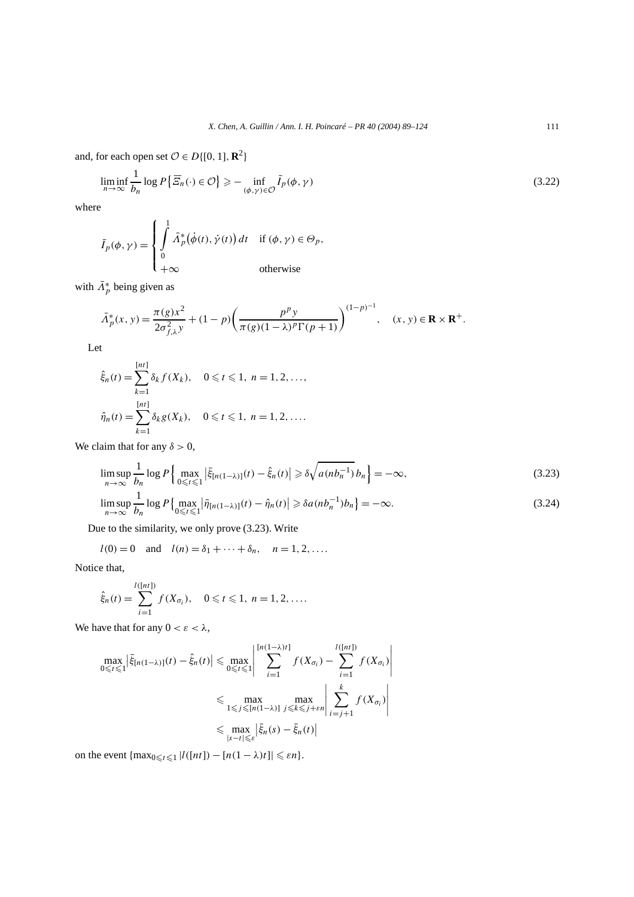and, for each open set $\mathcal{O} \in D\{[0,1], \mathbf{R}^2\}$

$$\liminf_{n\to\infty} \frac{1}{b_n} \log P\left\{\overline{\Xi}_n(\cdot) \in \mathcal{O}\right\} \geqslant -\inf_{(\phi,\gamma)\in\mathcal{O}} \bar{I}_p(\phi,\gamma) \tag{3.22}$$

where

$$\bar{I}_p(\phi,\gamma) = \begin{cases} \displaystyle\int_0^1 \bar{\Lambda}_p^*\big(\dot{\phi}(t), \dot{\gamma}(t)\big)\,dt & \text{if } (\phi,\gamma) \in \Theta_p, \\ +\infty & \text{otherwise} \end{cases}$$

with $\bar{\Lambda}_p^*$ being given as

$$\bar{\Lambda}_p^*(x,y) = \frac{\pi(g)x^2}{2\sigma_{f,\lambda}^2 y} + (1-p)\left(\frac{p^p y}{\pi(g)(1-\lambda)^p \Gamma(p+1)}\right)^{(1-p)^{-1}}, \quad (x,y) \in \mathbf{R} \times \mathbf{R}^+.$$

Let

$$\hat{\xi}_n(t) = \sum_{k=1}^{[nt]} \delta_k f(X_k), \quad 0 \leqslant t \leqslant 1,\ n = 1,2,\ldots,$$

$$\hat{\eta}_n(t) = \sum_{k=1}^{[nt]} \delta_k g(X_k), \quad 0 \leqslant t \leqslant 1,\ n = 1,2,\ldots.$$

We claim that for any $\delta > 0$,

$$\limsup_{n\to\infty} \frac{1}{b_n} \log P\left\{\max_{0\leqslant t\leqslant 1} \left|\bar{\xi}_{[n(1-\lambda)]}(t) - \hat{\xi}_n(t)\right| \geqslant \delta\sqrt{a(nb_n^{-1})}\, b_n\right\} = -\infty, \tag{3.23}$$

$$\limsup_{n\to\infty} \frac{1}{b_n} \log P\left\{\max_{0\leqslant t\leqslant 1} \left|\bar{\eta}_{[n(1-\lambda)]}(t) - \hat{\eta}_n(t)\right| \geqslant \delta a(nb_n^{-1}) b_n\right\} = -\infty. \tag{3.24}$$

Due to the similarity, we only prove (3.23). Write

$$l(0) = 0 \quad \text{and} \quad l(n) = \delta_1 + \cdots + \delta_n, \quad n = 1,2,\ldots.$$

Notice that,

$$\hat{\xi}_n(t) = \sum_{i=1}^{l([nt])} f(X_{\sigma_i}), \quad 0 \leqslant t \leqslant 1,\ n = 1,2,\ldots.$$

We have that for any $0 < \varepsilon < \lambda$,

$$\begin{aligned}
\max_{0\leqslant t\leqslant 1} \left|\bar{\xi}_{[n(1-\lambda)]}(t) - \hat{\xi}_n(t)\right| &\leqslant \max_{0\leqslant t\leqslant 1} \left|\sum_{i=1}^{[n(1-\lambda)t]} f(X_{\sigma_i}) - \sum_{i=1}^{l([nt])} f(X_{\sigma_i})\right| \\
&\leqslant \max_{1\leqslant j\leqslant [n(1-\lambda)]}\ \max_{j\leqslant k\leqslant j+\varepsilon n} \left|\sum_{i=j+1}^{k} f(X_{\sigma_i})\right| \\
&\leqslant \max_{|s-t|\leqslant\varepsilon} \left|\bar{\xi}_n(s) - \bar{\xi}_n(t)\right|
\end{aligned}$$

on the event $\{\max_{0\leqslant t\leqslant 1} |l([nt]) - [n(1-\lambda)t]| \leqslant \varepsilon n\}$.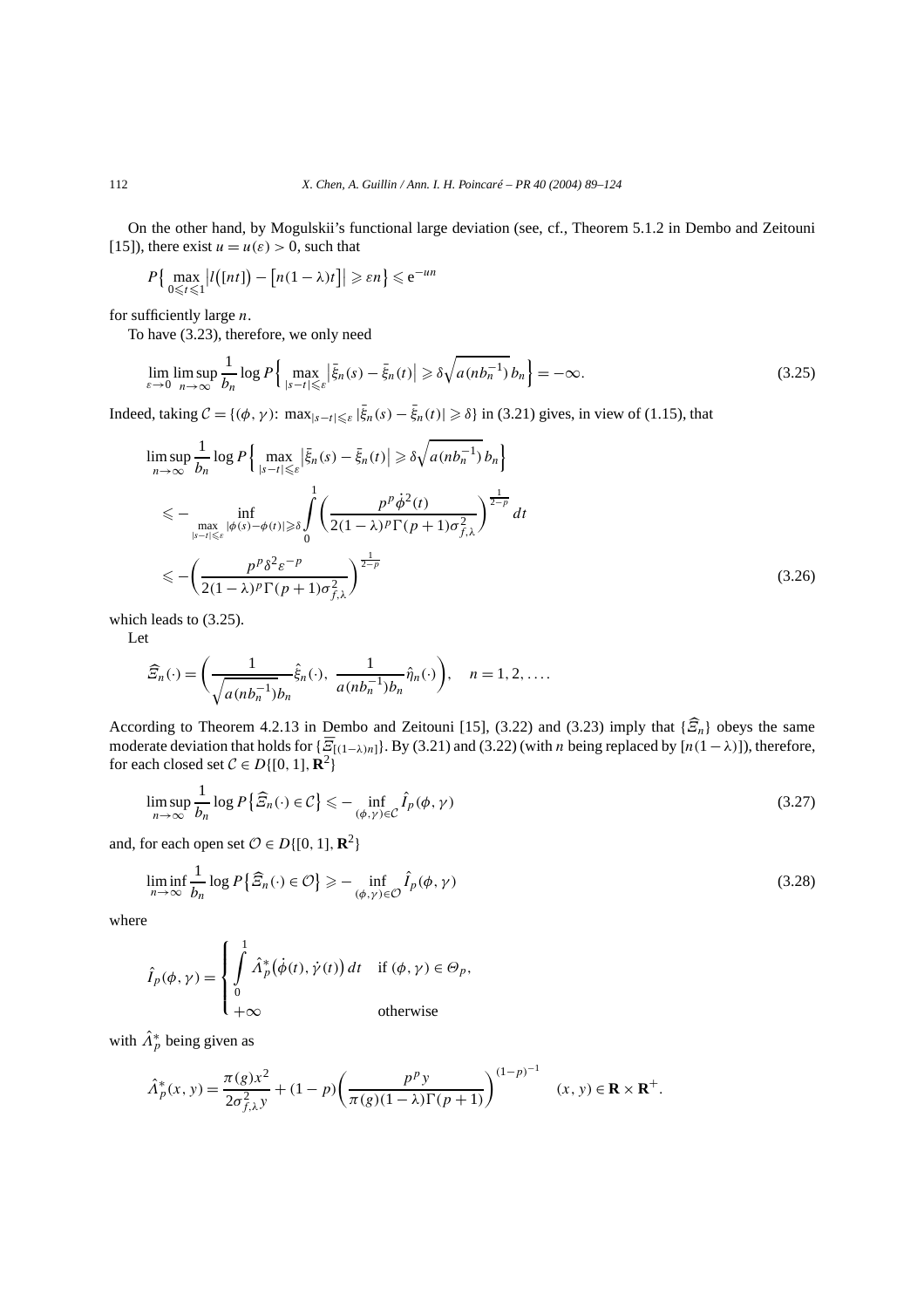On the other hand, by Mogulskii's functional large deviation (see, cf., Theorem 5.1.2 in Dembo and Zeitouni [15]), there exist $u = u(\varepsilon) > 0$, such that

$$P\Big\{ \max_{0 \leqslant t \leqslant 1} \big| l\big([nt]\big) - \big[n(1-\lambda)t\big] \big| \geqslant \varepsilon n \Big\} \leqslant e^{-un}$$

for sufficiently large $n$.

To have (3.23), therefore, we only need

$$\lim_{\varepsilon \to 0} \limsup_{n \to \infty} \frac{1}{b_n} \log P\Big\{ \max_{|s-t| \leqslant \varepsilon} \big| \bar{\xi}_n(s) - \bar{\xi}_n(t) \big| \geqslant \delta \sqrt{a(nb_n^{-1})}\, b_n \Big\} = -\infty. \tag{3.25}$$

Indeed, taking $\mathcal{C} = \{(\phi, \gamma)\colon \max_{|s-t| \leqslant \varepsilon} |\bar{\xi}_n(s) - \bar{\xi}_n(t)| \geqslant \delta\}$ in (3.21) gives, in view of (1.15), that

$$\begin{aligned}
&\limsup_{n \to \infty} \frac{1}{b_n} \log P\Big\{ \max_{|s-t| \leqslant \varepsilon} \big| \bar{\xi}_n(s) - \bar{\xi}_n(t) \big| \geqslant \delta \sqrt{a(nb_n^{-1})}\, b_n \Big\} \\
&\quad \leqslant - \inf_{\max_{|s-t| \leqslant \varepsilon} |\phi(s) - \phi(t)| \geqslant \delta} \int_0^1 \left( \frac{p^p \dot{\phi}^2(t)}{2(1-\lambda)^p \Gamma(p+1) \sigma_{f,\lambda}^2} \right)^{\frac{1}{2-p}} dt \\
&\quad \leqslant - \left( \frac{p^p \delta^2 \varepsilon^{-p}}{2(1-\lambda)^p \Gamma(p+1) \sigma_{f,\lambda}^2} \right)^{\frac{1}{2-p}}
\end{aligned} \tag{3.26}$$

which leads to (3.25).

Let

$$\widehat{\Xi}_n(\cdot) = \left( \frac{1}{\sqrt{a(nb_n^{-1})}\, b_n} \hat{\xi}_n(\cdot),\ \frac{1}{a(nb_n^{-1}) b_n} \hat{\eta}_n(\cdot) \right), \quad n = 1, 2, \ldots.$$

According to Theorem 4.2.13 in Dembo and Zeitouni [15], (3.22) and (3.23) imply that $\{\widehat{\Xi}_n\}$ obeys the same moderate deviation that holds for $\{\overline{\Xi}_{[(1-\lambda)n]}\}$. By (3.21) and (3.22) (with $n$ being replaced by $[n(1-\lambda)]$), therefore, for each closed set $\mathcal{C} \in D\{[0,1], \mathbf{R}^2\}$

$$\limsup_{n \to \infty} \frac{1}{b_n} \log P\big\{ \widehat{\Xi}_n(\cdot) \in \mathcal{C} \big\} \leqslant - \inf_{(\phi, \gamma) \in \mathcal{C}} \hat{I}_p(\phi, \gamma) \tag{3.27}$$

and, for each open set $\mathcal{O} \in D\{[0,1], \mathbf{R}^2\}$

$$\liminf_{n \to \infty} \frac{1}{b_n} \log P\big\{ \widehat{\Xi}_n(\cdot) \in \mathcal{O} \big\} \geqslant - \inf_{(\phi, \gamma) \in \mathcal{O}} \hat{I}_p(\phi, \gamma) \tag{3.28}$$

where

$$\hat{I}_p(\phi, \gamma) = \begin{cases} \displaystyle\int_0^1 \hat{\Lambda}_p^*\big(\dot{\phi}(t), \dot{\gamma}(t)\big)\, dt & \text{if } (\phi, \gamma) \in \Theta_p, \\ +\infty & \text{otherwise} \end{cases}$$

with $\hat{\Lambda}_p^*$ being given as

$$\hat{\Lambda}_p^*(x, y) = \frac{\pi(g) x^2}{2\sigma_{f,\lambda}^2 y} + (1-p) \left( \frac{p^p y}{\pi(g)(1-\lambda)\Gamma(p+1)} \right)^{(1-p)^{-1}} \quad (x, y) \in \mathbf{R} \times \mathbf{R}^+.$$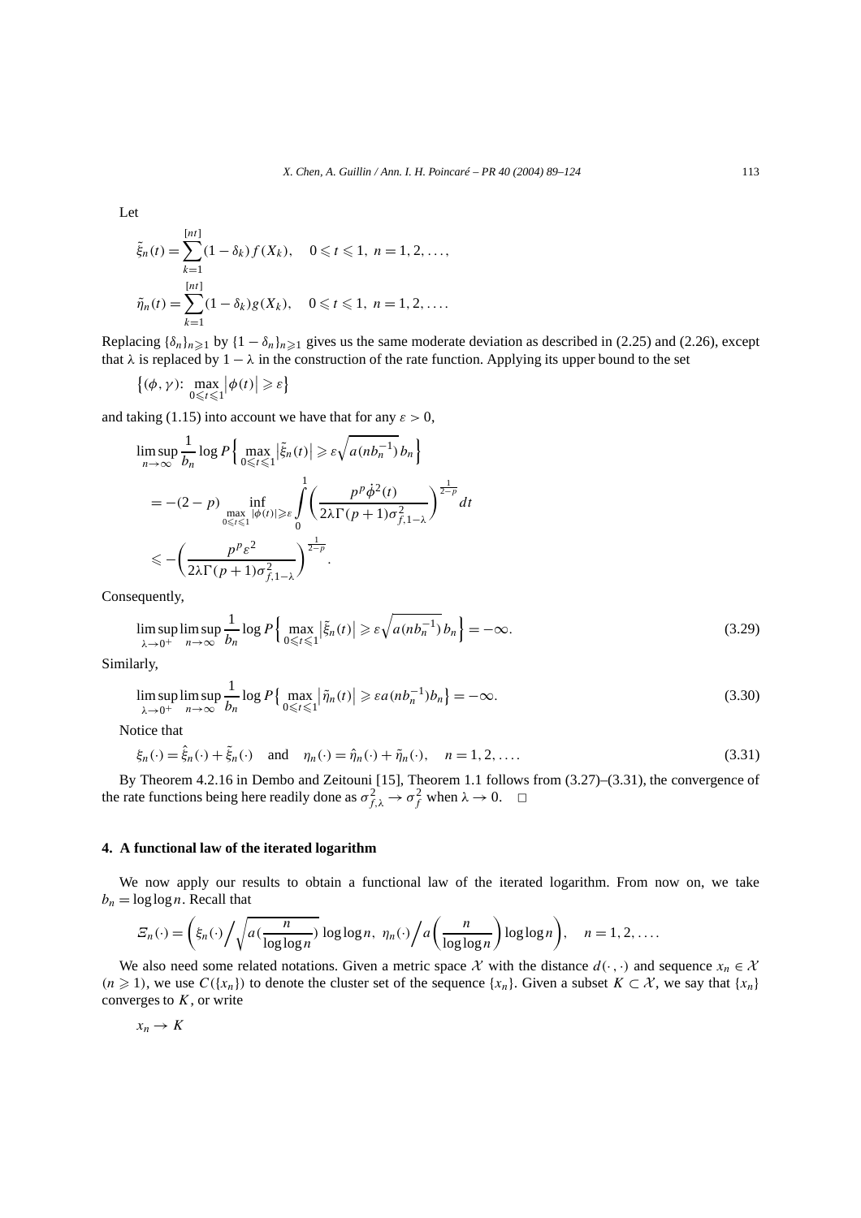Let

$$\tilde{\xi}_n(t) = \sum_{k=1}^{[nt]} (1-\delta_k) f(X_k), \quad 0 \leqslant t \leqslant 1, \ n = 1, 2, \ldots,$$

$$\tilde{\eta}_n(t) = \sum_{k=1}^{[nt]} (1-\delta_k) g(X_k), \quad 0 \leqslant t \leqslant 1, \ n = 1, 2, \ldots.$$

Replacing $\{\delta_n\}_{n\geqslant 1}$ by $\{1-\delta_n\}_{n\geqslant 1}$ gives us the same moderate deviation as described in (2.25) and (2.26), except that $\lambda$ is replaced by $1-\lambda$ in the construction of the rate function. Applying its upper bound to the set

$$\Big\{(\phi, \gamma): \max_{0\leqslant t\leqslant 1} \big|\phi(t)\big| \geqslant \varepsilon\Big\}$$

and taking (1.15) into account we have that for any $\varepsilon > 0$,

$$\begin{aligned}
&\limsup_{n\to\infty} \frac{1}{b_n} \log P\Big\{ \max_{0\leqslant t\leqslant 1} \big|\tilde{\xi}_n(t)\big| \geqslant \varepsilon \sqrt{a(nb_n^{-1})}\, b_n \Big\} \\
&= -(2-p) \inf_{\max_{0\leqslant t\leqslant 1} |\phi(t)|\geqslant \varepsilon} \int_0^1 \bigg( \frac{p^p \dot{\phi}^2(t)}{2\lambda \Gamma(p+1)\sigma_{f,1-\lambda}^2} \bigg)^{\frac{1}{2-p}} dt \\
&\leqslant -\bigg( \frac{p^p \varepsilon^2}{2\lambda \Gamma(p+1)\sigma_{f,1-\lambda}^2} \bigg)^{\frac{1}{2-p}}.
\end{aligned}$$

Consequently,

$$\limsup_{\lambda\to 0^+} \limsup_{n\to\infty} \frac{1}{b_n} \log P\Big\{ \max_{0\leqslant t\leqslant 1} \big|\tilde{\xi}_n(t)\big| \geqslant \varepsilon \sqrt{a(nb_n^{-1})}\, b_n \Big\} = -\infty. \tag{3.29}$$

Similarly,

$$\limsup_{\lambda\to 0^+} \limsup_{n\to\infty} \frac{1}{b_n} \log P\Big\{ \max_{0\leqslant t\leqslant 1} \big|\tilde{\eta}_n(t)\big| \geqslant \varepsilon a(nb_n^{-1}) b_n \Big\} = -\infty. \tag{3.30}$$

Notice that

$$\xi_n(\cdot) = \hat{\xi}_n(\cdot) + \tilde{\xi}_n(\cdot) \quad \text{and} \quad \eta_n(\cdot) = \hat{\eta}_n(\cdot) + \tilde{\eta}_n(\cdot), \quad n = 1, 2, \ldots. \tag{3.31}$$

By Theorem 4.2.16 in Dembo and Zeitouni [15], Theorem 1.1 follows from (3.27)–(3.31), the convergence of the rate functions being here readily done as $\sigma_{f,\lambda}^2 \to \sigma_f^2$ when $\lambda \to 0$. $\square$

## 4. A functional law of the iterated logarithm

We now apply our results to obtain a functional law of the iterated logarithm. From now on, we take $b_n = \log\log n$. Recall that

$$\Xi_n(\cdot) = \left( \xi_n(\cdot) \Big/ \sqrt{a\big(\tfrac{n}{\log\log n}\big)}\, \log\log n,\ \eta_n(\cdot) \Big/ a\left(\frac{n}{\log\log n}\right) \log\log n \right), \quad n = 1, 2, \ldots.$$

We also need some related notations. Given a metric space $\mathcal{X}$ with the distance $d(\cdot,\cdot)$ and sequence $x_n \in \mathcal{X}$ $(n \geqslant 1)$, we use $C(\{x_n\})$ to denote the cluster set of the sequence $\{x_n\}$. Given a subset $K \subset \mathcal{X}$, we say that $\{x_n\}$ converges to $K$, or write

$$x_n \to K$$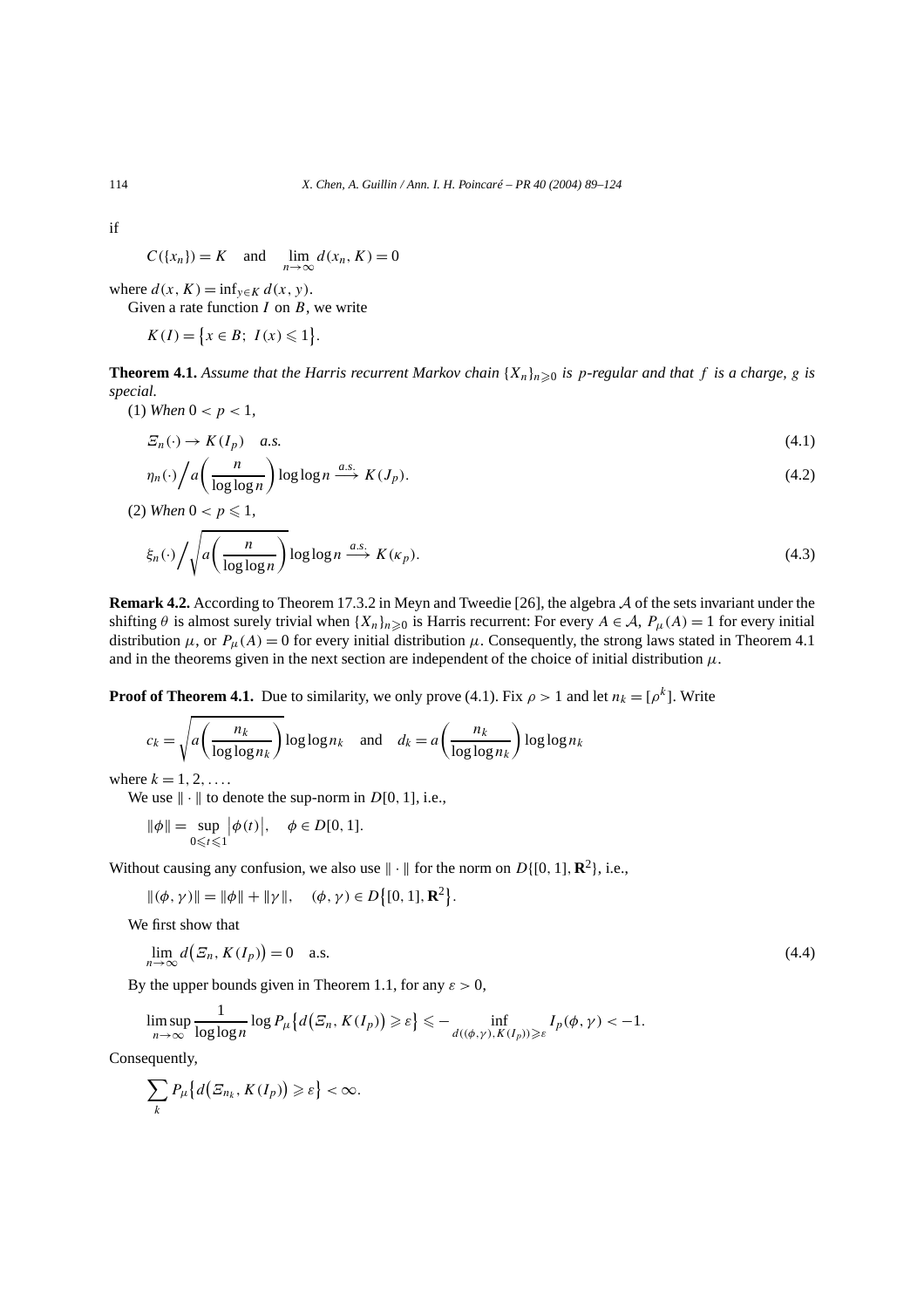if

$$C(\{x_n\}) = K \quad \text{and} \quad \lim_{n\to\infty} d(x_n, K) = 0$$

where $d(x, K) = \inf_{y\in K} d(x, y)$.

Given a rate function $I$ on $B$, we write

$$K(I) = \{x \in B;\ I(x) \leqslant 1\}.$$

**Theorem 4.1.** *Assume that the Harris recurrent Markov chain $\{X_n\}_{n\geqslant 0}$ is $p$-regular and that $f$ is a charge, $g$ is special.*

(1) *When $0 < p < 1$,*

$$\Xi_n(\cdot) \to K(I_p) \quad a.s. \tag{4.1}$$

$$\eta_n(\cdot) \Big/ a\left(\frac{n}{\log\log n}\right) \log\log n \xrightarrow{a.s.} K(J_p). \tag{4.2}$$

(2) *When $0 < p \leqslant 1$,*

$$\xi_n(\cdot) \Big/ \sqrt{a\left(\frac{n}{\log\log n}\right) \log\log n} \xrightarrow{a.s.} K(\kappa_p). \tag{4.3}$$

**Remark 4.2.** According to Theorem 17.3.2 in Meyn and Tweedie [26], the algebra $\mathcal{A}$ of the sets invariant under the shifting $\theta$ is almost surely trivial when $\{X_n\}_{n\geqslant 0}$ is Harris recurrent: For every $A \in \mathcal{A}$, $P_\mu(A) = 1$ for every initial distribution $\mu$, or $P_\mu(A) = 0$ for every initial distribution $\mu$. Consequently, the strong laws stated in Theorem 4.1 and in the theorems given in the next section are independent of the choice of initial distribution $\mu$.

**Proof of Theorem 4.1.** Due to similarity, we only prove (4.1). Fix $\rho > 1$ and let $n_k = [\rho^k]$. Write

$$c_k = \sqrt{a\left(\frac{n_k}{\log\log n_k}\right) \log\log n_k} \quad \text{and} \quad d_k = a\left(\frac{n_k}{\log\log n_k}\right) \log\log n_k$$

where $k = 1, 2, \ldots$.

We use $\|\cdot\|$ to denote the sup-norm in $D[0, 1]$, i.e.,

$$\|\phi\| = \sup_{0\leqslant t\leqslant 1} |\phi(t)|, \quad \phi \in D[0, 1].$$

Without causing any confusion, we also use $\|\cdot\|$ for the norm on $D\{[0, 1], \mathbf{R}^2\}$, i.e.,

$$\|(\phi, \gamma)\| = \|\phi\| + \|\gamma\|, \quad (\phi, \gamma) \in D\{[0, 1], \mathbf{R}^2\}.$$

We first show that

$$\lim_{n\to\infty} d(\Xi_n, K(I_p)) = 0 \quad \text{a.s.} \tag{4.4}$$

By the upper bounds given in Theorem 1.1, for any $\varepsilon > 0$,

$$\limsup_{n\to\infty} \frac{1}{\log\log n} \log P_\mu\{d(\Xi_n, K(I_p)) \geqslant \varepsilon\} \leqslant -\inf_{d((\phi,\gamma), K(I_p))\geqslant\varepsilon} I_p(\phi, \gamma) < -1.$$

Consequently,

$$\sum_k P_\mu\{d(\Xi_{n_k}, K(I_p)) \geqslant \varepsilon\} < \infty.$$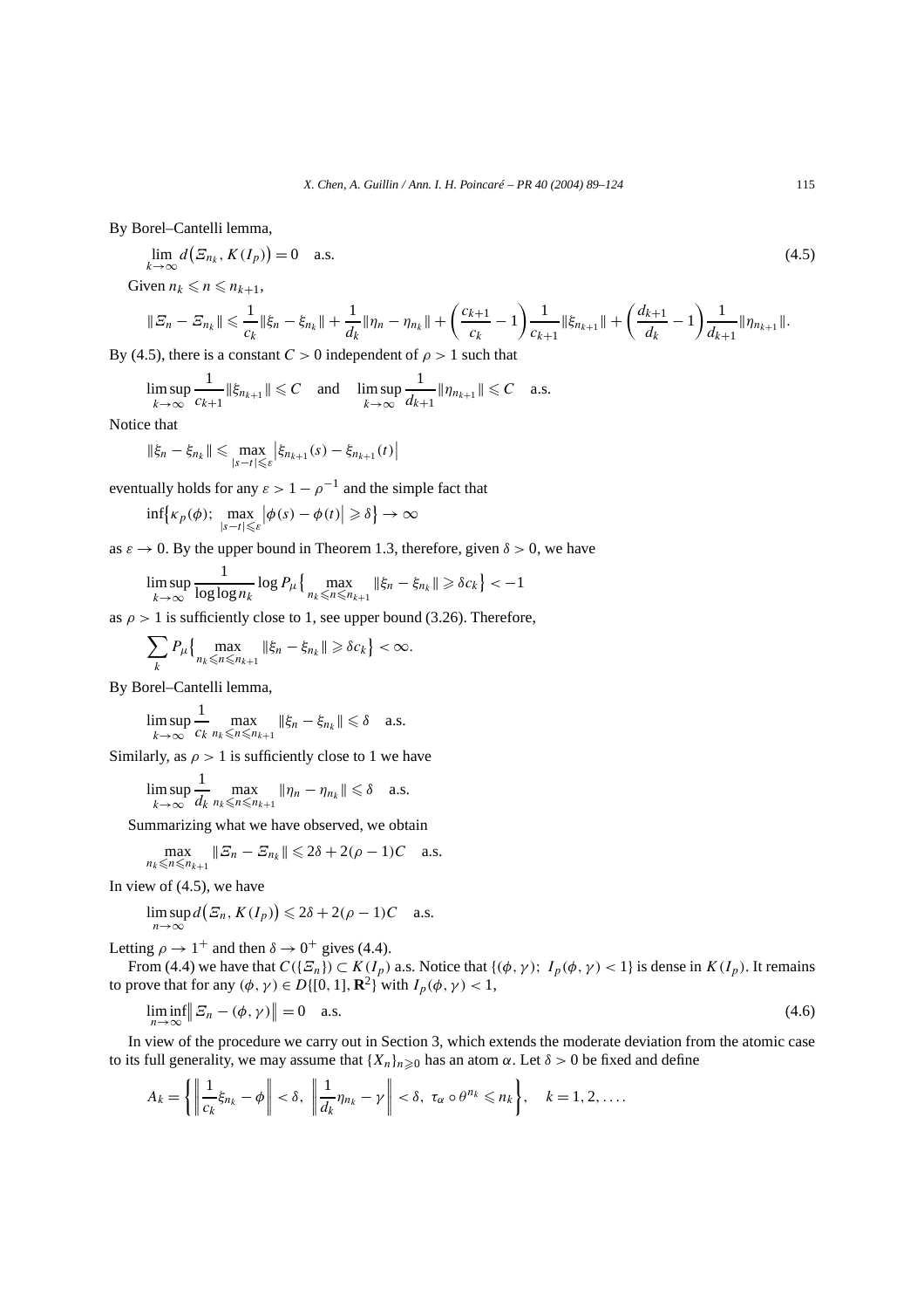By Borel–Cantelli lemma,

$$\lim_{k\to\infty} d\big(\varXi_{n_k}, K(I_p)\big) = 0 \quad \text{a.s.} \tag{4.5}$$

Given $n_k \leqslant n \leqslant n_{k+1}$,

$$\|\varXi_n - \varXi_{n_k}\| \leqslant \frac{1}{c_k}\|\xi_n - \xi_{n_k}\| + \frac{1}{d_k}\|\eta_n - \eta_{n_k}\| + \left(\frac{c_{k+1}}{c_k} - 1\right)\frac{1}{c_{k+1}}\|\xi_{n_{k+1}}\| + \left(\frac{d_{k+1}}{d_k} - 1\right)\frac{1}{d_{k+1}}\|\eta_{n_{k+1}}\|.$$

By (4.5), there is a constant $C > 0$ independent of $\rho > 1$ such that

$$\limsup_{k\to\infty} \frac{1}{c_{k+1}}\|\xi_{n_{k+1}}\| \leqslant C \quad \text{and} \quad \limsup_{k\to\infty} \frac{1}{d_{k+1}}\|\eta_{n_{k+1}}\| \leqslant C \quad \text{a.s.}$$

Notice that

$$\|\xi_n - \xi_{n_k}\| \leqslant \max_{|s-t|\leqslant\varepsilon} \big|\xi_{n_{k+1}}(s) - \xi_{n_{k+1}}(t)\big|$$

eventually holds for any $\varepsilon > 1 - \rho^{-1}$ and the simple fact that

$$\inf\Big\{\kappa_p(\phi);\ \max_{|s-t|\leqslant\varepsilon} \big|\phi(s) - \phi(t)\big| \geqslant \delta\Big\} \to \infty$$

as $\varepsilon \to 0$. By the upper bound in Theorem 1.3, therefore, given $\delta > 0$, we have

$$\limsup_{k\to\infty} \frac{1}{\log\log n_k} \log P_\mu\Big\{\max_{n_k\leqslant n\leqslant n_{k+1}} \|\xi_n - \xi_{n_k}\| \geqslant \delta c_k\Big\} < -1$$

as $\rho > 1$ is sufficiently close to 1, see upper bound (3.26). Therefore,

$$\sum_k P_\mu\Big\{\max_{n_k\leqslant n\leqslant n_{k+1}} \|\xi_n - \xi_{n_k}\| \geqslant \delta c_k\Big\} < \infty.$$

By Borel–Cantelli lemma,

$$\limsup_{k\to\infty} \frac{1}{c_k} \max_{n_k\leqslant n\leqslant n_{k+1}} \|\xi_n - \xi_{n_k}\| \leqslant \delta \quad \text{a.s.}$$

Similarly, as $\rho > 1$ is sufficiently close to 1 we have

$$\limsup_{k\to\infty} \frac{1}{d_k} \max_{n_k\leqslant n\leqslant n_{k+1}} \|\eta_n - \eta_{n_k}\| \leqslant \delta \quad \text{a.s.}$$

Summarizing what we have observed, we obtain

$$\max_{n_k\leqslant n\leqslant n_{k+1}} \|\varXi_n - \varXi_{n_k}\| \leqslant 2\delta + 2(\rho - 1)C \quad \text{a.s.}$$

In view of (4.5), we have

$$\limsup_{n\to\infty} d\big(\varXi_n, K(I_p)\big) \leqslant 2\delta + 2(\rho - 1)C \quad \text{a.s.}$$

Letting $\rho \to 1^+$ and then $\delta \to 0^+$ gives (4.4).

From (4.4) we have that $C(\{\varXi_n\}) \subset K(I_p)$ a.s. Notice that $\{(\phi, \gamma);\ I_p(\phi, \gamma) < 1\}$ is dense in $K(I_p)$. It remains to prove that for any $(\phi, \gamma) \in D\{[0, 1], \mathbf{R}^2\}$ with $I_p(\phi, \gamma) < 1$,

$$\liminf_{n\to\infty} \big\|\varXi_n - (\phi, \gamma)\big\| = 0 \quad \text{a.s.} \tag{4.6}$$

In view of the procedure we carry out in Section 3, which extends the moderate deviation from the atomic case to its full generality, we may assume that $\{X_n\}_{n\geqslant0}$ has an atom $\alpha$. Let $\delta > 0$ be fixed and define

$$A_k = \left\{\left\|\frac{1}{c_k}\xi_{n_k} - \phi\right\| < \delta,\ \left\|\frac{1}{d_k}\eta_{n_k} - \gamma\right\| < \delta,\ \tau_\alpha \circ \theta^{n_k} \leqslant n_k\right\}, \quad k = 1, 2, \ldots.$$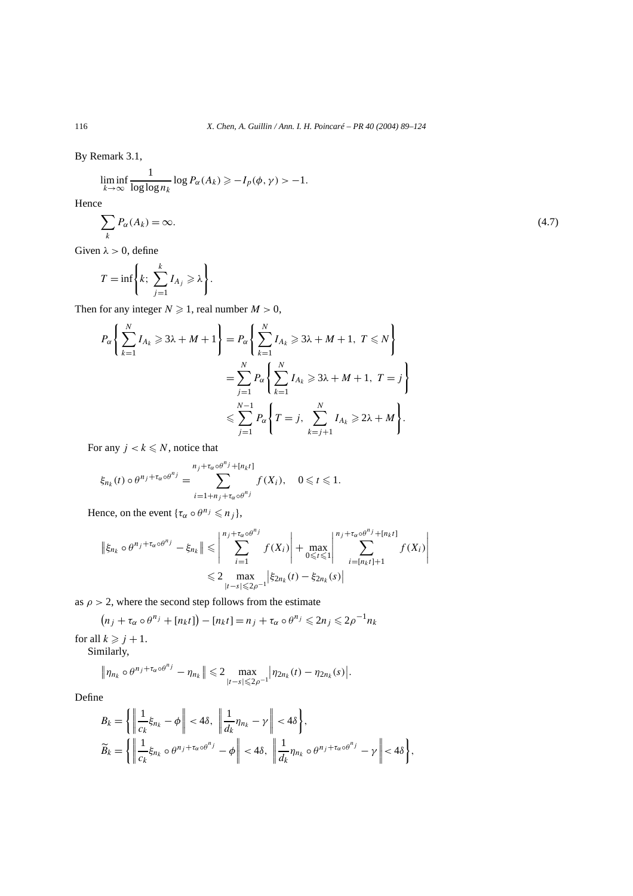By Remark 3.1,

$$\liminf_{k\to\infty} \frac{1}{\log\log n_k} \log P_\alpha(A_k) \geqslant -I_p(\phi,\gamma) > -1.$$

Hence

$$\sum_k P_\alpha(A_k) = \infty. \tag{4.7}$$

Given $\lambda > 0$, define

$$T = \inf\left\{k;\ \sum_{j=1}^{k} I_{A_j} \geqslant \lambda\right\}.$$

Then for any integer $N \geqslant 1$, real number $M > 0$,

$$\begin{aligned}
P_\alpha\left\{\sum_{k=1}^{N} I_{A_k} \geqslant 3\lambda + M + 1\right\} &= P_\alpha\left\{\sum_{k=1}^{N} I_{A_k} \geqslant 3\lambda + M + 1,\ T \leqslant N\right\} \\
&= \sum_{j=1}^{N} P_\alpha\left\{\sum_{k=1}^{N} I_{A_k} \geqslant 3\lambda + M + 1,\ T = j\right\} \\
&\leqslant \sum_{j=1}^{N-1} P_\alpha\left\{T = j,\ \sum_{k=j+1}^{N} I_{A_k} \geqslant 2\lambda + M\right\}.
\end{aligned}$$

For any $j < k \leqslant N$, notice that

$$\xi_{n_k}(t)\circ\theta^{n_j+\tau_\alpha\circ\theta^{n_j}} = \sum_{i=1+n_j+\tau_\alpha\circ\theta^{n_j}}^{n_j+\tau_\alpha\circ\theta^{n_j}+[n_k t]} f(X_i), \quad 0 \leqslant t \leqslant 1.$$

Hence, on the event $\{\tau_\alpha\circ\theta^{n_j} \leqslant n_j\}$,

$$\begin{aligned}
\left\|\xi_{n_k}\circ\theta^{n_j+\tau_\alpha\circ\theta^{n_j}} - \xi_{n_k}\right\| &\leqslant \left|\sum_{i=1}^{n_j+\tau_\alpha\circ\theta^{n_j}} f(X_i)\right| + \max_{0\leqslant t\leqslant 1}\left|\sum_{i=[n_k t]+1}^{n_j+\tau_\alpha\circ\theta^{n_j}+[n_k t]} f(X_i)\right| \\
&\leqslant 2\max_{|t-s|\leqslant 2\rho^{-1}}\left|\xi_{2n_k}(t) - \xi_{2n_k}(s)\right|
\end{aligned}$$

as $\rho > 2$, where the second step follows from the estimate

$$\left(n_j + \tau_\alpha\circ\theta^{n_j} + [n_k t]\right) - [n_k t] = n_j + \tau_\alpha\circ\theta^{n_j} \leqslant 2n_j \leqslant 2\rho^{-1} n_k$$

for all $k \geqslant j+1$.

Similarly,

$$\left\|\eta_{n_k}\circ\theta^{n_j+\tau_\alpha\circ\theta^{n_j}} - \eta_{n_k}\right\| \leqslant 2\max_{|t-s|\leqslant 2\rho^{-1}}\left|\eta_{2n_k}(t) - \eta_{2n_k}(s)\right|.$$

Define

$$\begin{aligned}
B_k &= \left\{\left\|\frac{1}{c_k}\xi_{n_k} - \phi\right\| < 4\delta,\ \left\|\frac{1}{d_k}\eta_{n_k} - \gamma\right\| < 4\delta\right\}, \\
\widetilde{B}_k &= \left\{\left\|\frac{1}{c_k}\xi_{n_k}\circ\theta^{n_j+\tau_\alpha\circ\theta^{n_j}} - \phi\right\| < 4\delta,\ \left\|\frac{1}{d_k}\eta_{n_k}\circ\theta^{n_j+\tau_\alpha\circ\theta^{n_j}} - \gamma\right\| < 4\delta\right\},
\end{aligned}$$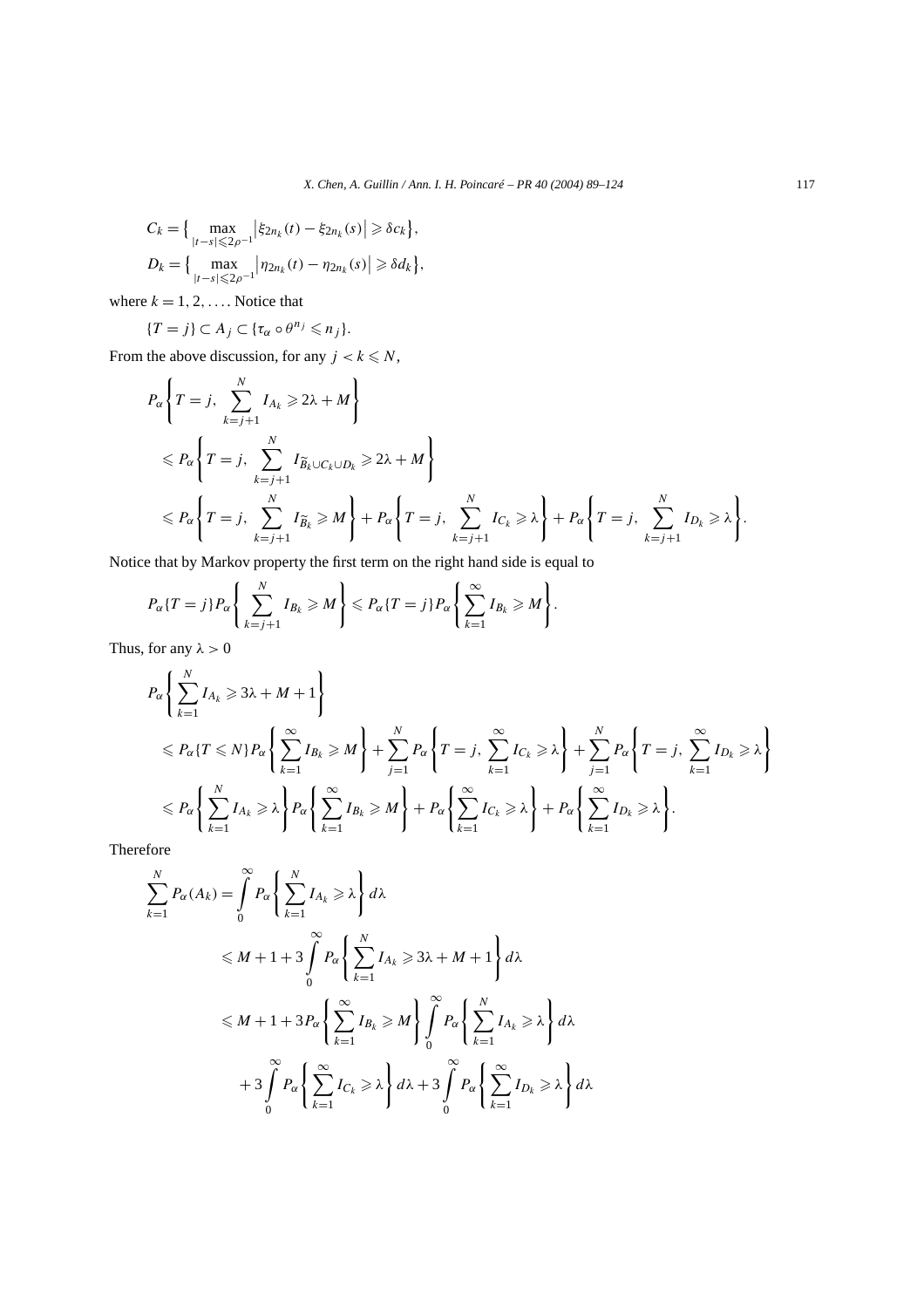$$C_k = \Big\{ \max_{|t-s|\leqslant 2\rho^{-1}} \big|\xi_{2n_k}(t) - \xi_{2n_k}(s)\big| \geqslant \delta c_k \Big\},$$

$$D_k = \Big\{ \max_{|t-s|\leqslant 2\rho^{-1}} \big|\eta_{2n_k}(t) - \eta_{2n_k}(s)\big| \geqslant \delta d_k \Big\},$$

where $k = 1, 2, \ldots$. Notice that

$$\{T = j\} \subset A_j \subset \{\tau_\alpha \circ \theta^{n_j} \leqslant n_j\}.$$

From the above discussion, for any $j < k \leqslant N$,

$$\begin{aligned}
&P_\alpha\left\{ T = j,\ \sum_{k=j+1}^{N} I_{A_k} \geqslant 2\lambda + M \right\} \\
&\leqslant P_\alpha\left\{ T = j,\ \sum_{k=j+1}^{N} I_{\widetilde{B}_k \cup C_k \cup D_k} \geqslant 2\lambda + M \right\} \\
&\leqslant P_\alpha\left\{ T = j,\ \sum_{k=j+1}^{N} I_{\widetilde{B}_k} \geqslant M \right\} + P_\alpha\left\{ T = j,\ \sum_{k=j+1}^{N} I_{C_k} \geqslant \lambda \right\} + P_\alpha\left\{ T = j,\ \sum_{k=j+1}^{N} I_{D_k} \geqslant \lambda \right\}.
\end{aligned}$$

Notice that by Markov property the first term on the right hand side is equal to

$$P_\alpha\{T = j\} P_\alpha\left\{ \sum_{k=j+1}^{N} I_{B_k} \geqslant M \right\} \leqslant P_\alpha\{T = j\} P_\alpha\left\{ \sum_{k=1}^{\infty} I_{B_k} \geqslant M \right\}.$$

Thus, for any $\lambda > 0$

$$\begin{aligned}
&P_\alpha\left\{ \sum_{k=1}^{N} I_{A_k} \geqslant 3\lambda + M + 1 \right\} \\
&\leqslant P_\alpha\{T \leqslant N\} P_\alpha\left\{ \sum_{k=1}^{\infty} I_{B_k} \geqslant M \right\} + \sum_{j=1}^{N} P_\alpha\left\{ T = j,\ \sum_{k=1}^{\infty} I_{C_k} \geqslant \lambda \right\} + \sum_{j=1}^{N} P_\alpha\left\{ T = j,\ \sum_{k=1}^{\infty} I_{D_k} \geqslant \lambda \right\} \\
&\leqslant P_\alpha\left\{ \sum_{k=1}^{N} I_{A_k} \geqslant \lambda \right\} P_\alpha\left\{ \sum_{k=1}^{\infty} I_{B_k} \geqslant M \right\} + P_\alpha\left\{ \sum_{k=1}^{\infty} I_{C_k} \geqslant \lambda \right\} + P_\alpha\left\{ \sum_{k=1}^{\infty} I_{D_k} \geqslant \lambda \right\}.
\end{aligned}$$

Therefore

$$\begin{aligned}
\sum_{k=1}^{N} P_\alpha(A_k) &= \int_0^\infty P_\alpha\left\{ \sum_{k=1}^{N} I_{A_k} \geqslant \lambda \right\} d\lambda \\
&\leqslant M + 1 + 3\int_0^\infty P_\alpha\left\{ \sum_{k=1}^{N} I_{A_k} \geqslant 3\lambda + M + 1 \right\} d\lambda \\
&\leqslant M + 1 + 3 P_\alpha\left\{ \sum_{k=1}^{\infty} I_{B_k} \geqslant M \right\} \int_0^\infty P_\alpha\left\{ \sum_{k=1}^{N} I_{A_k} \geqslant \lambda \right\} d\lambda \\
&\quad + 3\int_0^\infty P_\alpha\left\{ \sum_{k=1}^{\infty} I_{C_k} \geqslant \lambda \right\} d\lambda + 3\int_0^\infty P_\alpha\left\{ \sum_{k=1}^{\infty} I_{D_k} \geqslant \lambda \right\} d\lambda
\end{aligned}$$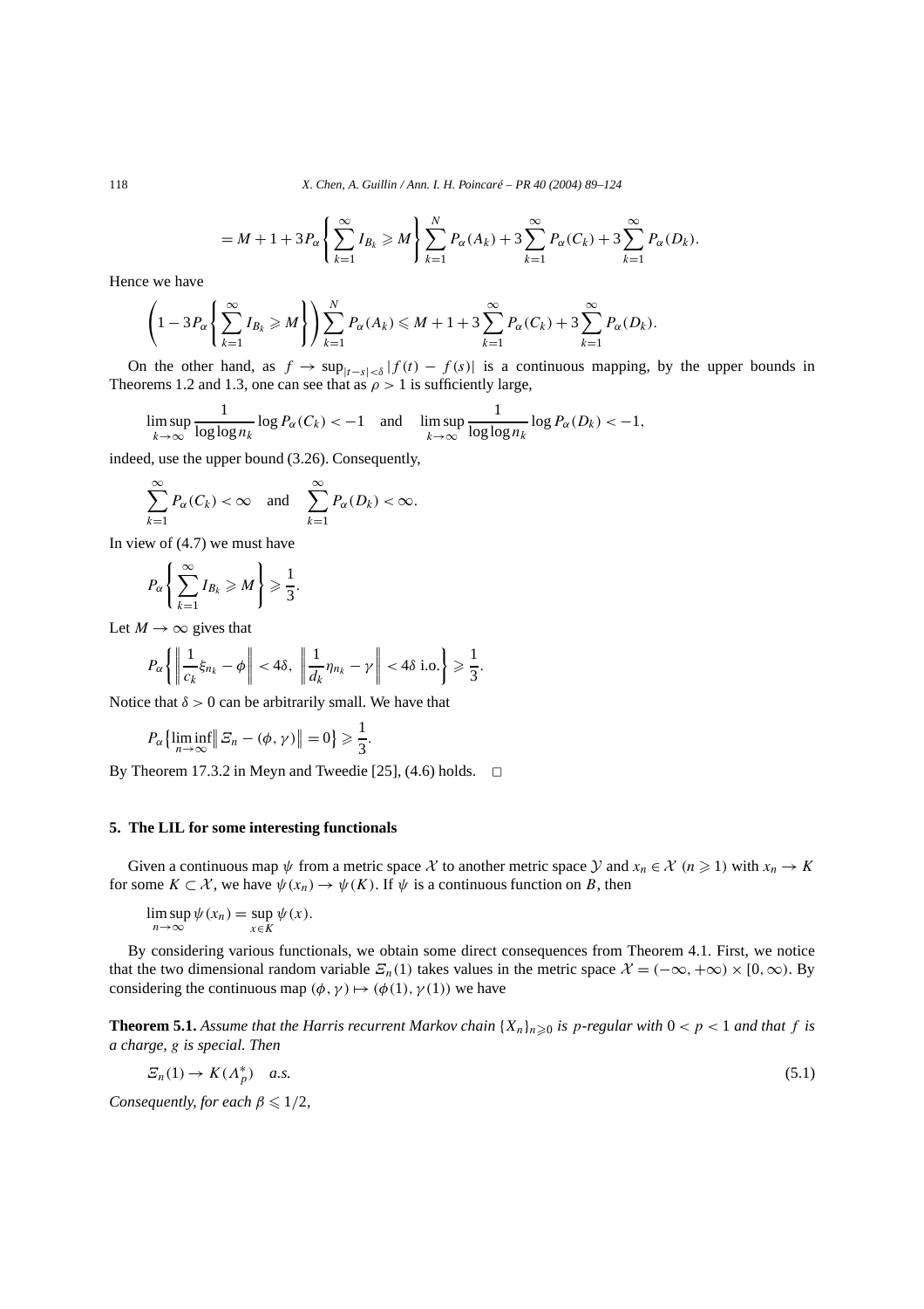$$= M + 1 + 3P_\alpha\left\{\sum_{k=1}^{\infty} I_{B_k} \geqslant M\right\}\sum_{k=1}^{N} P_\alpha(A_k) + 3\sum_{k=1}^{\infty} P_\alpha(C_k) + 3\sum_{k=1}^{\infty} P_\alpha(D_k).$$

Hence we have

$$\left(1 - 3P_\alpha\left\{\sum_{k=1}^{\infty} I_{B_k} \geqslant M\right\}\right)\sum_{k=1}^{N} P_\alpha(A_k) \leqslant M + 1 + 3\sum_{k=1}^{\infty} P_\alpha(C_k) + 3\sum_{k=1}^{\infty} P_\alpha(D_k).$$

On the other hand, as $f \to \sup_{|t-s|<\delta} |f(t) - f(s)|$ is a continuous mapping, by the upper bounds in Theorems 1.2 and 1.3, one can see that as $\rho > 1$ is sufficiently large,

$$\limsup_{k\to\infty} \frac{1}{\log\log n_k} \log P_\alpha(C_k) < -1 \quad \text{and} \quad \limsup_{k\to\infty} \frac{1}{\log\log n_k} \log P_\alpha(D_k) < -1,$$

indeed, use the upper bound (3.26). Consequently,

$$\sum_{k=1}^{\infty} P_\alpha(C_k) < \infty \quad \text{and} \quad \sum_{k=1}^{\infty} P_\alpha(D_k) < \infty.$$

In view of (4.7) we must have

$$P_\alpha\left\{\sum_{k=1}^{\infty} I_{B_k} \geqslant M\right\} \geqslant \frac{1}{3}.$$

Let $M \to \infty$ gives that

$$P_\alpha\left\{\left\|\frac{1}{c_k}\xi_{n_k} - \phi\right\| < 4\delta,\ \left\|\frac{1}{d_k}\eta_{n_k} - \gamma\right\| < 4\delta \text{ i.o.}\right\} \geqslant \frac{1}{3}.$$

Notice that $\delta > 0$ can be arbitrarily small. We have that

$$P_\alpha\left\{\liminf_{n\to\infty}\left\|\Xi_n - (\phi,\gamma)\right\| = 0\right\} \geqslant \frac{1}{3}.$$

By Theorem 17.3.2 in Meyn and Tweedie [25], (4.6) holds. $\square$

## 5. The LIL for some interesting functionals

Given a continuous map $\psi$ from a metric space $\mathcal{X}$ to another metric space $\mathcal{Y}$ and $x_n \in \mathcal{X}$ $(n \geqslant 1)$ with $x_n \to K$ for some $K \subset \mathcal{X}$, we have $\psi(x_n) \to \psi(K)$. If $\psi$ is a continuous function on $B$, then

$$\limsup_{n\to\infty} \psi(x_n) = \sup_{x\in K} \psi(x).$$

By considering various functionals, we obtain some direct consequences from Theorem 4.1. First, we notice that the two dimensional random variable $\Xi_n(1)$ takes values in the metric space $\mathcal{X} = (-\infty, +\infty) \times [0, \infty)$. By considering the continuous map $(\phi,\gamma) \mapsto (\phi(1), \gamma(1))$ we have

**Theorem 5.1.** *Assume that the Harris recurrent Markov chain $\{X_n\}_{n\geqslant 0}$ is $p$-regular with $0 < p < 1$ and that $f$ is a charge, $g$ is special. Then*

$$\Xi_n(1) \to K(\Lambda_p^*) \quad a.s. \tag{5.1}$$

*Consequently, for each $\beta \leqslant 1/2$,*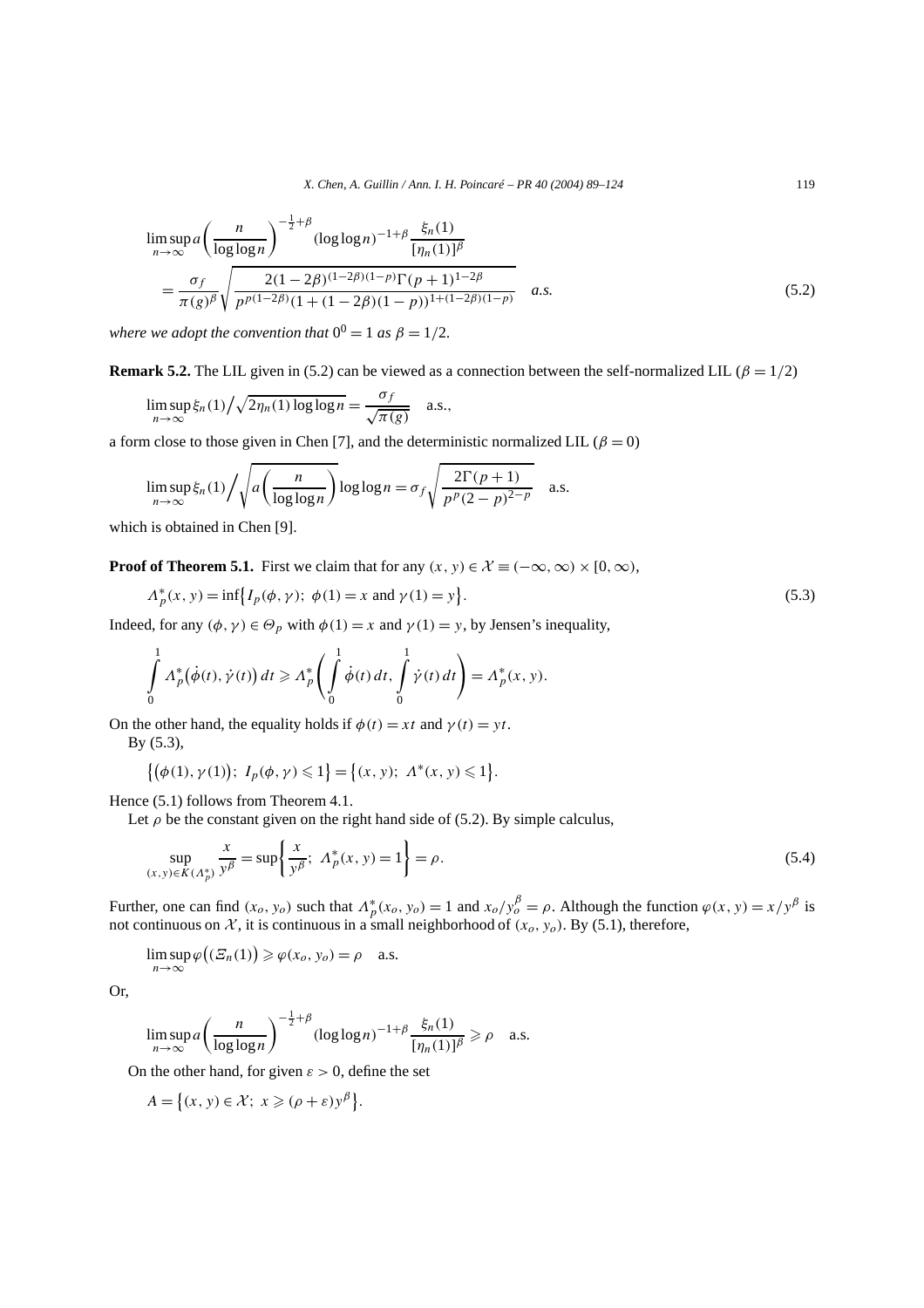$$\limsup_{n\to\infty} a\left(\frac{n}{\log\log n}\right)^{-\frac{1}{2}+\beta}(\log\log n)^{-1+\beta}\frac{\xi_n(1)}{[\eta_n(1)]^\beta}$$
$$=\frac{\sigma_f}{\pi(g)^\beta}\sqrt{\frac{2(1-2\beta)^{(1-2\beta)(1-p)}\Gamma(p+1)^{1-2\beta}}{p^{p(1-2\beta)}(1+(1-2\beta)(1-p))^{1+(1-2\beta)(1-p)}}}\quad a.s. \tag{5.2}$$

*where we adopt the convention that $0^0=1$ as $\beta=1/2$.*

**Remark 5.2.** The LIL given in (5.2) can be viewed as a connection between the self-normalized LIL ($\beta=1/2$)

$$\limsup_{n\to\infty}\xi_n(1)\Big/\sqrt{2\eta_n(1)\log\log n}=\frac{\sigma_f}{\sqrt{\pi(g)}}\quad \text{a.s.},$$

a form close to those given in Chen [7], and the deterministic normalized LIL ($\beta=0$)

$$\limsup_{n\to\infty}\xi_n(1)\Bigg/\sqrt{a\left(\frac{n}{\log\log n}\right)}\log\log n=\sigma_f\sqrt{\frac{2\Gamma(p+1)}{p^p(2-p)^{2-p}}}\quad \text{a.s.}$$

which is obtained in Chen [9].

**Proof of Theorem 5.1.** First we claim that for any $(x,y)\in\mathcal{X}\equiv(-\infty,\infty)\times[0,\infty)$,

$$\Lambda_p^*(x,y)=\inf\{I_p(\phi,\gamma);\ \phi(1)=x \text{ and } \gamma(1)=y\}. \tag{5.3}$$

Indeed, for any $(\phi,\gamma)\in\Theta_p$ with $\phi(1)=x$ and $\gamma(1)=y$, by Jensen's inequality,

$$\int_0^1\Lambda_p^*\big(\dot\phi(t),\dot\gamma(t)\big)\,dt\geqslant\Lambda_p^*\left(\int_0^1\dot\phi(t)\,dt,\int_0^1\dot\gamma(t)\,dt\right)=\Lambda_p^*(x,y).$$

On the other hand, the equality holds if $\phi(t)=xt$ and $\gamma(t)=yt$.

By (5.3),

$$\big\{\big(\phi(1),\gamma(1)\big);\ I_p(\phi,\gamma)\leqslant 1\big\}=\big\{(x,y);\ \Lambda^*(x,y)\leqslant 1\big\}.$$

Hence (5.1) follows from Theorem 4.1.

Let $\rho$ be the constant given on the right hand side of (5.2). By simple calculus,

$$\sup_{(x,y)\in K(\Lambda_p^*)}\frac{x}{y^\beta}=\sup\left\{\frac{x}{y^\beta};\ \Lambda_p^*(x,y)=1\right\}=\rho. \tag{5.4}$$

Further, one can find $(x_o,y_o)$ such that $\Lambda_p^*(x_o,y_o)=1$ and $x_o/y_o^\beta=\rho$. Although the function $\varphi(x,y)=x/y^\beta$ is not continuous on $\mathcal{X}$, it is continuous in a small neighborhood of $(x_o,y_o)$. By (5.1), therefore,

$$\limsup_{n\to\infty}\varphi\big((\Xi_n(1)\big)\geqslant\varphi(x_o,y_o)=\rho\quad \text{a.s.}$$

Or,

$$\limsup_{n\to\infty}a\left(\frac{n}{\log\log n}\right)^{-\frac{1}{2}+\beta}(\log\log n)^{-1+\beta}\frac{\xi_n(1)}{[\eta_n(1)]^\beta}\geqslant\rho\quad \text{a.s.}$$

On the other hand, for given $\varepsilon>0$, define the set

$$A=\big\{(x,y)\in\mathcal{X};\ x\geqslant(\rho+\varepsilon)y^\beta\big\}.$$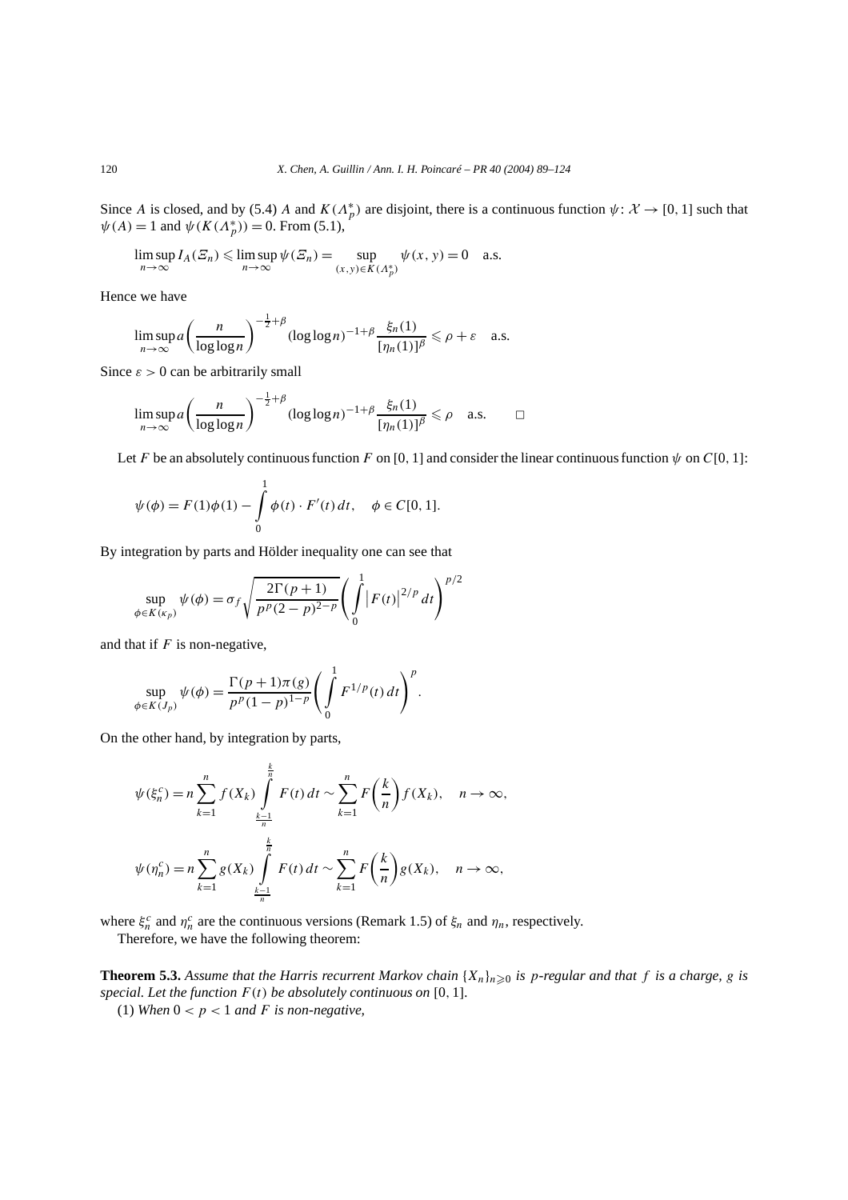Since $A$ is closed, and by (5.4) $A$ and $K(\Lambda_p^*)$ are disjoint, there is a continuous function $\psi: \mathcal{X} \to [0,1]$ such that $\psi(A) = 1$ and $\psi(K(\Lambda_p^*)) = 0$. From (5.1),

$$\limsup_{n\to\infty} I_A(\Xi_n) \leqslant \limsup_{n\to\infty} \psi(\Xi_n) = \sup_{(x,y)\in K(\Lambda_p^*)} \psi(x,y) = 0 \quad \text{a.s.}$$

Hence we have

$$\limsup_{n\to\infty} a\left(\frac{n}{\log\log n}\right)^{-\frac{1}{2}+\beta} (\log\log n)^{-1+\beta} \frac{\xi_n(1)}{[\eta_n(1)]^{\beta}} \leqslant \rho + \varepsilon \quad \text{a.s.}$$

Since $\varepsilon > 0$ can be arbitrarily small

$$\limsup_{n\to\infty} a\left(\frac{n}{\log\log n}\right)^{-\frac{1}{2}+\beta} (\log\log n)^{-1+\beta} \frac{\xi_n(1)}{[\eta_n(1)]^{\beta}} \leqslant \rho \quad \text{a.s.} \qquad \square$$

Let $F$ be an absolutely continuous function $F$ on $[0,1]$ and consider the linear continuous function $\psi$ on $C[0,1]$:

$$\psi(\phi) = F(1)\phi(1) - \int_0^1 \phi(t)\cdot F'(t)\,dt, \quad \phi \in C[0,1].$$

By integration by parts and Hölder inequality one can see that

$$\sup_{\phi\in K(\kappa_p)} \psi(\phi) = \sigma_f \sqrt{\frac{2\Gamma(p+1)}{p^p(2-p)^{2-p}}} \left(\int_0^1 \left|F(t)\right|^{2/p} dt\right)^{p/2}$$

and that if $F$ is non-negative,

$$\sup_{\phi\in K(J_p)} \psi(\phi) = \frac{\Gamma(p+1)\pi(g)}{p^p(1-p)^{1-p}} \left(\int_0^1 F^{1/p}(t)\,dt\right)^p.$$

On the other hand, by integration by parts,

$$\psi(\xi_n^c) = n\sum_{k=1}^n f(X_k) \int_{\frac{k-1}{n}}^{\frac{k}{n}} F(t)\,dt \sim \sum_{k=1}^n F\left(\frac{k}{n}\right) f(X_k), \quad n\to\infty,$$

$$\psi(\eta_n^c) = n\sum_{k=1}^n g(X_k) \int_{\frac{k-1}{n}}^{\frac{k}{n}} F(t)\,dt \sim \sum_{k=1}^n F\left(\frac{k}{n}\right) g(X_k), \quad n\to\infty,$$

where $\xi_n^c$ and $\eta_n^c$ are the continuous versions (Remark 1.5) of $\xi_n$ and $\eta_n$, respectively.

Therefore, we have the following theorem:

**Theorem 5.3.** *Assume that the Harris recurrent Markov chain $\{X_n\}_{n\geqslant 0}$ is $p$-regular and that $f$ is a charge, $g$ is special. Let the function $F(t)$ be absolutely continuous on $[0,1]$.*

(1) *When $0 < p < 1$ and $F$ is non-negative,*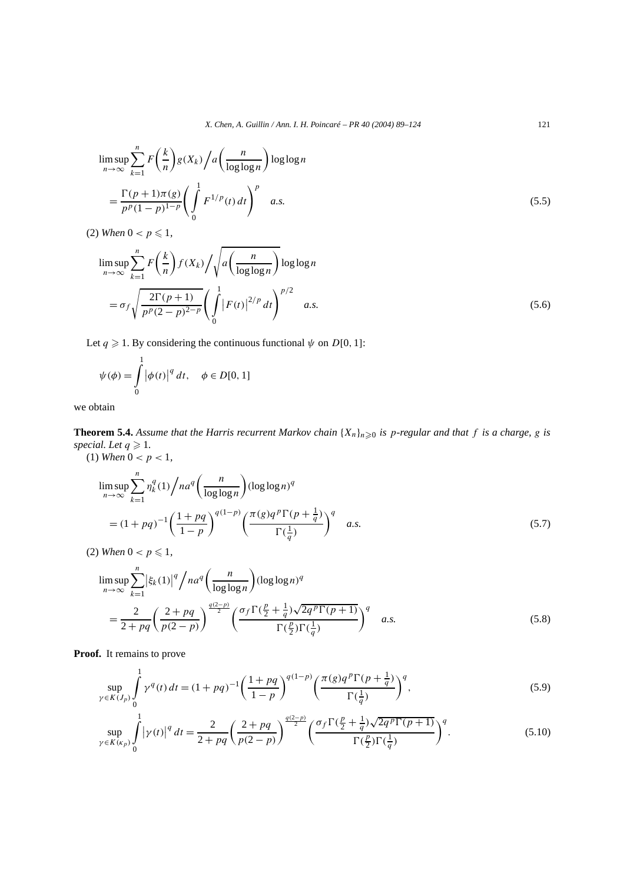$$\limsup_{n\to\infty} \sum_{k=1}^{n} F\left(\frac{k}{n}\right) g(X_k) \Big/ a\left(\frac{n}{\log\log n}\right) \log\log n$$
$$= \frac{\Gamma(p+1)\pi(g)}{p^p(1-p)^{1-p}} \left(\int_0^1 F^{1/p}(t)\,dt\right)^p \quad a.s. \tag{5.5}$$

(2) *When* $0 < p \leqslant 1$,

$$\limsup_{n\to\infty} \sum_{k=1}^{n} F\left(\frac{k}{n}\right) f(X_k) \Big/ \sqrt{a\left(\frac{n}{\log\log n}\right)} \log\log n$$
$$= \sigma_f \sqrt{\frac{2\Gamma(p+1)}{p^p(2-p)^{2-p}}} \left(\int_0^1 \left|F(t)\right|^{2/p} dt\right)^{p/2} \quad a.s. \tag{5.6}$$

Let $q \geqslant 1$. By considering the continuous functional $\psi$ on $D[0,1]$:

$$\psi(\phi) = \int_0^1 \left|\phi(t)\right|^q dt, \quad \phi \in D[0,1]$$

we obtain

**Theorem 5.4.** *Assume that the Harris recurrent Markov chain* $\{X_n\}_{n\geqslant 0}$ *is* $p$*-regular and that* $f$ *is a charge,* $g$ *is special. Let* $q \geqslant 1$.

(1) *When* $0 < p < 1$,

$$\limsup_{n\to\infty} \sum_{k=1}^{n} \eta_k^q(1) \Big/ n a^q\left(\frac{n}{\log\log n}\right) (\log\log n)^q$$
$$= (1+pq)^{-1} \left(\frac{1+pq}{1-p}\right)^{q(1-p)} \left(\frac{\pi(g) q^p \Gamma(p+\frac{1}{q})}{\Gamma(\frac{1}{q})}\right)^q \quad a.s. \tag{5.7}$$

(2) *When* $0 < p \leqslant 1$,

$$\limsup_{n\to\infty} \sum_{k=1}^{n} \left|\xi_k(1)\right|^q \Big/ n a^q\left(\frac{n}{\log\log n}\right) (\log\log n)^q$$
$$= \frac{2}{2+pq} \left(\frac{2+pq}{p(2-p)}\right)^{\frac{q(2-p)}{2}} \left(\frac{\sigma_f \Gamma(\frac{p}{2}+\frac{1}{q})\sqrt{2q^p\Gamma(p+1)}}{\Gamma(\frac{p}{2})\Gamma(\frac{1}{q})}\right)^q \quad a.s. \tag{5.8}$$

**Proof.** It remains to prove

$$\sup_{\gamma \in K(J_p)} \int_0^1 \gamma^q(t)\,dt = (1+pq)^{-1} \left(\frac{1+pq}{1-p}\right)^{q(1-p)} \left(\frac{\pi(g) q^p \Gamma(p+\frac{1}{q})}{\Gamma(\frac{1}{q})}\right)^q, \tag{5.9}$$

$$\sup_{\gamma \in K(\kappa_p)} \int_0^1 \left|\gamma(t)\right|^q dt = \frac{2}{2+pq} \left(\frac{2+pq}{p(2-p)}\right)^{\frac{q(2-p)}{2}} \left(\frac{\sigma_f \Gamma(\frac{p}{2}+\frac{1}{q})\sqrt{2q^p\Gamma(p+1)}}{\Gamma(\frac{p}{2})\Gamma(\frac{1}{q})}\right)^q. \tag{5.10}$$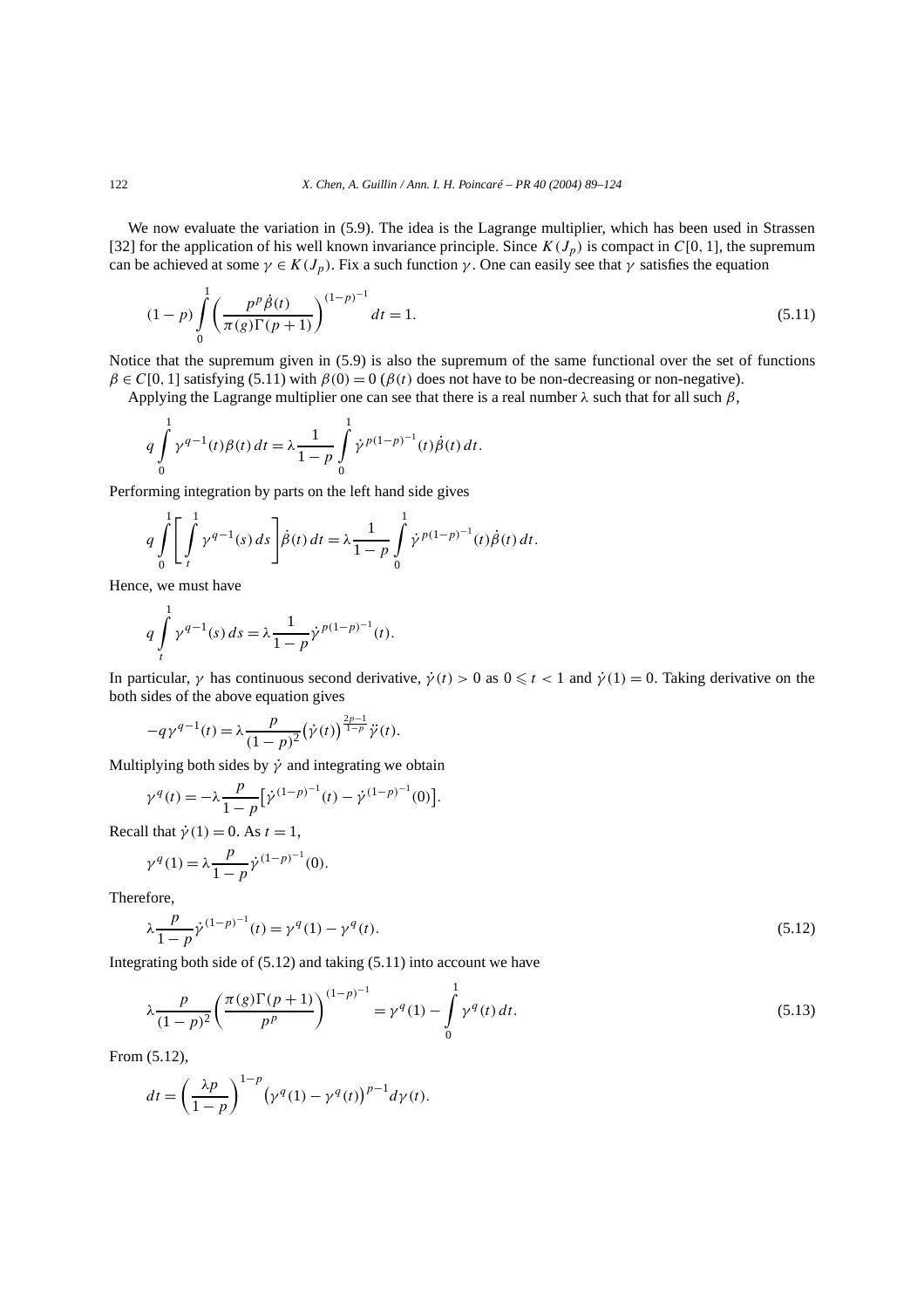We now evaluate the variation in (5.9). The idea is the Lagrange multiplier, which has been used in Strassen [32] for the application of his well known invariance principle. Since $K(J_p)$ is compact in $C[0,1]$, the supremum can be achieved at some $\gamma \in K(J_p)$. Fix a such function $\gamma$. One can easily see that $\gamma$ satisfies the equation

$$(1-p)\int_0^1 \left(\frac{p^p\dot{\beta}(t)}{\pi(g)\Gamma(p+1)}\right)^{(1-p)^{-1}} dt = 1. \tag{5.11}$$

Notice that the supremum given in (5.9) is also the supremum of the same functional over the set of functions $\beta \in C[0,1]$ satisfying (5.11) with $\beta(0)=0$ ($\beta(t)$ does not have to be non-decreasing or non-negative).

Applying the Lagrange multiplier one can see that there is a real number $\lambda$ such that for all such $\beta$,

$$q\int_0^1 \gamma^{q-1}(t)\beta(t)\,dt = \lambda\frac{1}{1-p}\int_0^1 \dot{\gamma}^{p(1-p)^{-1}}(t)\dot{\beta}(t)\,dt.$$

Performing integration by parts on the left hand side gives

$$q\int_0^1\left[\int_t^1 \gamma^{q-1}(s)\,ds\right]\dot{\beta}(t)\,dt = \lambda\frac{1}{1-p}\int_0^1 \dot{\gamma}^{p(1-p)^{-1}}(t)\dot{\beta}(t)\,dt.$$

Hence, we must have

$$q\int_t^1 \gamma^{q-1}(s)\,ds = \lambda\frac{1}{1-p}\dot{\gamma}^{p(1-p)^{-1}}(t).$$

In particular, $\gamma$ has continuous second derivative, $\dot{\gamma}(t) > 0$ as $0 \leqslant t < 1$ and $\dot{\gamma}(1) = 0$. Taking derivative on the both sides of the above equation gives

$$-q\gamma^{q-1}(t) = \lambda\frac{p}{(1-p)^2}\big(\dot{\gamma}(t)\big)^{\frac{2p-1}{1-p}}\ddot{\gamma}(t).$$

Multiplying both sides by $\dot{\gamma}$ and integrating we obtain

$$\gamma^q(t) = -\lambda\frac{p}{1-p}\big[\dot{\gamma}^{(1-p)^{-1}}(t) - \dot{\gamma}^{(1-p)^{-1}}(0)\big].$$

Recall that $\dot{\gamma}(1) = 0$. As $t=1$,

$$\gamma^q(1) = \lambda\frac{p}{1-p}\dot{\gamma}^{(1-p)^{-1}}(0).$$

Therefore,

$$\lambda\frac{p}{1-p}\dot{\gamma}^{(1-p)^{-1}}(t) = \gamma^q(1) - \gamma^q(t). \tag{5.12}$$

Integrating both side of (5.12) and taking (5.11) into account we have

$$\lambda\frac{p}{(1-p)^2}\left(\frac{\pi(g)\Gamma(p+1)}{p^p}\right)^{(1-p)^{-1}} = \gamma^q(1) - \int_0^1 \gamma^q(t)\,dt. \tag{5.13}$$

From (5.12),

$$dt = \left(\frac{\lambda p}{1-p}\right)^{1-p}\big(\gamma^q(1) - \gamma^q(t)\big)^{p-1}d\gamma(t).$$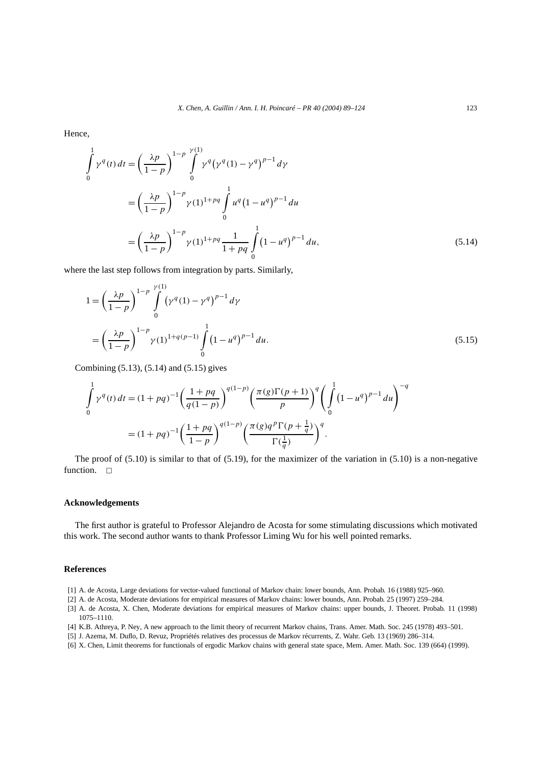Hence,

$$
\begin{aligned}
\int_0^1 \gamma^q(t)\,dt &= \left(\frac{\lambda p}{1-p}\right)^{1-p} \int_0^{\gamma(1)} \gamma^q \big(\gamma^q(1) - \gamma^q\big)^{p-1} d\gamma \\
&= \left(\frac{\lambda p}{1-p}\right)^{1-p} \gamma(1)^{1+pq} \int_0^1 u^q \big(1 - u^q\big)^{p-1} du \\
&= \left(\frac{\lambda p}{1-p}\right)^{1-p} \gamma(1)^{1+pq} \frac{1}{1+pq} \int_0^1 \big(1 - u^q\big)^{p-1} du,
\end{aligned}
\tag{5.14}
$$

where the last step follows from integration by parts. Similarly,

$$
\begin{aligned}
1 &= \left(\frac{\lambda p}{1-p}\right)^{1-p} \int_0^{\gamma(1)} \big(\gamma^q(1) - \gamma^q\big)^{p-1} d\gamma \\
&= \left(\frac{\lambda p}{1-p}\right)^{1-p} \gamma(1)^{1+q(p-1)} \int_0^1 \big(1 - u^q\big)^{p-1} du.
\end{aligned}
\tag{5.15}
$$

Combining (5.13), (5.14) and (5.15) gives

$$
\begin{aligned}
\int_0^1 \gamma^q(t)\,dt &= (1+pq)^{-1} \left(\frac{1+pq}{q(1-p)}\right)^{q(1-p)} \left(\frac{\pi(g)\Gamma(p+1)}{p}\right)^q \left(\int_0^1 \big(1-u^q\big)^{p-1} du\right)^{-q} \\
&= (1+pq)^{-1} \left(\frac{1+pq}{1-p}\right)^{q(1-p)} \left(\frac{\pi(g) q^p \Gamma(p+\frac{1}{q})}{\Gamma(\frac{1}{q})}\right)^q.
\end{aligned}
$$

The proof of (5.10) is similar to that of (5.19), for the maximizer of the variation in (5.10) is a non-negative function. □

## Acknowledgements

The first author is grateful to Professor Alejandro de Acosta for some stimulating discussions which motivated this work. The second author wants to thank Professor Liming Wu for his well pointed remarks.

## References

[1] A. de Acosta, Large deviations for vector-valued functional of Markov chain: lower bounds, Ann. Probab. 16 (1988) 925–960.

[2] A. de Acosta, Moderate deviations for empirical measures of Markov chains: lower bounds, Ann. Probab. 25 (1997) 259–284.

[3] A. de Acosta, X. Chen, Moderate deviations for empirical measures of Markov chains: upper bounds, J. Theoret. Probab. 11 (1998) 1075–1110.

[4] K.B. Athreya, P. Ney, A new approach to the limit theory of recurrent Markov chains, Trans. Amer. Math. Soc. 245 (1978) 493–501.

[5] J. Azema, M. Duflo, D. Revuz, Propriétés relatives des processus de Markov récurrents, Z. Wahr. Geb. 13 (1969) 286–314.

[6] X. Chen, Limit theorems for functionals of ergodic Markov chains with general state space, Mem. Amer. Math. Soc. 139 (664) (1999).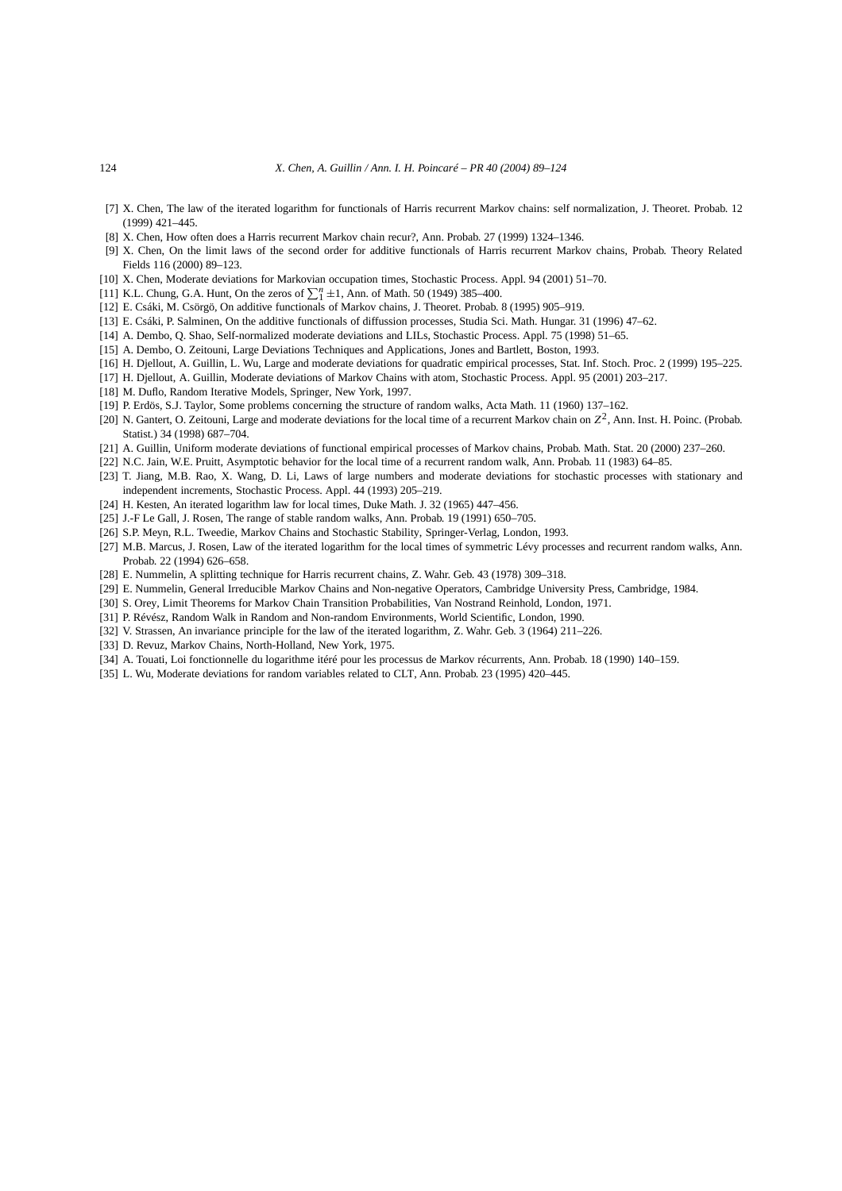[7] X. Chen, The law of the iterated logarithm for functionals of Harris recurrent Markov chains: self normalization, J. Theoret. Probab. 12 (1999) 421–445.

[8] X. Chen, How often does a Harris recurrent Markov chain recur?, Ann. Probab. 27 (1999) 1324–1346.

[9] X. Chen, On the limit laws of the second order for additive functionals of Harris recurrent Markov chains, Probab. Theory Related Fields 116 (2000) 89–123.

[10] X. Chen, Moderate deviations for Markovian occupation times, Stochastic Process. Appl. 94 (2001) 51–70.

[11] K.L. Chung, G.A. Hunt, On the zeros of $\sum_1^n \pm 1$, Ann. of Math. 50 (1949) 385–400.

[12] E. Csáki, M. Csörgö, On additive functionals of Markov chains, J. Theoret. Probab. 8 (1995) 905–919.

[13] E. Csáki, P. Salminen, On the additive functionals of diffussion processes, Studia Sci. Math. Hungar. 31 (1996) 47–62.

[14] A. Dembo, Q. Shao, Self-normalized moderate deviations and LILs, Stochastic Process. Appl. 75 (1998) 51–65.

[15] A. Dembo, O. Zeitouni, Large Deviations Techniques and Applications, Jones and Bartlett, Boston, 1993.

[16] H. Djellout, A. Guillin, L. Wu, Large and moderate deviations for quadratic empirical processes, Stat. Inf. Stoch. Proc. 2 (1999) 195–225.

[17] H. Djellout, A. Guillin, Moderate deviations of Markov Chains with atom, Stochastic Process. Appl. 95 (2001) 203–217.

[18] M. Duflo, Random Iterative Models, Springer, New York, 1997.

[19] P. Erdös, S.J. Taylor, Some problems concerning the structure of random walks, Acta Math. 11 (1960) 137–162.

[20] N. Gantert, O. Zeitouni, Large and moderate deviations for the local time of a recurrent Markov chain on $Z^2$, Ann. Inst. H. Poinc. (Probab. Statist.) 34 (1998) 687–704.

[21] A. Guillin, Uniform moderate deviations of functional empirical processes of Markov chains, Probab. Math. Stat. 20 (2000) 237–260.

[22] N.C. Jain, W.E. Pruitt, Asymptotic behavior for the local time of a recurrent random walk, Ann. Probab. 11 (1983) 64–85.

[23] T. Jiang, M.B. Rao, X. Wang, D. Li, Laws of large numbers and moderate deviations for stochastic processes with stationary and independent increments, Stochastic Process. Appl. 44 (1993) 205–219.

[24] H. Kesten, An iterated logarithm law for local times, Duke Math. J. 32 (1965) 447–456.

[25] J.-F Le Gall, J. Rosen, The range of stable random walks, Ann. Probab. 19 (1991) 650–705.

[26] S.P. Meyn, R.L. Tweedie, Markov Chains and Stochastic Stability, Springer-Verlag, London, 1993.

[27] M.B. Marcus, J. Rosen, Law of the iterated logarithm for the local times of symmetric Lévy processes and recurrent random walks, Ann. Probab. 22 (1994) 626–658.

[28] E. Nummelin, A splitting technique for Harris recurrent chains, Z. Wahr. Geb. 43 (1978) 309–318.

[29] E. Nummelin, General Irreducible Markov Chains and Non-negative Operators, Cambridge University Press, Cambridge, 1984.

[30] S. Orey, Limit Theorems for Markov Chain Transition Probabilities, Van Nostrand Reinhold, London, 1971.

[31] P. Révész, Random Walk in Random and Non-random Environments, World Scientific, London, 1990.

[32] V. Strassen, An invariance principle for the law of the iterated logarithm, Z. Wahr. Geb. 3 (1964) 211–226.

[33] D. Revuz, Markov Chains, North-Holland, New York, 1975.

[34] A. Touati, Loi fonctionnelle du logarithme itéré pour les processus de Markov récurrents, Ann. Probab. 18 (1990) 140–159.

[35] L. Wu, Moderate deviations for random variables related to CLT, Ann. Probab. 23 (1995) 420–445.